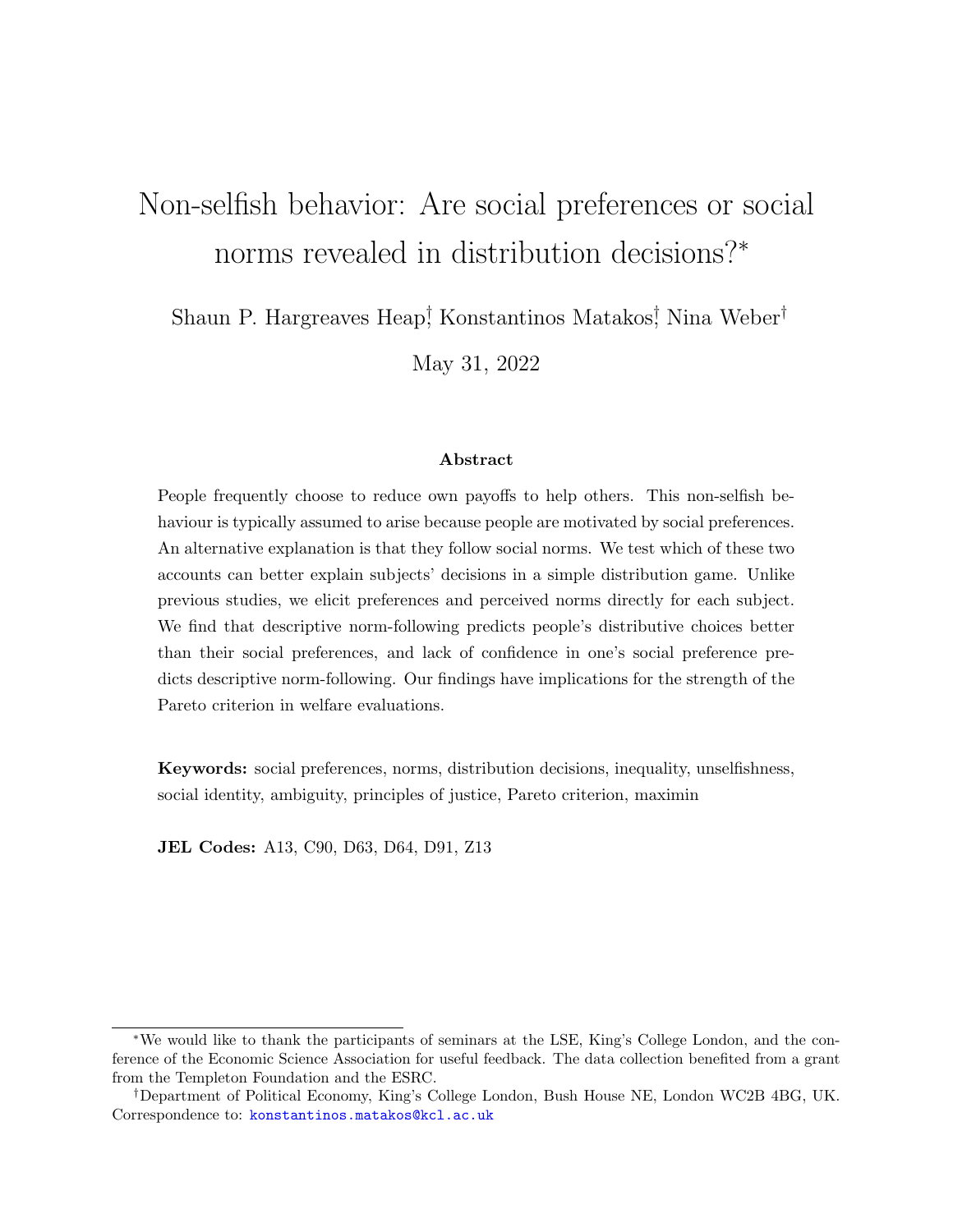# Non-selfish behavior: Are social preferences or social norms revealed in distribution decisions?*

Shaun P. Hargreaves Heap[†], Konstantinos Matakos[†], Nina Weber[†]

May 31, 2022

### Abstract

People frequently choose to reduce own payoffs to help others. This non-selfish behaviour is typically assumed to arise because people are motivated by social preferences. An alternative explanation is that they follow social norms. We test which of these two accounts can better explain subjects' decisions in a simple distribution game. Unlike previous studies, we elicit preferences and perceived norms directly for each subject. We find that descriptive norm-following predicts people's distributive choices better than their social preferences, and lack of confidence in one's social preference predicts descriptive norm-following. Our findings have implications for the strength of the Pareto criterion in welfare evaluations.

**Keywords:** social preferences, norms, distribution decisions, inequality, unselfishness, social identity, ambiguity, principles of justice, Pareto criterion, maximin

**JEL Codes:** A13, C90, D63, D64, D91, Z13

---

*We would like to thank the participants of seminars at the LSE, King's College London, and the conference of the Economic Science Association for useful feedback. The data collection benefited from a grant from the Templeton Foundation and the ESRC.

[†]Department of Political Economy, King's College London, Bush House NE, London WC2B 4BG, UK. Correspondence to: konstantinos.matakos@kcl.ac.uk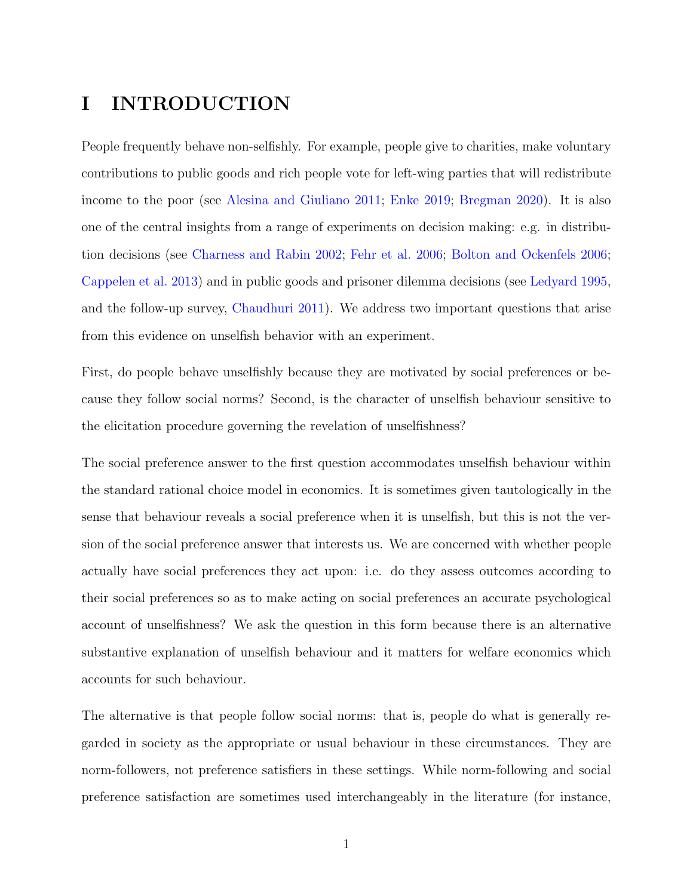# I INTRODUCTION

People frequently behave non-selfishly. For example, people give to charities, make voluntary contributions to public goods and rich people vote for left-wing parties that will redistribute income to the poor (see Alesina and Giuliano 2011; Enke 2019; Bregman 2020). It is also one of the central insights from a range of experiments on decision making: e.g. in distribution decisions (see Charness and Rabin 2002; Fehr et al. 2006; Bolton and Ockenfels 2006; Cappelen et al. 2013) and in public goods and prisoner dilemma decisions (see Ledyard 1995, and the follow-up survey, Chaudhuri 2011). We address two important questions that arise from this evidence on unselfish behavior with an experiment.

First, do people behave unselfishly because they are motivated by social preferences or because they follow social norms? Second, is the character of unselfish behaviour sensitive to the elicitation procedure governing the revelation of unselfishness?

The social preference answer to the first question accommodates unselfish behaviour within the standard rational choice model in economics. It is sometimes given tautologically in the sense that behaviour reveals a social preference when it is unselfish, but this is not the version of the social preference answer that interests us. We are concerned with whether people actually have social preferences they act upon: i.e. do they assess outcomes according to their social preferences so as to make acting on social preferences an accurate psychological account of unselfishness? We ask the question in this form because there is an alternative substantive explanation of unselfish behaviour and it matters for welfare economics which accounts for such behaviour.

The alternative is that people follow social norms: that is, people do what is generally regarded in society as the appropriate or usual behaviour in these circumstances. They are norm-followers, not preference satisfiers in these settings. While norm-following and social preference satisfaction are sometimes used interchangeably in the literature (for instance,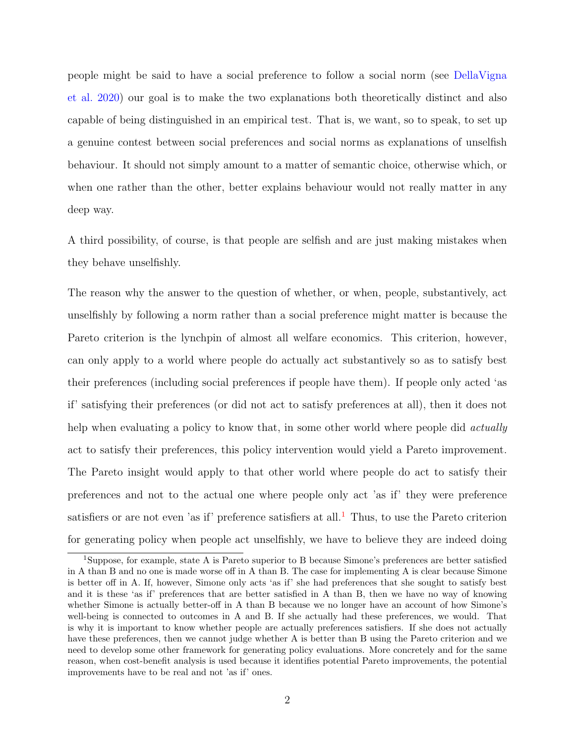people might be said to have a social preference to follow a social norm (see DellaVigna et al. 2020) our goal is to make the two explanations both theoretically distinct and also capable of being distinguished in an empirical test. That is, we want, so to speak, to set up a genuine contest between social preferences and social norms as explanations of unselfish behaviour. It should not simply amount to a matter of semantic choice, otherwise which, or when one rather than the other, better explains behaviour would not really matter in any deep way.

A third possibility, of course, is that people are selfish and are just making mistakes when they behave unselfishly.

The reason why the answer to the question of whether, or when, people, substantively, act unselfishly by following a norm rather than a social preference might matter is because the Pareto criterion is the lynchpin of almost all welfare economics. This criterion, however, can only apply to a world where people do actually act substantively so as to satisfy best their preferences (including social preferences if people have them). If people only acted 'as if' satisfying their preferences (or did not act to satisfy preferences at all), then it does not help when evaluating a policy to know that, in some other world where people did *actually* act to satisfy their preferences, this policy intervention would yield a Pareto improvement. The Pareto insight would apply to that other world where people do act to satisfy their preferences and not to the actual one where people only act 'as if' they were preference satisfiers or are not even 'as if' preference satisfiers at all.[1] Thus, to use the Pareto criterion for generating policy when people act unselfishly, we have to believe they are indeed doing

[1]Suppose, for example, state A is Pareto superior to B because Simone's preferences are better satisfied in A than B and no one is made worse off in A than B. The case for implementing A is clear because Simone is better off in A. If, however, Simone only acts 'as if' she had preferences that she sought to satisfy best and it is these 'as if' preferences that are better satisfied in A than B, then we have no way of knowing whether Simone is actually better-off in A than B because we no longer have an account of how Simone's well-being is connected to outcomes in A and B. If she actually had these preferences, we would. That is why it is important to know whether people are actually preferences satisfiers. If she does not actually have these preferences, then we cannot judge whether A is better than B using the Pareto criterion and we need to develop some other framework for generating policy evaluations. More concretely and for the same reason, when cost-benefit analysis is used because it identifies potential Pareto improvements, the potential improvements have to be real and not 'as if' ones.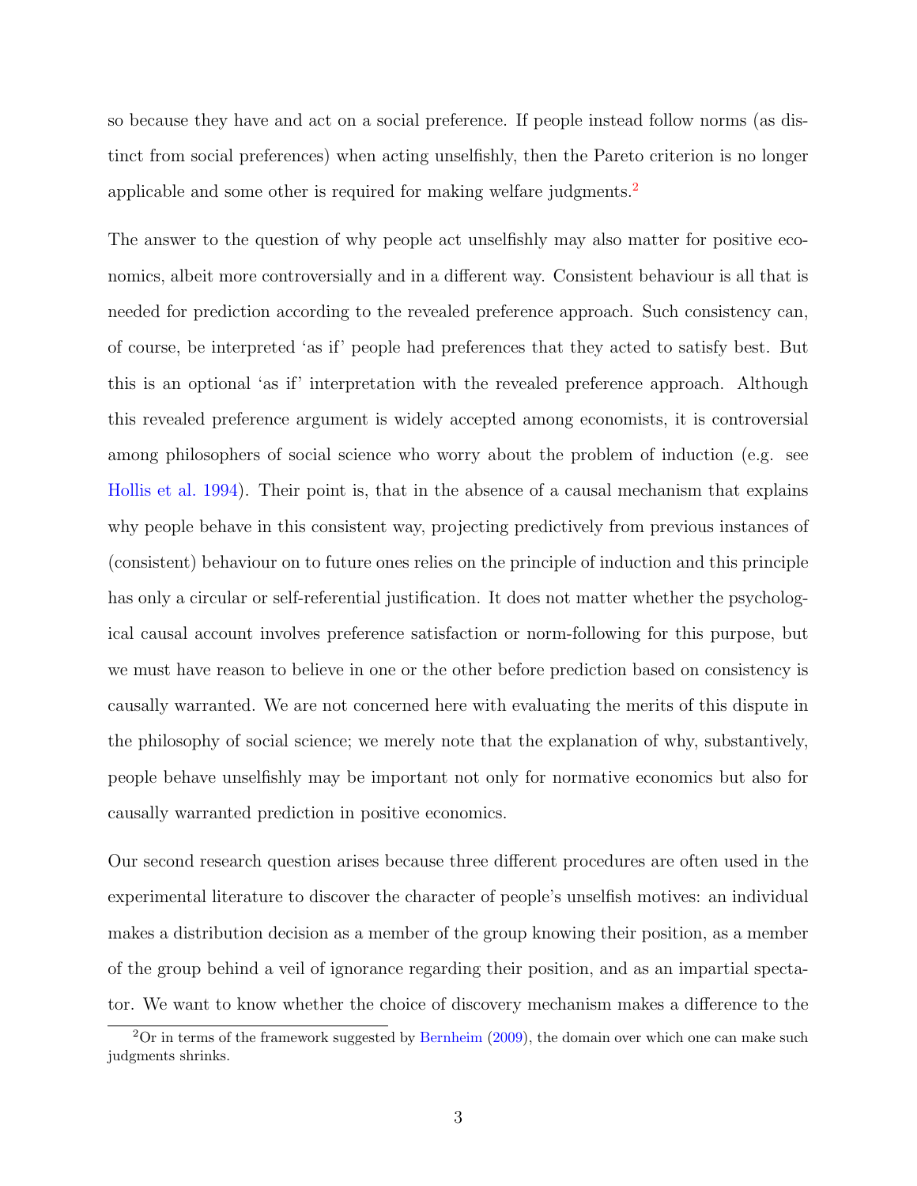so because they have and act on a social preference. If people instead follow norms (as distinct from social preferences) when acting unselfishly, then the Pareto criterion is no longer applicable and some other is required for making welfare judgments.[2]

The answer to the question of why people act unselfishly may also matter for positive economics, albeit more controversially and in a different way. Consistent behaviour is all that is needed for prediction according to the revealed preference approach. Such consistency can, of course, be interpreted 'as if' people had preferences that they acted to satisfy best. But this is an optional 'as if' interpretation with the revealed preference approach. Although this revealed preference argument is widely accepted among economists, it is controversial among philosophers of social science who worry about the problem of induction (e.g. see Hollis et al. 1994). Their point is, that in the absence of a causal mechanism that explains why people behave in this consistent way, projecting predictively from previous instances of (consistent) behaviour on to future ones relies on the principle of induction and this principle has only a circular or self-referential justification. It does not matter whether the psychological causal account involves preference satisfaction or norm-following for this purpose, but we must have reason to believe in one or the other before prediction based on consistency is causally warranted. We are not concerned here with evaluating the merits of this dispute in the philosophy of social science; we merely note that the explanation of why, substantively, people behave unselfishly may be important not only for normative economics but also for causally warranted prediction in positive economics.

Our second research question arises because three different procedures are often used in the experimental literature to discover the character of people's unselfish motives: an individual makes a distribution decision as a member of the group knowing their position, as a member of the group behind a veil of ignorance regarding their position, and as an impartial spectator. We want to know whether the choice of discovery mechanism makes a difference to the

[2] Or in terms of the framework suggested by Bernheim (2009), the domain over which one can make such judgments shrinks.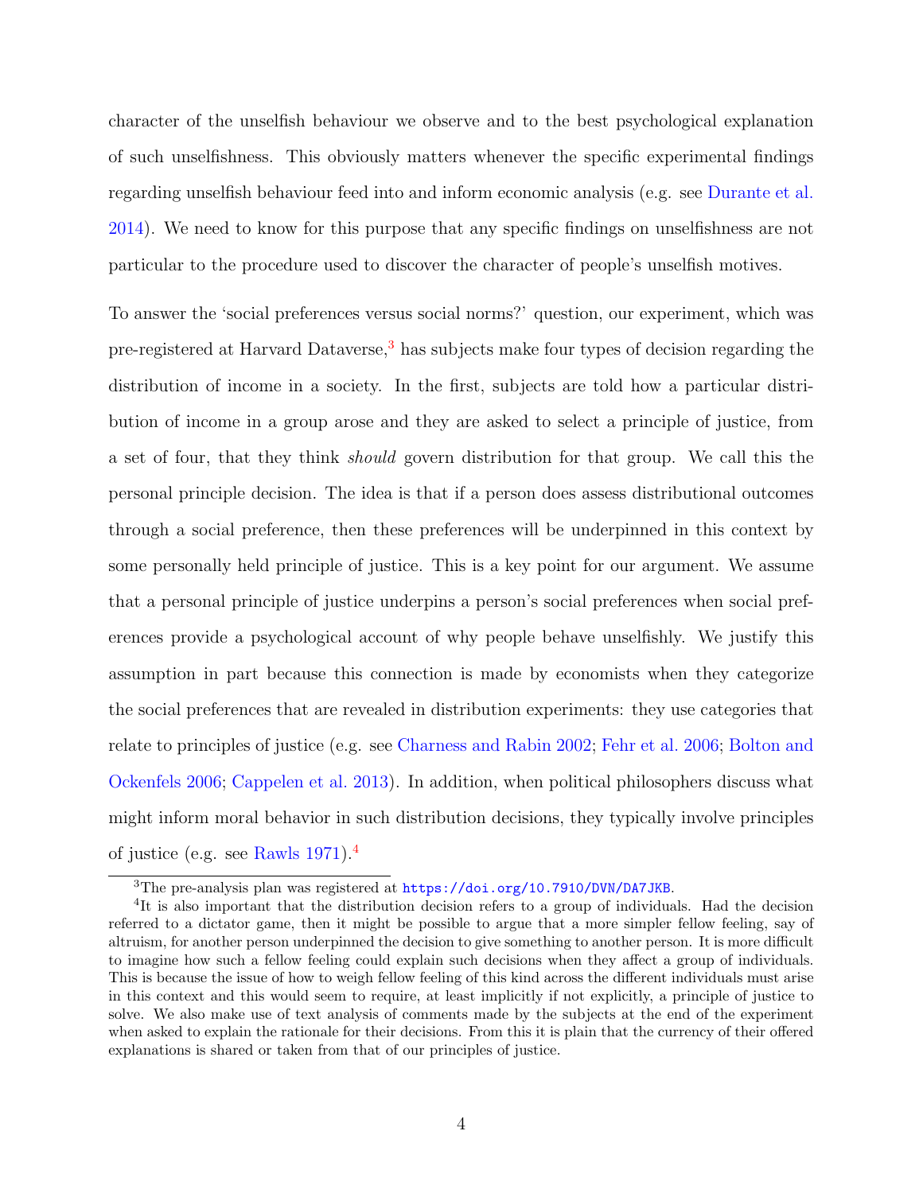character of the unselfish behaviour we observe and to the best psychological explanation of such unselfishness. This obviously matters whenever the specific experimental findings regarding unselfish behaviour feed into and inform economic analysis (e.g. see Durante et al. 2014). We need to know for this purpose that any specific findings on unselfishness are not particular to the procedure used to discover the character of people's unselfish motives.

To answer the 'social preferences versus social norms?' question, our experiment, which was pre-registered at Harvard Dataverse,[3] has subjects make four types of decision regarding the distribution of income in a society. In the first, subjects are told how a particular distribution of income in a group arose and they are asked to select a principle of justice, from a set of four, that they think *should* govern distribution for that group. We call this the personal principle decision. The idea is that if a person does assess distributional outcomes through a social preference, then these preferences will be underpinned in this context by some personally held principle of justice. This is a key point for our argument. We assume that a personal principle of justice underpins a person's social preferences when social preferences provide a psychological account of why people behave unselfishly. We justify this assumption in part because this connection is made by economists when they categorize the social preferences that are revealed in distribution experiments: they use categories that relate to principles of justice (e.g. see Charness and Rabin 2002; Fehr et al. 2006; Bolton and Ockenfels 2006; Cappelen et al. 2013). In addition, when political philosophers discuss what might inform moral behavior in such distribution decisions, they typically involve principles of justice (e.g. see Rawls 1971).[4]

[3] The pre-analysis plan was registered at https://doi.org/10.7910/DVN/DA7JKB.

[4] It is also important that the distribution decision refers to a group of individuals. Had the decision referred to a dictator game, then it might be possible to argue that a more simpler fellow feeling, say of altruism, for another person underpinned the decision to give something to another person. It is more difficult to imagine how such a fellow feeling could explain such decisions when they affect a group of individuals. This is because the issue of how to weigh fellow feeling of this kind across the different individuals must arise in this context and this would seem to require, at least implicitly if not explicitly, a principle of justice to solve. We also make use of text analysis of comments made by the subjects at the end of the experiment when asked to explain the rationale for their decisions. From this it is plain that the currency of their offered explanations is shared or taken from that of our principles of justice.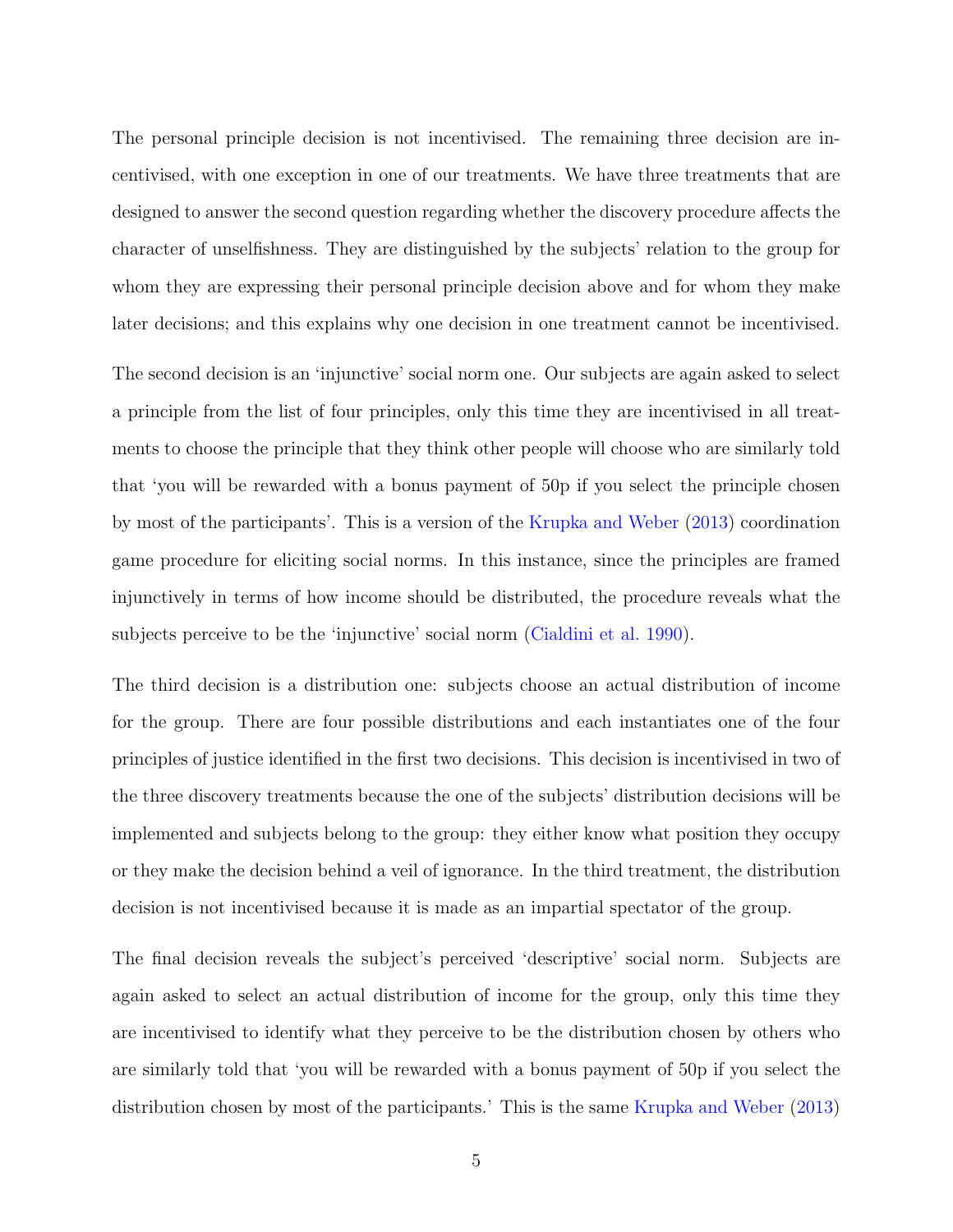The personal principle decision is not incentivised. The remaining three decision are incentivised, with one exception in one of our treatments. We have three treatments that are designed to answer the second question regarding whether the discovery procedure affects the character of unselfishness. They are distinguished by the subjects' relation to the group for whom they are expressing their personal principle decision above and for whom they make later decisions; and this explains why one decision in one treatment cannot be incentivised.

The second decision is an 'injunctive' social norm one. Our subjects are again asked to select a principle from the list of four principles, only this time they are incentivised in all treatments to choose the principle that they think other people will choose who are similarly told that 'you will be rewarded with a bonus payment of 50p if you select the principle chosen by most of the participants'. This is a version of the Krupka and Weber (2013) coordination game procedure for eliciting social norms. In this instance, since the principles are framed injunctively in terms of how income should be distributed, the procedure reveals what the subjects perceive to be the 'injunctive' social norm (Cialdini et al. 1990).

The third decision is a distribution one: subjects choose an actual distribution of income for the group. There are four possible distributions and each instantiates one of the four principles of justice identified in the first two decisions. This decision is incentivised in two of the three discovery treatments because the one of the subjects' distribution decisions will be implemented and subjects belong to the group: they either know what position they occupy or they make the decision behind a veil of ignorance. In the third treatment, the distribution decision is not incentivised because it is made as an impartial spectator of the group.

The final decision reveals the subject's perceived 'descriptive' social norm. Subjects are again asked to select an actual distribution of income for the group, only this time they are incentivised to identify what they perceive to be the distribution chosen by others who are similarly told that 'you will be rewarded with a bonus payment of 50p if you select the distribution chosen by most of the participants.' This is the same Krupka and Weber (2013)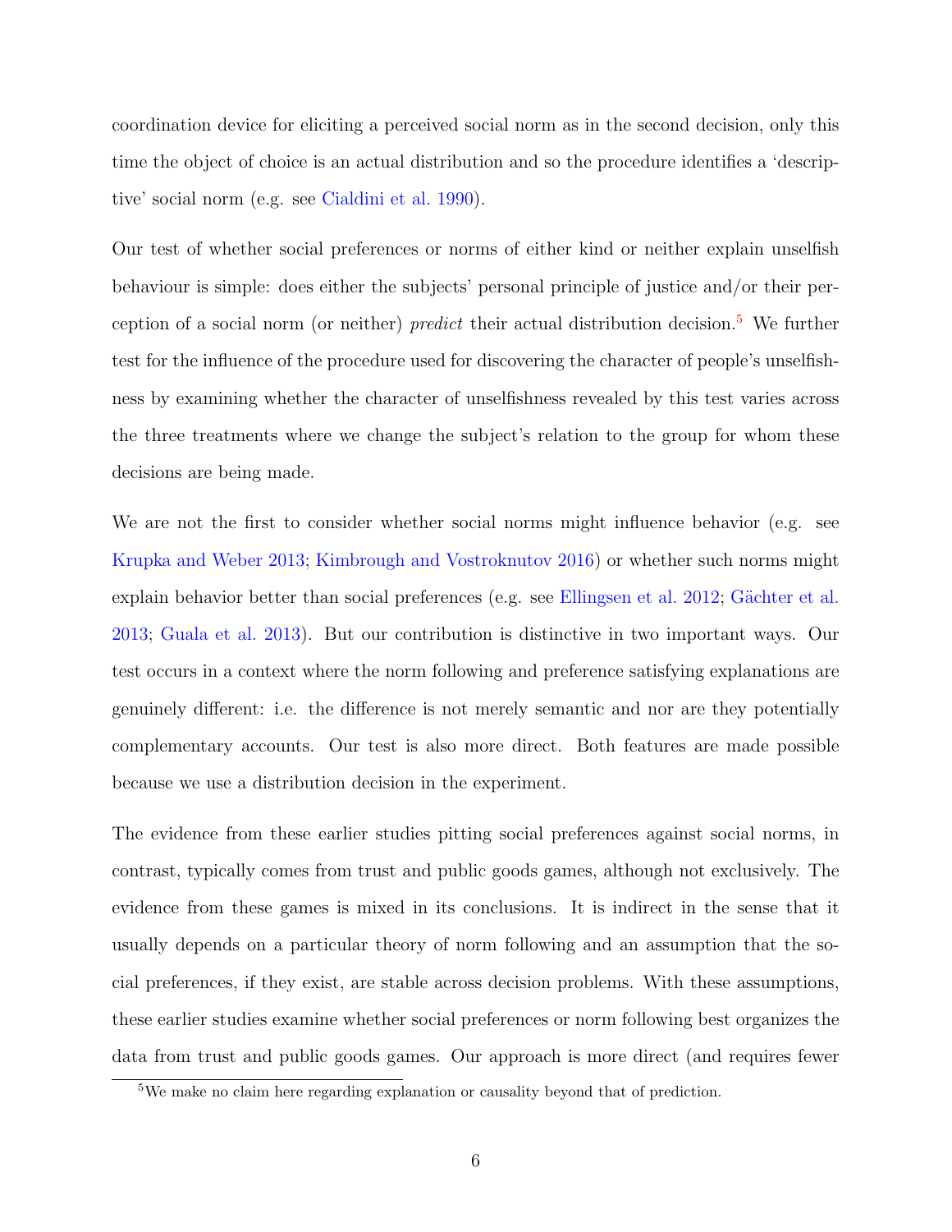coordination device for eliciting a perceived social norm as in the second decision, only this time the object of choice is an actual distribution and so the procedure identifies a 'descriptive' social norm (e.g. see Cialdini et al. 1990).

Our test of whether social preferences or norms of either kind or neither explain unselfish behaviour is simple: does either the subjects' personal principle of justice and/or their perception of a social norm (or neither) *predict* their actual distribution decision.[5] We further test for the influence of the procedure used for discovering the character of people's unselfishness by examining whether the character of unselfishness revealed by this test varies across the three treatments where we change the subject's relation to the group for whom these decisions are being made.

We are not the first to consider whether social norms might influence behavior (e.g. see Krupka and Weber 2013; Kimbrough and Vostroknutov 2016) or whether such norms might explain behavior better than social preferences (e.g. see Ellingsen et al. 2012; Gächter et al. 2013; Guala et al. 2013). But our contribution is distinctive in two important ways. Our test occurs in a context where the norm following and preference satisfying explanations are genuinely different: i.e. the difference is not merely semantic and nor are they potentially complementary accounts. Our test is also more direct. Both features are made possible because we use a distribution decision in the experiment.

The evidence from these earlier studies pitting social preferences against social norms, in contrast, typically comes from trust and public goods games, although not exclusively. The evidence from these games is mixed in its conclusions. It is indirect in the sense that it usually depends on a particular theory of norm following and an assumption that the social preferences, if they exist, are stable across decision problems. With these assumptions, these earlier studies examine whether social preferences or norm following best organizes the data from trust and public goods games. Our approach is more direct (and requires fewer

[5] We make no claim here regarding explanation or causality beyond that of prediction.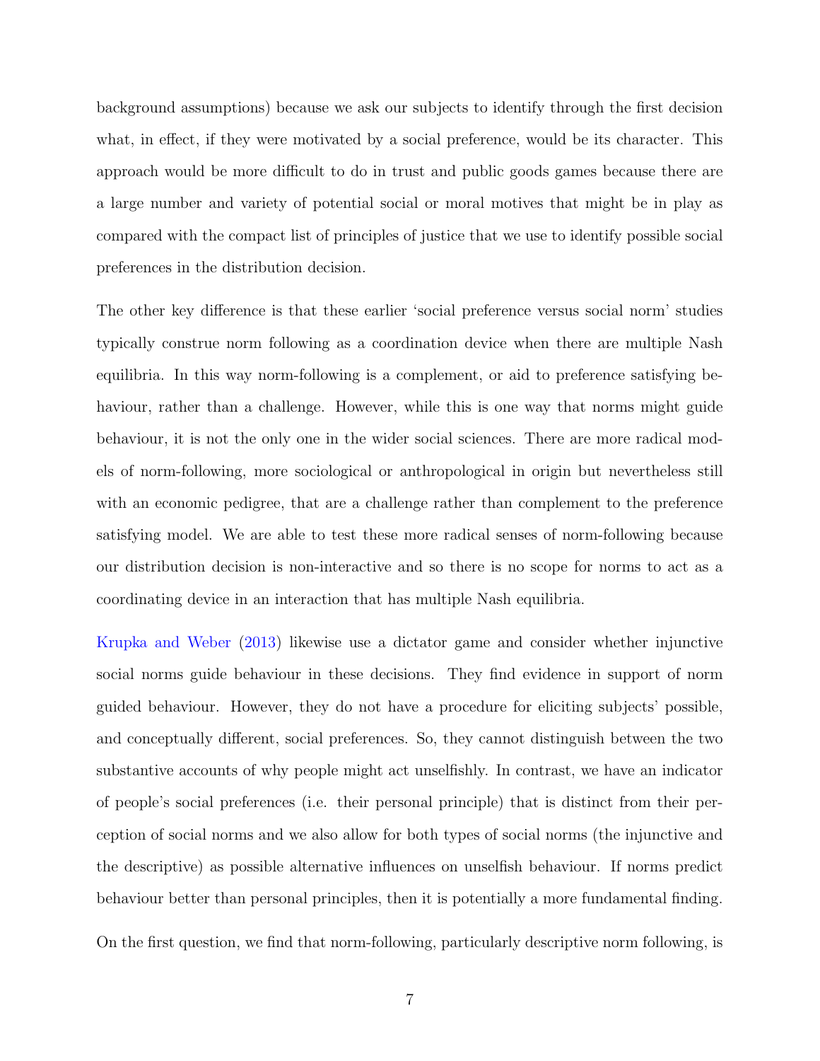background assumptions) because we ask our subjects to identify through the first decision what, in effect, if they were motivated by a social preference, would be its character. This approach would be more difficult to do in trust and public goods games because there are a large number and variety of potential social or moral motives that might be in play as compared with the compact list of principles of justice that we use to identify possible social preferences in the distribution decision.

The other key difference is that these earlier 'social preference versus social norm' studies typically construe norm following as a coordination device when there are multiple Nash equilibria. In this way norm-following is a complement, or aid to preference satisfying behaviour, rather than a challenge. However, while this is one way that norms might guide behaviour, it is not the only one in the wider social sciences. There are more radical models of norm-following, more sociological or anthropological in origin but nevertheless still with an economic pedigree, that are a challenge rather than complement to the preference satisfying model. We are able to test these more radical senses of norm-following because our distribution decision is non-interactive and so there is no scope for norms to act as a coordinating device in an interaction that has multiple Nash equilibria.

Krupka and Weber (2013) likewise use a dictator game and consider whether injunctive social norms guide behaviour in these decisions. They find evidence in support of norm guided behaviour. However, they do not have a procedure for eliciting subjects' possible, and conceptually different, social preferences. So, they cannot distinguish between the two substantive accounts of why people might act unselfishly. In contrast, we have an indicator of people's social preferences (i.e. their personal principle) that is distinct from their perception of social norms and we also allow for both types of social norms (the injunctive and the descriptive) as possible alternative influences on unselfish behaviour. If norms predict behaviour better than personal principles, then it is potentially a more fundamental finding.

On the first question, we find that norm-following, particularly descriptive norm following, is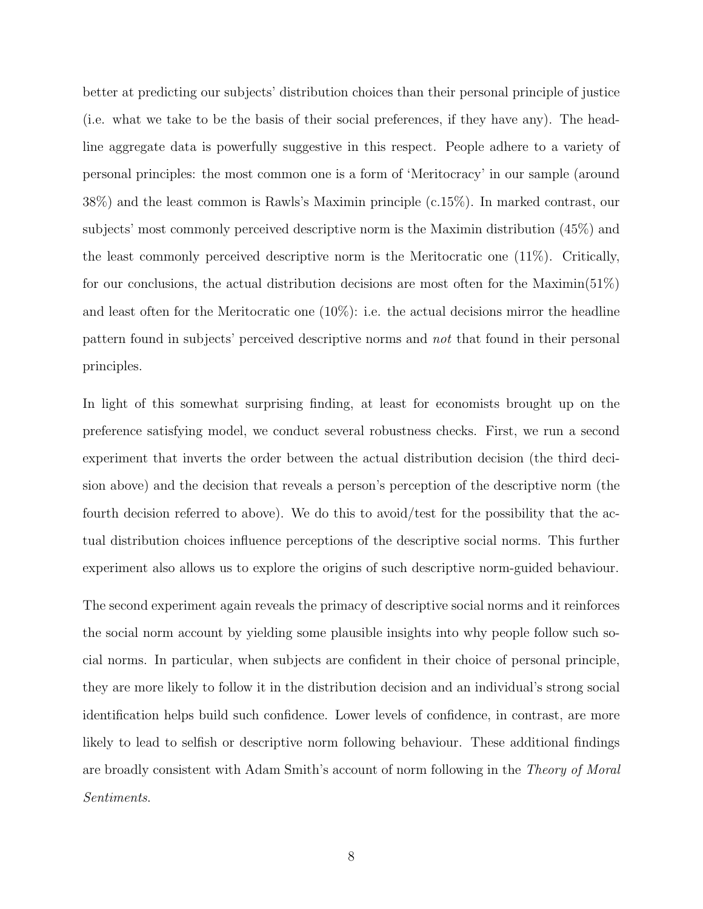better at predicting our subjects' distribution choices than their personal principle of justice (i.e. what we take to be the basis of their social preferences, if they have any). The headline aggregate data is powerfully suggestive in this respect. People adhere to a variety of personal principles: the most common one is a form of 'Meritocracy' in our sample (around 38%) and the least common is Rawls's Maximin principle (c.15%). In marked contrast, our subjects' most commonly perceived descriptive norm is the Maximin distribution (45%) and the least commonly perceived descriptive norm is the Meritocratic one (11%). Critically, for our conclusions, the actual distribution decisions are most often for the Maximin(51%) and least often for the Meritocratic one (10%): i.e. the actual decisions mirror the headline pattern found in subjects' perceived descriptive norms and *not* that found in their personal principles.

In light of this somewhat surprising finding, at least for economists brought up on the preference satisfying model, we conduct several robustness checks. First, we run a second experiment that inverts the order between the actual distribution decision (the third decision above) and the decision that reveals a person's perception of the descriptive norm (the fourth decision referred to above). We do this to avoid/test for the possibility that the actual distribution choices influence perceptions of the descriptive social norms. This further experiment also allows us to explore the origins of such descriptive norm-guided behaviour.

The second experiment again reveals the primacy of descriptive social norms and it reinforces the social norm account by yielding some plausible insights into why people follow such social norms. In particular, when subjects are confident in their choice of personal principle, they are more likely to follow it in the distribution decision and an individual's strong social identification helps build such confidence. Lower levels of confidence, in contrast, are more likely to lead to selfish or descriptive norm following behaviour. These additional findings are broadly consistent with Adam Smith's account of norm following in the *Theory of Moral Sentiments*.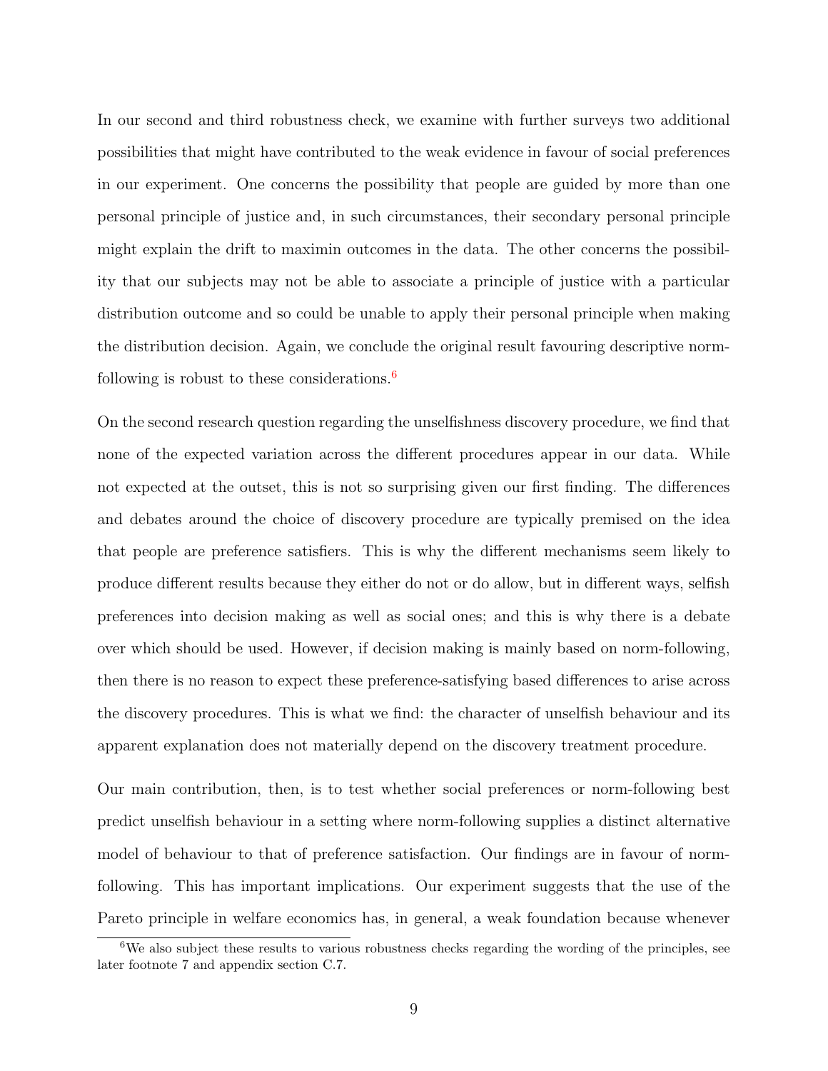In our second and third robustness check, we examine with further surveys two additional possibilities that might have contributed to the weak evidence in favour of social preferences in our experiment. One concerns the possibility that people are guided by more than one personal principle of justice and, in such circumstances, their secondary personal principle might explain the drift to maximin outcomes in the data. The other concerns the possibility that our subjects may not be able to associate a principle of justice with a particular distribution outcome and so could be unable to apply their personal principle when making the distribution decision. Again, we conclude the original result favouring descriptive norm-following is robust to these considerations.[6]

On the second research question regarding the unselfishness discovery procedure, we find that none of the expected variation across the different procedures appear in our data. While not expected at the outset, this is not so surprising given our first finding. The differences and debates around the choice of discovery procedure are typically premised on the idea that people are preference satisfiers. This is why the different mechanisms seem likely to produce different results because they either do not or do allow, but in different ways, selfish preferences into decision making as well as social ones; and this is why there is a debate over which should be used. However, if decision making is mainly based on norm-following, then there is no reason to expect these preference-satisfying based differences to arise across the discovery procedures. This is what we find: the character of unselfish behaviour and its apparent explanation does not materially depend on the discovery treatment procedure.

Our main contribution, then, is to test whether social preferences or norm-following best predict unselfish behaviour in a setting where norm-following supplies a distinct alternative model of behaviour to that of preference satisfaction. Our findings are in favour of norm-following. This has important implications. Our experiment suggests that the use of the Pareto principle in welfare economics has, in general, a weak foundation because whenever

[6] We also subject these results to various robustness checks regarding the wording of the principles, see later footnote 7 and appendix section C.7.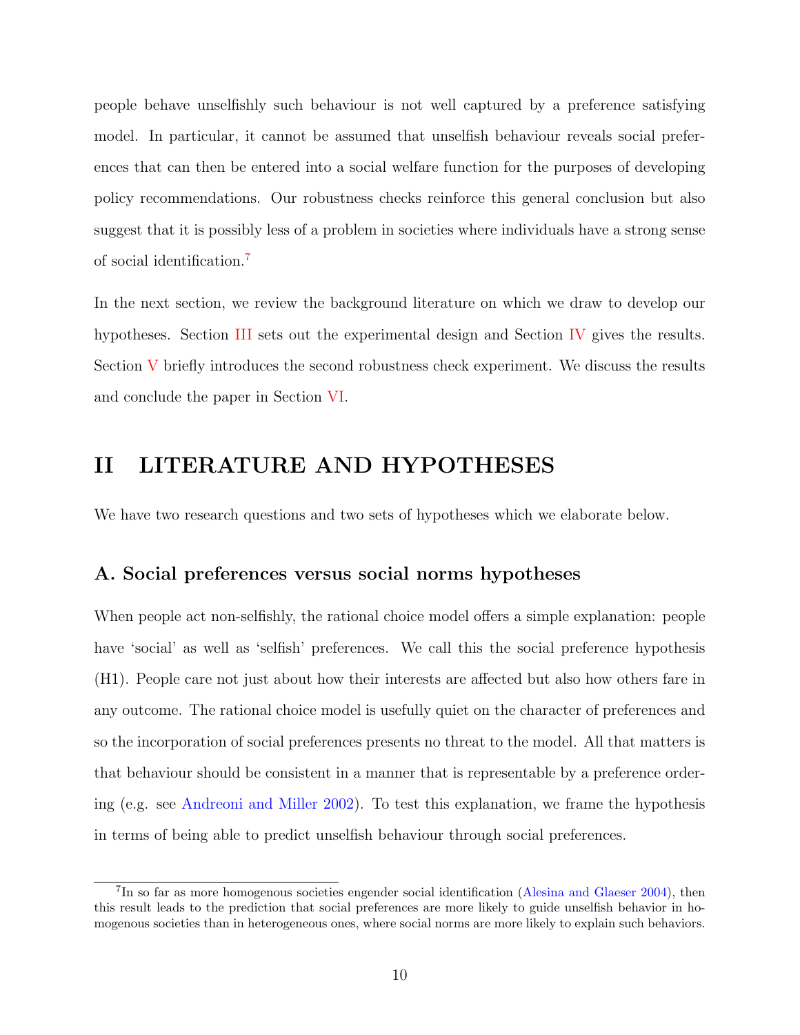people behave unselfishly such behaviour is not well captured by a preference satisfying model. In particular, it cannot be assumed that unselfish behaviour reveals social preferences that can then be entered into a social welfare function for the purposes of developing policy recommendations. Our robustness checks reinforce this general conclusion but also suggest that it is possibly less of a problem in societies where individuals have a strong sense of social identification.[7]

In the next section, we review the background literature on which we draw to develop our hypotheses. Section III sets out the experimental design and Section IV gives the results. Section V briefly introduces the second robustness check experiment. We discuss the results and conclude the paper in Section VI.

# II LITERATURE AND HYPOTHESES

We have two research questions and two sets of hypotheses which we elaborate below.

### A. Social preferences versus social norms hypotheses

When people act non-selfishly, the rational choice model offers a simple explanation: people have 'social' as well as 'selfish' preferences. We call this the social preference hypothesis (H1). People care not just about how their interests are affected but also how others fare in any outcome. The rational choice model is usefully quiet on the character of preferences and so the incorporation of social preferences presents no threat to the model. All that matters is that behaviour should be consistent in a manner that is representable by a preference ordering (e.g. see Andreoni and Miller 2002). To test this explanation, we frame the hypothesis in terms of being able to predict unselfish behaviour through social preferences.

[7] In so far as more homogenous societies engender social identification (Alesina and Glaeser 2004), then this result leads to the prediction that social preferences are more likely to guide unselfish behavior in homogenous societies than in heterogeneous ones, where social norms are more likely to explain such behaviors.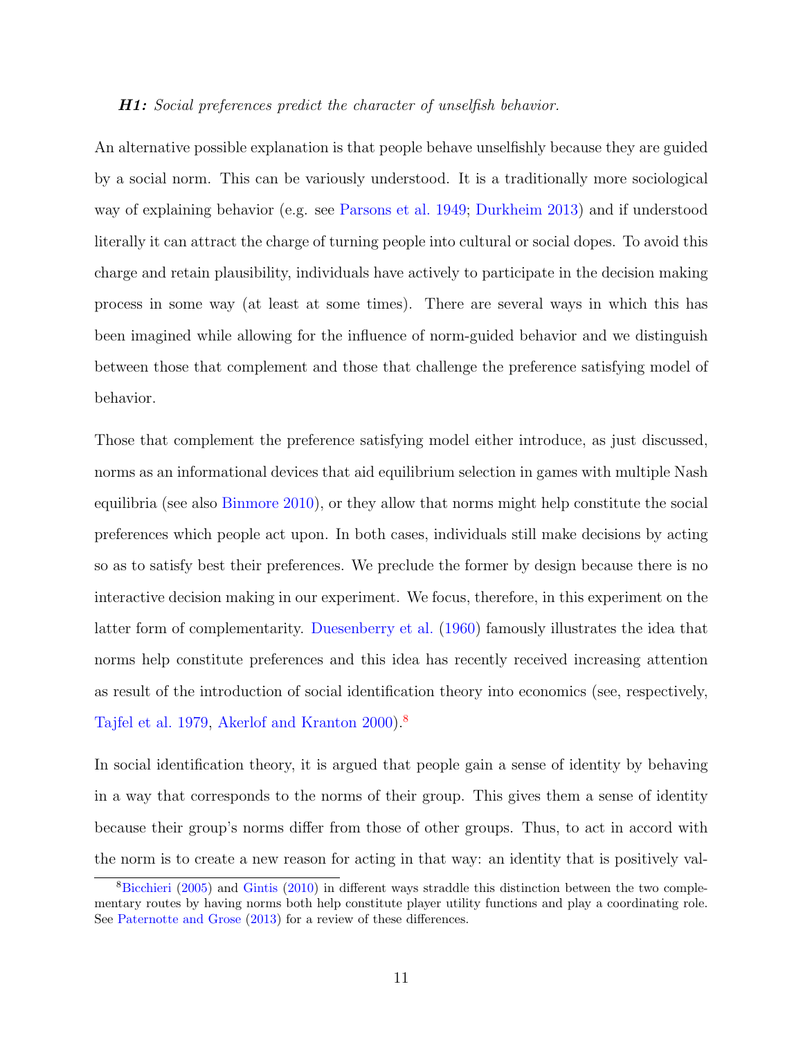***H1:*** *Social preferences predict the character of unselfish behavior.*

An alternative possible explanation is that people behave unselfishly because they are guided by a social norm. This can be variously understood. It is a traditionally more sociological way of explaining behavior (e.g. see Parsons et al. 1949; Durkheim 2013) and if understood literally it can attract the charge of turning people into cultural or social dopes. To avoid this charge and retain plausibility, individuals have actively to participate in the decision making process in some way (at least at some times). There are several ways in which this has been imagined while allowing for the influence of norm-guided behavior and we distinguish between those that complement and those that challenge the preference satisfying model of behavior.

Those that complement the preference satisfying model either introduce, as just discussed, norms as an informational devices that aid equilibrium selection in games with multiple Nash equilibria (see also Binmore 2010), or they allow that norms might help constitute the social preferences which people act upon. In both cases, individuals still make decisions by acting so as to satisfy best their preferences. We preclude the former by design because there is no interactive decision making in our experiment. We focus, therefore, in this experiment on the latter form of complementarity. Duesenberry et al. (1960) famously illustrates the idea that norms help constitute preferences and this idea has recently received increasing attention as result of the introduction of social identification theory into economics (see, respectively, Tajfel et al. 1979, Akerlof and Kranton 2000).[8]

In social identification theory, it is argued that people gain a sense of identity by behaving in a way that corresponds to the norms of their group. This gives them a sense of identity because their group's norms differ from those of other groups. Thus, to act in accord with the norm is to create a new reason for acting in that way: an identity that is positively val-

[8] Bicchieri (2005) and Gintis (2010) in different ways straddle this distinction between the two complementary routes by having norms both help constitute player utility functions and play a coordinating role. See Paternotte and Grose (2013) for a review of these differences.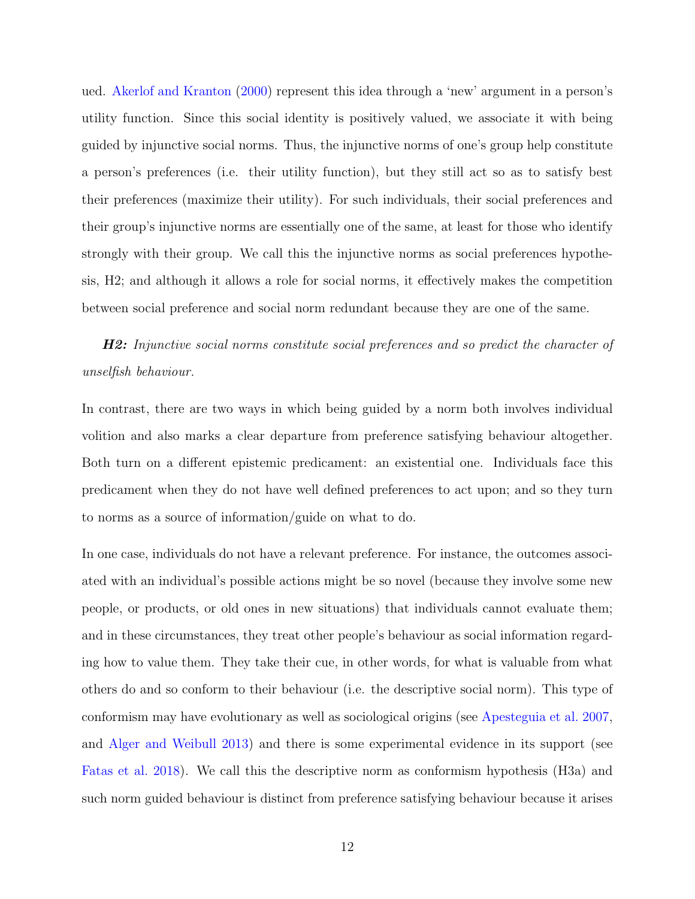ued. Akerlof and Kranton (2000) represent this idea through a 'new' argument in a person's utility function. Since this social identity is positively valued, we associate it with being guided by injunctive social norms. Thus, the injunctive norms of one's group help constitute a person's preferences (i.e. their utility function), but they still act so as to satisfy best their preferences (maximize their utility). For such individuals, their social preferences and their group's injunctive norms are essentially one of the same, at least for those who identify strongly with their group. We call this the injunctive norms as social preferences hypothesis, H2; and although it allows a role for social norms, it effectively makes the competition between social preference and social norm redundant because they are one of the same.

***H2:*** *Injunctive social norms constitute social preferences and so predict the character of unselfish behaviour.*

In contrast, there are two ways in which being guided by a norm both involves individual volition and also marks a clear departure from preference satisfying behaviour altogether. Both turn on a different epistemic predicament: an existential one. Individuals face this predicament when they do not have well defined preferences to act upon; and so they turn to norms as a source of information/guide on what to do.

In one case, individuals do not have a relevant preference. For instance, the outcomes associated with an individual's possible actions might be so novel (because they involve some new people, or products, or old ones in new situations) that individuals cannot evaluate them; and in these circumstances, they treat other people's behaviour as social information regarding how to value them. They take their cue, in other words, for what is valuable from what others do and so conform to their behaviour (i.e. the descriptive social norm). This type of conformism may have evolutionary as well as sociological origins (see Apesteguia et al. 2007, and Alger and Weibull 2013) and there is some experimental evidence in its support (see Fatas et al. 2018). We call this the descriptive norm as conformism hypothesis (H3a) and such norm guided behaviour is distinct from preference satisfying behaviour because it arises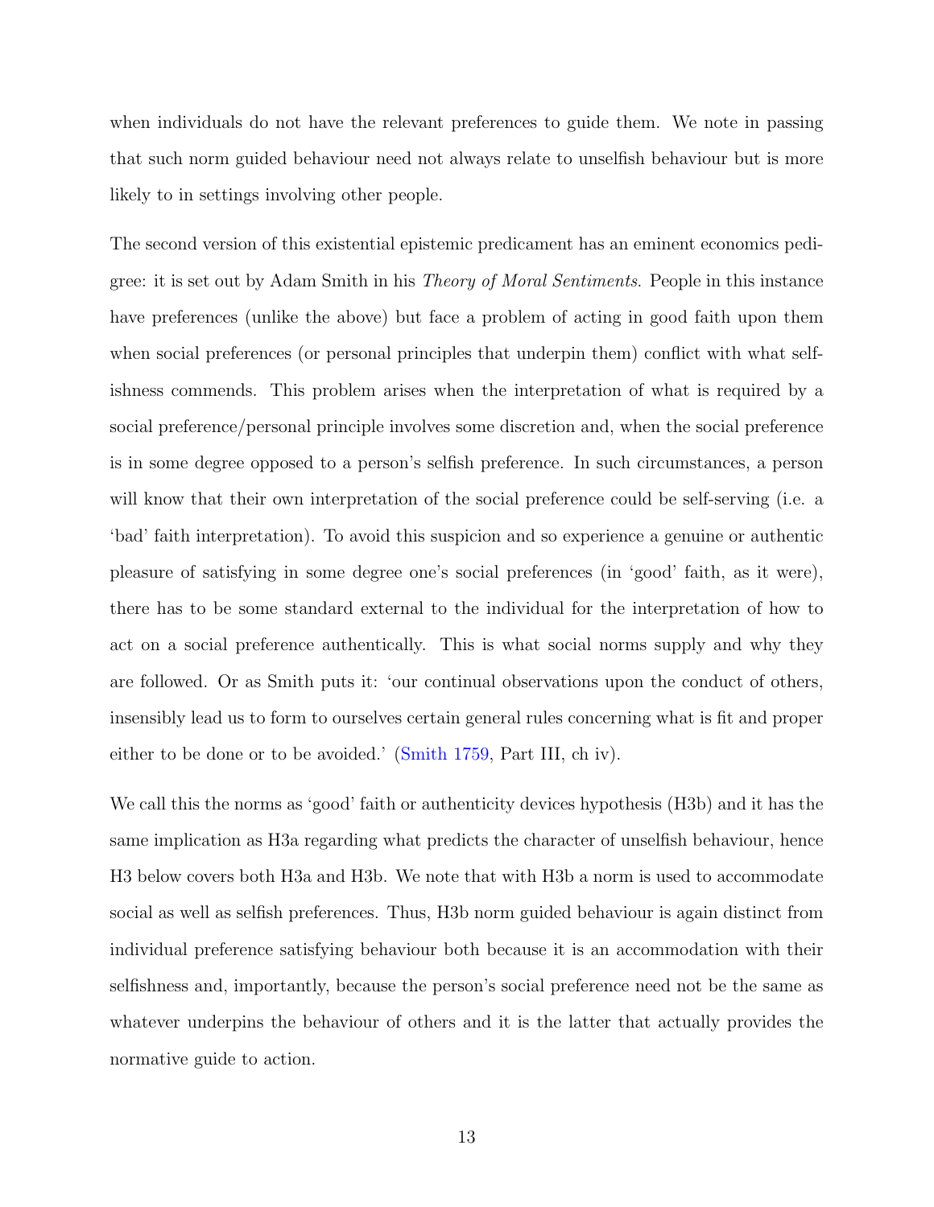when individuals do not have the relevant preferences to guide them. We note in passing that such norm guided behaviour need not always relate to unselfish behaviour but is more likely to in settings involving other people.

The second version of this existential epistemic predicament has an eminent economics pedigree: it is set out by Adam Smith in his *Theory of Moral Sentiments*. People in this instance have preferences (unlike the above) but face a problem of acting in good faith upon them when social preferences (or personal principles that underpin them) conflict with what selfishness commends. This problem arises when the interpretation of what is required by a social preference/personal principle involves some discretion and, when the social preference is in some degree opposed to a person's selfish preference. In such circumstances, a person will know that their own interpretation of the social preference could be self-serving (i.e. a 'bad' faith interpretation). To avoid this suspicion and so experience a genuine or authentic pleasure of satisfying in some degree one's social preferences (in 'good' faith, as it were), there has to be some standard external to the individual for the interpretation of how to act on a social preference authentically. This is what social norms supply and why they are followed. Or as Smith puts it: 'our continual observations upon the conduct of others, insensibly lead us to form to ourselves certain general rules concerning what is fit and proper either to be done or to be avoided.' (Smith 1759, Part III, ch iv).

We call this the norms as 'good' faith or authenticity devices hypothesis (H3b) and it has the same implication as H3a regarding what predicts the character of unselfish behaviour, hence H3 below covers both H3a and H3b. We note that with H3b a norm is used to accommodate social as well as selfish preferences. Thus, H3b norm guided behaviour is again distinct from individual preference satisfying behaviour both because it is an accommodation with their selfishness and, importantly, because the person's social preference need not be the same as whatever underpins the behaviour of others and it is the latter that actually provides the normative guide to action.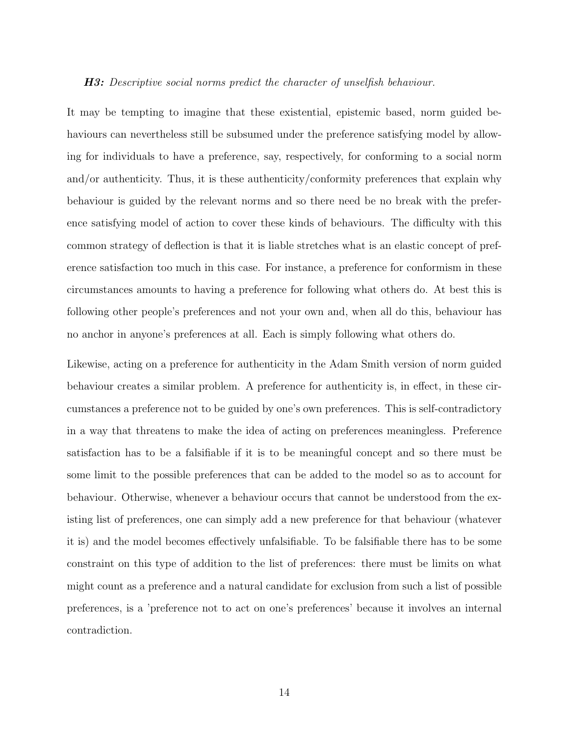***H3:*** *Descriptive social norms predict the character of unselfish behaviour.*

It may be tempting to imagine that these existential, epistemic based, norm guided behaviours can nevertheless still be subsumed under the preference satisfying model by allowing for individuals to have a preference, say, respectively, for conforming to a social norm and/or authenticity. Thus, it is these authenticity/conformity preferences that explain why behaviour is guided by the relevant norms and so there need be no break with the preference satisfying model of action to cover these kinds of behaviours. The difficulty with this common strategy of deflection is that it is liable stretches what is an elastic concept of preference satisfaction too much in this case. For instance, a preference for conformism in these circumstances amounts to having a preference for following what others do. At best this is following other people's preferences and not your own and, when all do this, behaviour has no anchor in anyone's preferences at all. Each is simply following what others do.

Likewise, acting on a preference for authenticity in the Adam Smith version of norm guided behaviour creates a similar problem. A preference for authenticity is, in effect, in these circumstances a preference not to be guided by one's own preferences. This is self-contradictory in a way that threatens to make the idea of acting on preferences meaningless. Preference satisfaction has to be a falsifiable if it is to be meaningful concept and so there must be some limit to the possible preferences that can be added to the model so as to account for behaviour. Otherwise, whenever a behaviour occurs that cannot be understood from the existing list of preferences, one can simply add a new preference for that behaviour (whatever it is) and the model becomes effectively unfalsifiable. To be falsifiable there has to be some constraint on this type of addition to the list of preferences: there must be limits on what might count as a preference and a natural candidate for exclusion from such a list of possible preferences, is a 'preference not to act on one's preferences' because it involves an internal contradiction.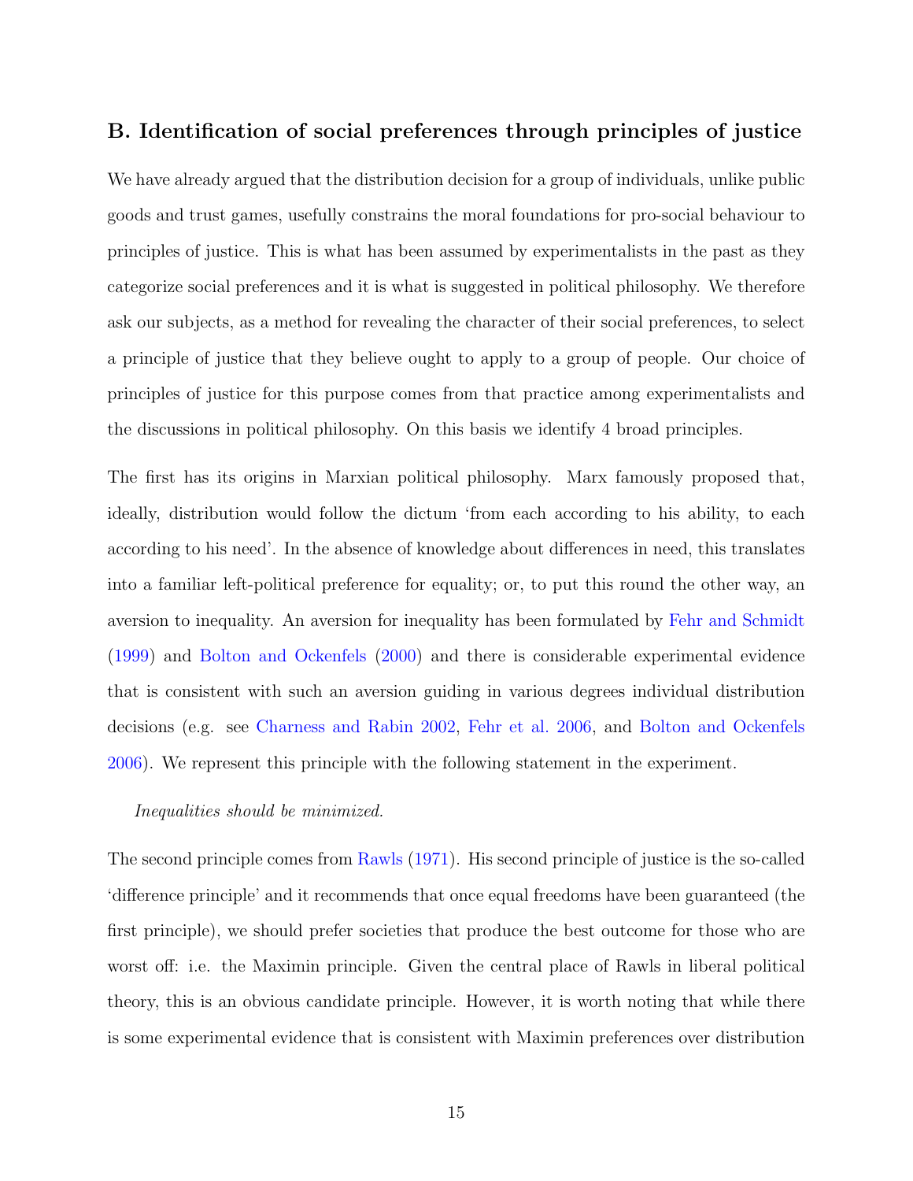## B. Identification of social preferences through principles of justice

We have already argued that the distribution decision for a group of individuals, unlike public goods and trust games, usefully constrains the moral foundations for pro-social behaviour to principles of justice. This is what has been assumed by experimentalists in the past as they categorize social preferences and it is what is suggested in political philosophy. We therefore ask our subjects, as a method for revealing the character of their social preferences, to select a principle of justice that they believe ought to apply to a group of people. Our choice of principles of justice for this purpose comes from that practice among experimentalists and the discussions in political philosophy. On this basis we identify 4 broad principles.

The first has its origins in Marxian political philosophy. Marx famously proposed that, ideally, distribution would follow the dictum 'from each according to his ability, to each according to his need'. In the absence of knowledge about differences in need, this translates into a familiar left-political preference for equality; or, to put this round the other way, an aversion to inequality. An aversion for inequality has been formulated by Fehr and Schmidt (1999) and Bolton and Ockenfels (2000) and there is considerable experimental evidence that is consistent with such an aversion guiding in various degrees individual distribution decisions (e.g. see Charness and Rabin 2002, Fehr et al. 2006, and Bolton and Ockenfels 2006). We represent this principle with the following statement in the experiment.

*Inequalities should be minimized.*

The second principle comes from Rawls (1971). His second principle of justice is the so-called 'difference principle' and it recommends that once equal freedoms have been guaranteed (the first principle), we should prefer societies that produce the best outcome for those who are worst off: i.e. the Maximin principle. Given the central place of Rawls in liberal political theory, this is an obvious candidate principle. However, it is worth noting that while there is some experimental evidence that is consistent with Maximin preferences over distribution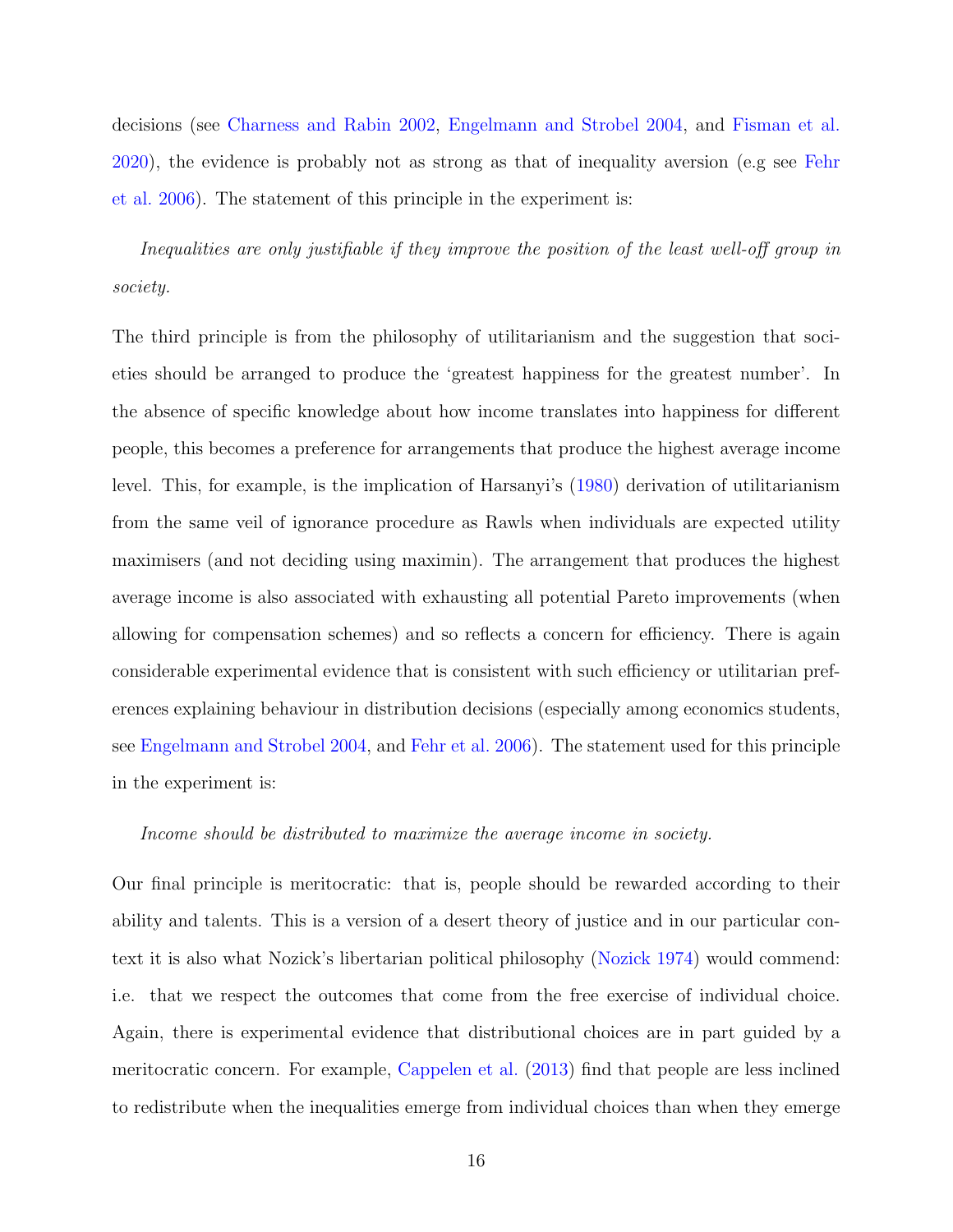decisions (see Charness and Rabin 2002, Engelmann and Strobel 2004, and Fisman et al. 2020), the evidence is probably not as strong as that of inequality aversion (e.g see Fehr et al. 2006). The statement of this principle in the experiment is:

*Inequalities are only justifiable if they improve the position of the least well-off group in society.*

The third principle is from the philosophy of utilitarianism and the suggestion that societies should be arranged to produce the 'greatest happiness for the greatest number'. In the absence of specific knowledge about how income translates into happiness for different people, this becomes a preference for arrangements that produce the highest average income level. This, for example, is the implication of Harsanyi's (1980) derivation of utilitarianism from the same veil of ignorance procedure as Rawls when individuals are expected utility maximisers (and not deciding using maximin). The arrangement that produces the highest average income is also associated with exhausting all potential Pareto improvements (when allowing for compensation schemes) and so reflects a concern for efficiency. There is again considerable experimental evidence that is consistent with such efficiency or utilitarian preferences explaining behaviour in distribution decisions (especially among economics students, see Engelmann and Strobel 2004, and Fehr et al. 2006). The statement used for this principle in the experiment is:

*Income should be distributed to maximize the average income in society.*

Our final principle is meritocratic: that is, people should be rewarded according to their ability and talents. This is a version of a desert theory of justice and in our particular context it is also what Nozick's libertarian political philosophy (Nozick 1974) would commend: i.e. that we respect the outcomes that come from the free exercise of individual choice. Again, there is experimental evidence that distributional choices are in part guided by a meritocratic concern. For example, Cappelen et al. (2013) find that people are less inclined to redistribute when the inequalities emerge from individual choices than when they emerge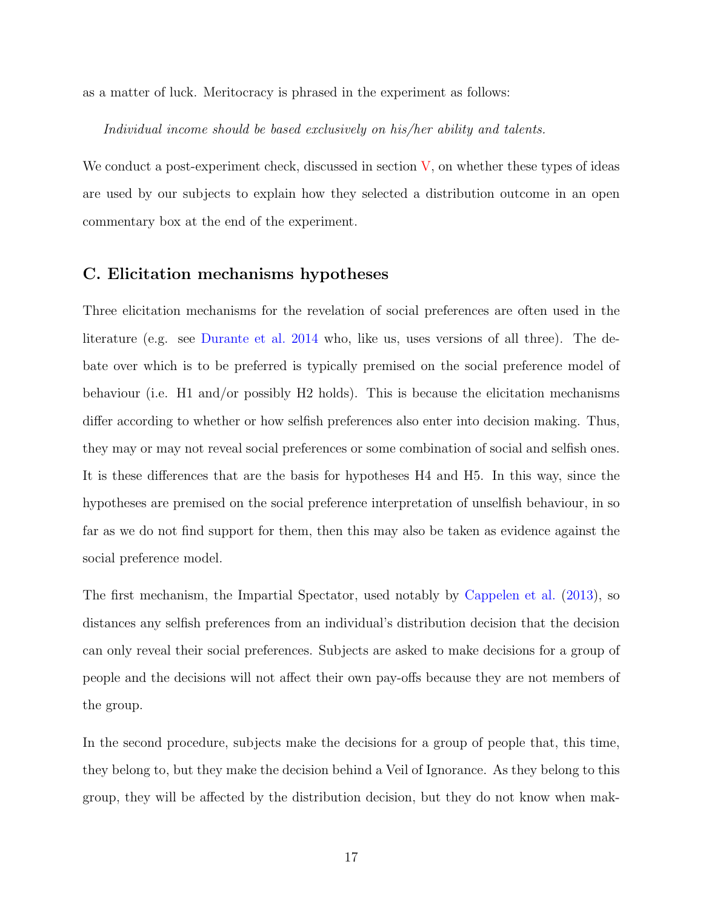as a matter of luck. Meritocracy is phrased in the experiment as follows:

*Individual income should be based exclusively on his/her ability and talents.*

We conduct a post-experiment check, discussed in section V, on whether these types of ideas are used by our subjects to explain how they selected a distribution outcome in an open commentary box at the end of the experiment.

### C. Elicitation mechanisms hypotheses

Three elicitation mechanisms for the revelation of social preferences are often used in the literature (e.g. see Durante et al. 2014 who, like us, uses versions of all three). The debate over which is to be preferred is typically premised on the social preference model of behaviour (i.e. H1 and/or possibly H2 holds). This is because the elicitation mechanisms differ according to whether or how selfish preferences also enter into decision making. Thus, they may or may not reveal social preferences or some combination of social and selfish ones. It is these differences that are the basis for hypotheses H4 and H5. In this way, since the hypotheses are premised on the social preference interpretation of unselfish behaviour, in so far as we do not find support for them, then this may also be taken as evidence against the social preference model.

The first mechanism, the Impartial Spectator, used notably by Cappelen et al. (2013), so distances any selfish preferences from an individual's distribution decision that the decision can only reveal their social preferences. Subjects are asked to make decisions for a group of people and the decisions will not affect their own pay-offs because they are not members of the group.

In the second procedure, subjects make the decisions for a group of people that, this time, they belong to, but they make the decision behind a Veil of Ignorance. As they belong to this group, they will be affected by the distribution decision, but they do not know when mak-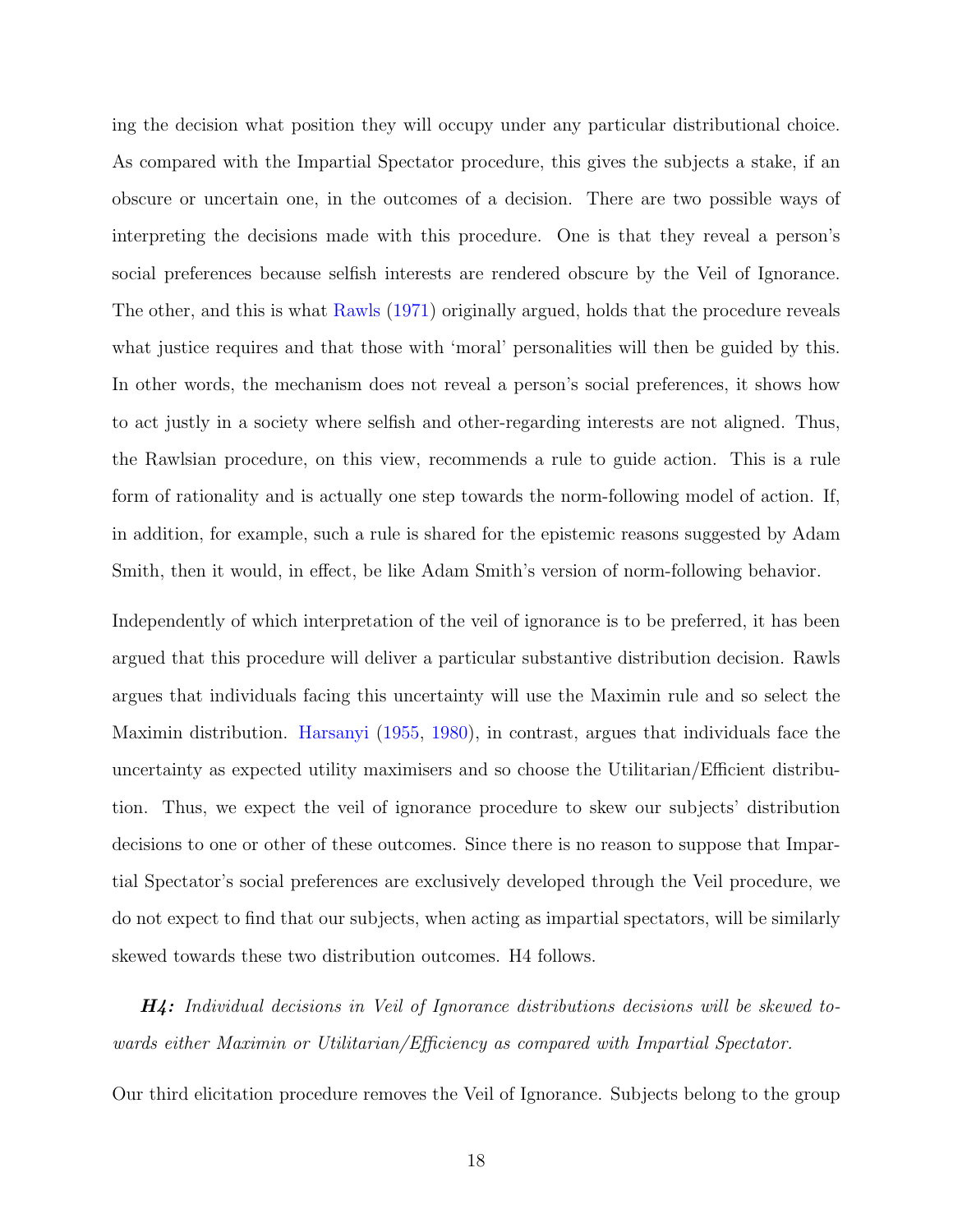ing the decision what position they will occupy under any particular distributional choice. As compared with the Impartial Spectator procedure, this gives the subjects a stake, if an obscure or uncertain one, in the outcomes of a decision. There are two possible ways of interpreting the decisions made with this procedure. One is that they reveal a person's social preferences because selfish interests are rendered obscure by the Veil of Ignorance. The other, and this is what Rawls (1971) originally argued, holds that the procedure reveals what justice requires and that those with 'moral' personalities will then be guided by this. In other words, the mechanism does not reveal a person's social preferences, it shows how to act justly in a society where selfish and other-regarding interests are not aligned. Thus, the Rawlsian procedure, on this view, recommends a rule to guide action. This is a rule form of rationality and is actually one step towards the norm-following model of action. If, in addition, for example, such a rule is shared for the epistemic reasons suggested by Adam Smith, then it would, in effect, be like Adam Smith's version of norm-following behavior.

Independently of which interpretation of the veil of ignorance is to be preferred, it has been argued that this procedure will deliver a particular substantive distribution decision. Rawls argues that individuals facing this uncertainty will use the Maximin rule and so select the Maximin distribution. Harsanyi (1955, 1980), in contrast, argues that individuals face the uncertainty as expected utility maximisers and so choose the Utilitarian/Efficient distribution. Thus, we expect the veil of ignorance procedure to skew our subjects' distribution decisions to one or other of these outcomes. Since there is no reason to suppose that Impartial Spectator's social preferences are exclusively developed through the Veil procedure, we do not expect to find that our subjects, when acting as impartial spectators, will be similarly skewed towards these two distribution outcomes. H4 follows.

***H4:*** *Individual decisions in Veil of Ignorance distributions decisions will be skewed towards either Maximin or Utilitarian/Efficiency as compared with Impartial Spectator.*

Our third elicitation procedure removes the Veil of Ignorance. Subjects belong to the group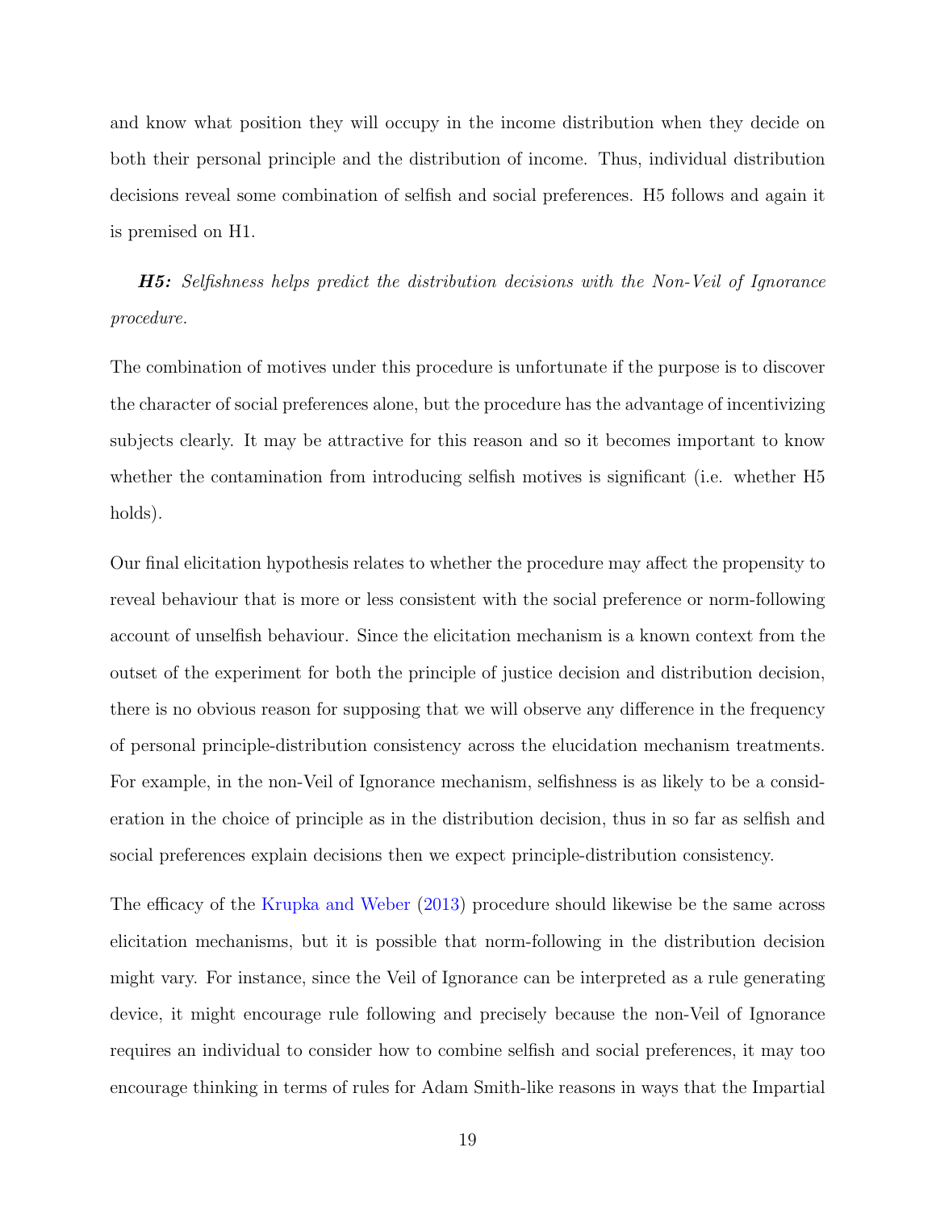and know what position they will occupy in the income distribution when they decide on both their personal principle and the distribution of income. Thus, individual distribution decisions reveal some combination of selfish and social preferences. H5 follows and again it is premised on H1.

***H5:*** *Selfishness helps predict the distribution decisions with the Non-Veil of Ignorance procedure.*

The combination of motives under this procedure is unfortunate if the purpose is to discover the character of social preferences alone, but the procedure has the advantage of incentivizing subjects clearly. It may be attractive for this reason and so it becomes important to know whether the contamination from introducing selfish motives is significant (i.e. whether H5 holds).

Our final elicitation hypothesis relates to whether the procedure may affect the propensity to reveal behaviour that is more or less consistent with the social preference or norm-following account of unselfish behaviour. Since the elicitation mechanism is a known context from the outset of the experiment for both the principle of justice decision and distribution decision, there is no obvious reason for supposing that we will observe any difference in the frequency of personal principle-distribution consistency across the elucidation mechanism treatments. For example, in the non-Veil of Ignorance mechanism, selfishness is as likely to be a consideration in the choice of principle as in the distribution decision, thus in so far as selfish and social preferences explain decisions then we expect principle-distribution consistency.

The efficacy of the Krupka and Weber (2013) procedure should likewise be the same across elicitation mechanisms, but it is possible that norm-following in the distribution decision might vary. For instance, since the Veil of Ignorance can be interpreted as a rule generating device, it might encourage rule following and precisely because the non-Veil of Ignorance requires an individual to consider how to combine selfish and social preferences, it may too encourage thinking in terms of rules for Adam Smith-like reasons in ways that the Impartial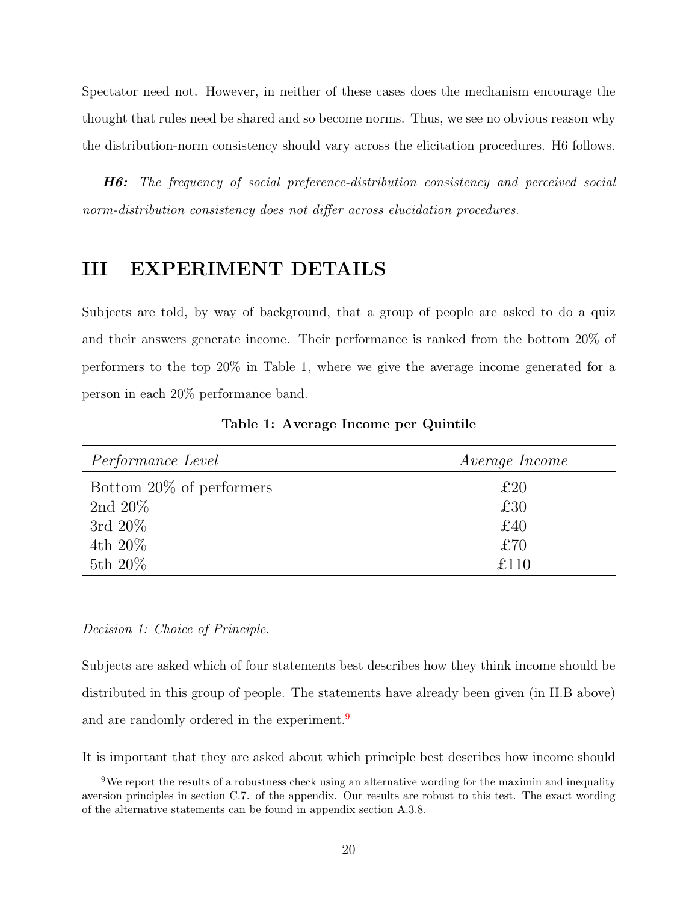Spectator need not. However, in neither of these cases does the mechanism encourage the thought that rules need be shared and so become norms. Thus, we see no obvious reason why the distribution-norm consistency should vary across the elicitation procedures. H6 follows.

***H6:*** *The frequency of social preference-distribution consistency and perceived social norm-distribution consistency does not differ across elucidation procedures.*

# III EXPERIMENT DETAILS

Subjects are told, by way of background, that a group of people are asked to do a quiz and their answers generate income. Their performance is ranked from the bottom 20% of performers to the top 20% in Table 1, where we give the average income generated for a person in each 20% performance band.

**Table 1: Average Income per Quintile**

| *Performance Level* | *Average Income* |
|---|---|
| Bottom 20% of performers | £20 |
| 2nd 20% | £30 |
| 3rd 20% | £40 |
| 4th 20% | £70 |
| 5th 20% | £110 |

*Decision 1: Choice of Principle.*

Subjects are asked which of four statements best describes how they think income should be distributed in this group of people. The statements have already been given (in II.B above) and are randomly ordered in the experiment.[9]

It is important that they are asked about which principle best describes how income should

[9] We report the results of a robustness check using an alternative wording for the maximin and inequality aversion principles in section C.7. of the appendix. Our results are robust to this test. The exact wording of the alternative statements can be found in appendix section A.3.8.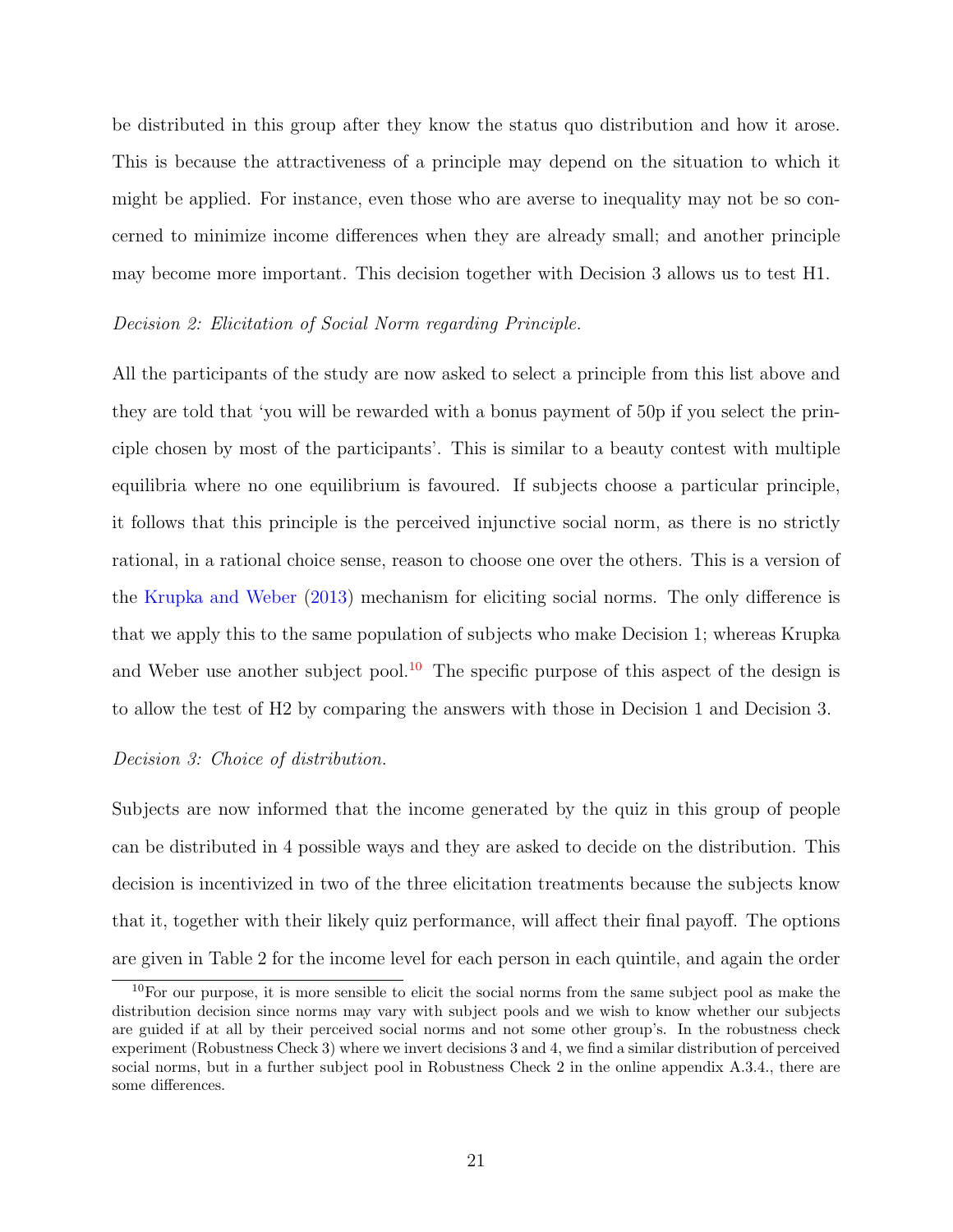be distributed in this group after they know the status quo distribution and how it arose. This is because the attractiveness of a principle may depend on the situation to which it might be applied. For instance, even those who are averse to inequality may not be so concerned to minimize income differences when they are already small; and another principle may become more important. This decision together with Decision 3 allows us to test H1.

*Decision 2: Elicitation of Social Norm regarding Principle.*

All the participants of the study are now asked to select a principle from this list above and they are told that 'you will be rewarded with a bonus payment of 50p if you select the principle chosen by most of the participants'. This is similar to a beauty contest with multiple equilibria where no one equilibrium is favoured. If subjects choose a particular principle, it follows that this principle is the perceived injunctive social norm, as there is no strictly rational, in a rational choice sense, reason to choose one over the others. This is a version of the Krupka and Weber (2013) mechanism for eliciting social norms. The only difference is that we apply this to the same population of subjects who make Decision 1; whereas Krupka and Weber use another subject pool.[10] The specific purpose of this aspect of the design is to allow the test of H2 by comparing the answers with those in Decision 1 and Decision 3.

*Decision 3: Choice of distribution.*

Subjects are now informed that the income generated by the quiz in this group of people can be distributed in 4 possible ways and they are asked to decide on the distribution. This decision is incentivized in two of the three elicitation treatments because the subjects know that it, together with their likely quiz performance, will affect their final payoff. The options are given in Table 2 for the income level for each person in each quintile, and again the order

[10] For our purpose, it is more sensible to elicit the social norms from the same subject pool as make the distribution decision since norms may vary with subject pools and we wish to know whether our subjects are guided if at all by their perceived social norms and not some other group's. In the robustness check experiment (Robustness Check 3) where we invert decisions 3 and 4, we find a similar distribution of perceived social norms, but in a further subject pool in Robustness Check 2 in the online appendix A.3.4., there are some differences.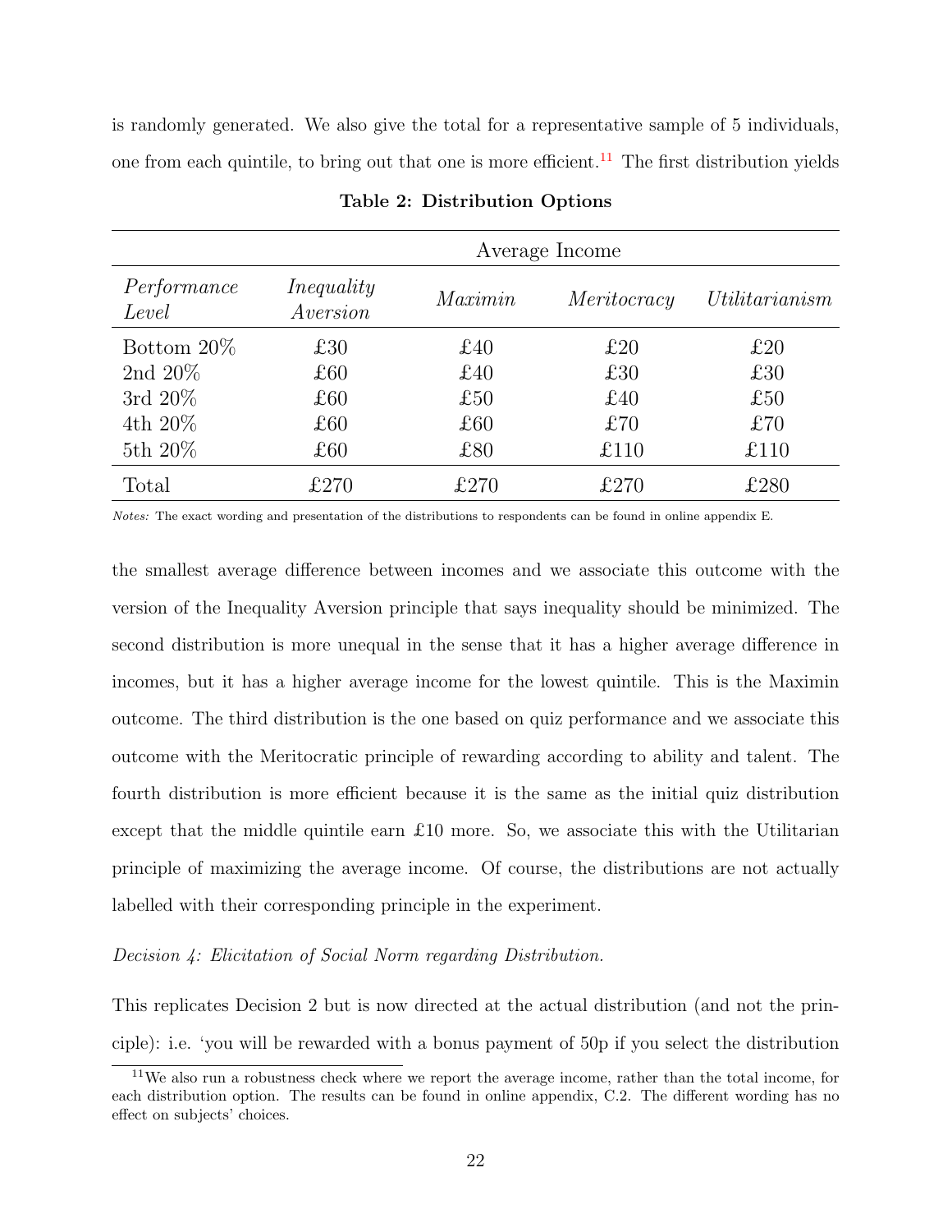is randomly generated. We also give the total for a representative sample of 5 individuals, one from each quintile, to bring out that one is more efficient.[11] The first distribution yields

**Table 2: Distribution Options**

| | Average Income | | | |
|---|---|---|---|---|
| *Performance Level* | *Inequality Aversion* | *Maximin* | *Meritocracy* | *Utilitarianism* |
| Bottom 20% | £30 | £40 | £20 | £20 |
| 2nd 20% | £60 | £40 | £30 | £30 |
| 3rd 20% | £60 | £50 | £40 | £50 |
| 4th 20% | £60 | £60 | £70 | £70 |
| 5th 20% | £60 | £80 | £110 | £110 |
| Total | £270 | £270 | £270 | £280 |

*Notes:* The exact wording and presentation of the distributions to respondents can be found in online appendix E.

the smallest average difference between incomes and we associate this outcome with the version of the Inequality Aversion principle that says inequality should be minimized. The second distribution is more unequal in the sense that it has a higher average difference in incomes, but it has a higher average income for the lowest quintile. This is the Maximin outcome. The third distribution is the one based on quiz performance and we associate this outcome with the Meritocratic principle of rewarding according to ability and talent. The fourth distribution is more efficient because it is the same as the initial quiz distribution except that the middle quintile earn £10 more. So, we associate this with the Utilitarian principle of maximizing the average income. Of course, the distributions are not actually labelled with their corresponding principle in the experiment.

*Decision 4: Elicitation of Social Norm regarding Distribution.*

This replicates Decision 2 but is now directed at the actual distribution (and not the principle): i.e. 'you will be rewarded with a bonus payment of 50p if you select the distribution

[11] We also run a robustness check where we report the average income, rather than the total income, for each distribution option. The results can be found in online appendix, C.2. The different wording has no effect on subjects' choices.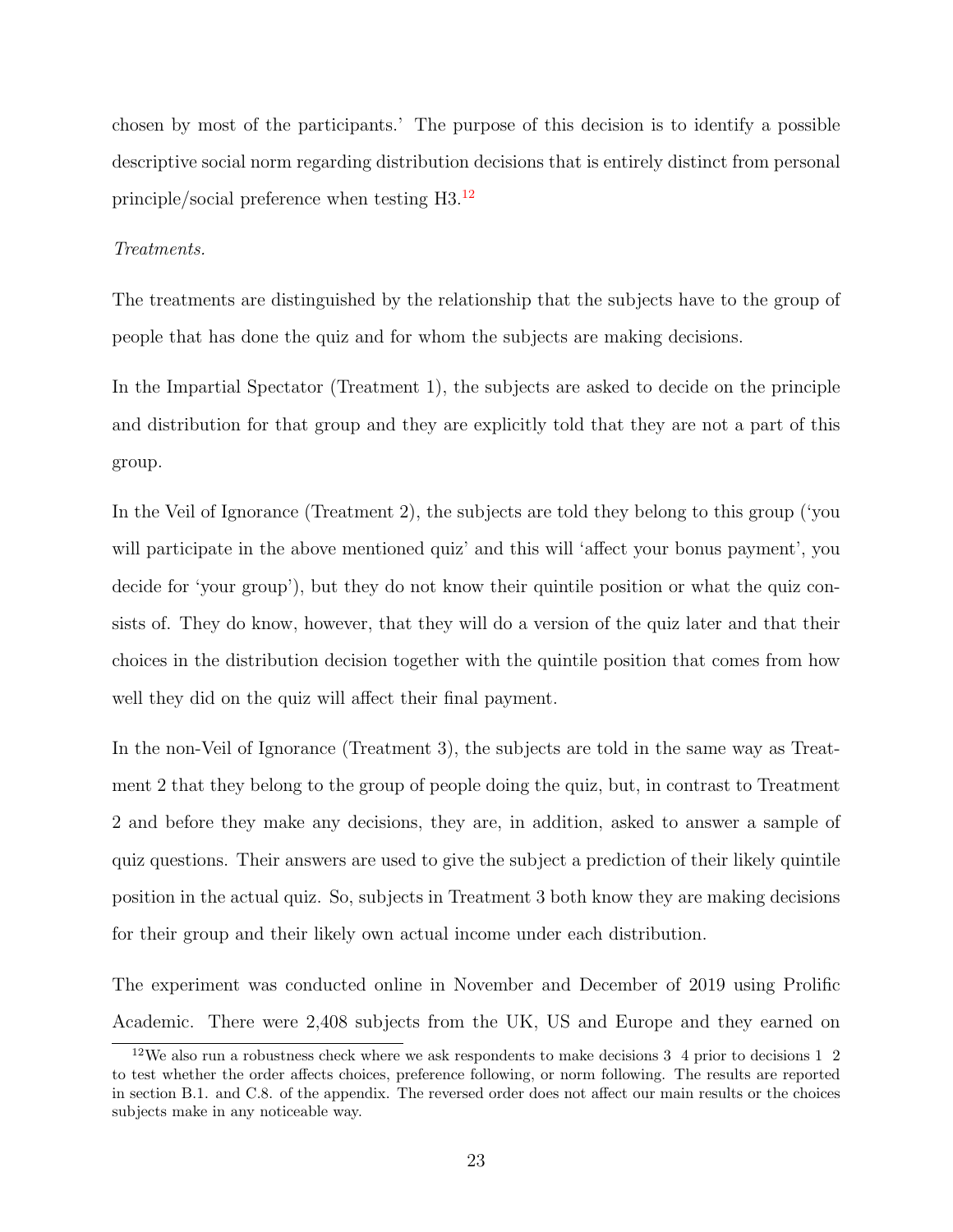chosen by most of the participants.' The purpose of this decision is to identify a possible descriptive social norm regarding distribution decisions that is entirely distinct from personal principle/social preference when testing H3.[12]

*Treatments.*

The treatments are distinguished by the relationship that the subjects have to the group of people that has done the quiz and for whom the subjects are making decisions.

In the Impartial Spectator (Treatment 1), the subjects are asked to decide on the principle and distribution for that group and they are explicitly told that they are not a part of this group.

In the Veil of Ignorance (Treatment 2), the subjects are told they belong to this group ('you will participate in the above mentioned quiz' and this will 'affect your bonus payment', you decide for 'your group'), but they do not know their quintile position or what the quiz consists of. They do know, however, that they will do a version of the quiz later and that their choices in the distribution decision together with the quintile position that comes from how well they did on the quiz will affect their final payment.

In the non-Veil of Ignorance (Treatment 3), the subjects are told in the same way as Treatment 2 that they belong to the group of people doing the quiz, but, in contrast to Treatment 2 and before they make any decisions, they are, in addition, asked to answer a sample of quiz questions. Their answers are used to give the subject a prediction of their likely quintile position in the actual quiz. So, subjects in Treatment 3 both know they are making decisions for their group and their likely own actual income under each distribution.

The experiment was conducted online in November and December of 2019 using Prolific Academic. There were 2,408 subjects from the UK, US and Europe and they earned on

[12] We also run a robustness check where we ask respondents to make decisions 3 4 prior to decisions 1 2 to test whether the order affects choices, preference following, or norm following. The results are reported in section B.1. and C.8. of the appendix. The reversed order does not affect our main results or the choices subjects make in any noticeable way.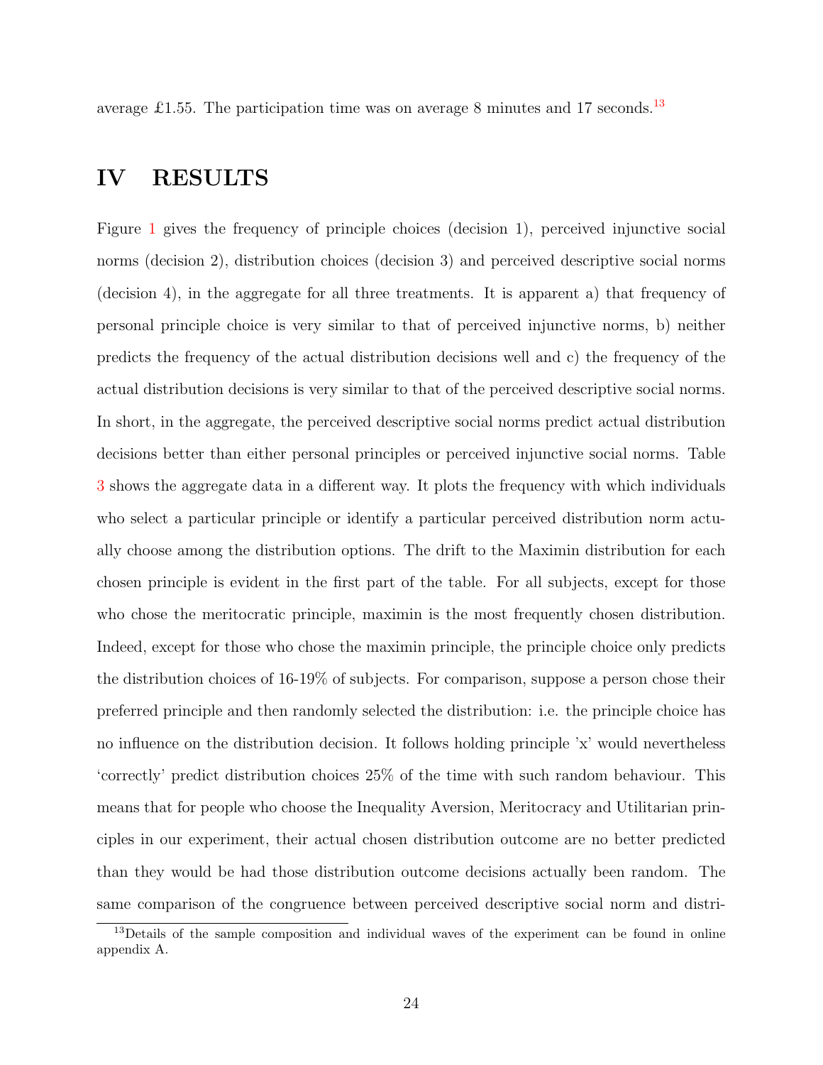average £1.55. The participation time was on average 8 minutes and 17 seconds.[13]

# IV RESULTS

Figure 1 gives the frequency of principle choices (decision 1), perceived injunctive social norms (decision 2), distribution choices (decision 3) and perceived descriptive social norms (decision 4), in the aggregate for all three treatments. It is apparent a) that frequency of personal principle choice is very similar to that of perceived injunctive norms, b) neither predicts the frequency of the actual distribution decisions well and c) the frequency of the actual distribution decisions is very similar to that of the perceived descriptive social norms. In short, in the aggregate, the perceived descriptive social norms predict actual distribution decisions better than either personal principles or perceived injunctive social norms. Table 3 shows the aggregate data in a different way. It plots the frequency with which individuals who select a particular principle or identify a particular perceived distribution norm actually choose among the distribution options. The drift to the Maximin distribution for each chosen principle is evident in the first part of the table. For all subjects, except for those who chose the meritocratic principle, maximin is the most frequently chosen distribution. Indeed, except for those who chose the maximin principle, the principle choice only predicts the distribution choices of 16-19% of subjects. For comparison, suppose a person chose their preferred principle and then randomly selected the distribution: i.e. the principle choice has no influence on the distribution decision. It follows holding principle 'x' would nevertheless 'correctly' predict distribution choices 25% of the time with such random behaviour. This means that for people who choose the Inequality Aversion, Meritocracy and Utilitarian principles in our experiment, their actual chosen distribution outcome are no better predicted than they would be had those distribution outcome decisions actually been random. The same comparison of the congruence between perceived descriptive social norm and distri-

[13] Details of the sample composition and individual waves of the experiment can be found in online appendix A.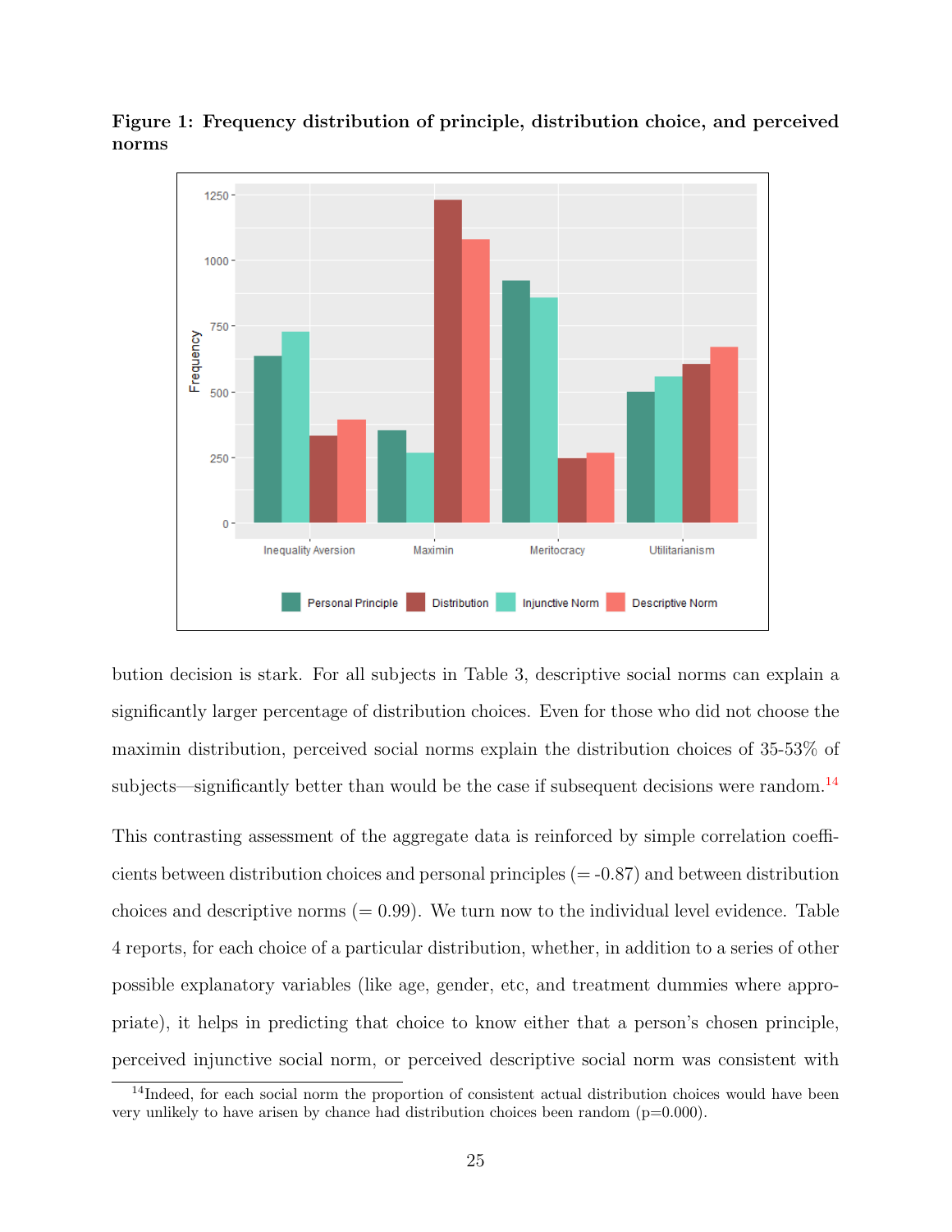**Figure 1: Frequency distribution of principle, distribution choice, and perceived norms**

bution decision is stark. For all subjects in Table 3, descriptive social norms can explain a significantly larger percentage of distribution choices. Even for those who did not choose the maximin distribution, perceived social norms explain the distribution choices of 35-53% of subjects—significantly better than would be the case if subsequent decisions were random.[14]

This contrasting assessment of the aggregate data is reinforced by simple correlation coefficients between distribution choices and personal principles (= -0.87) and between distribution choices and descriptive norms (= 0.99). We turn now to the individual level evidence. Table 4 reports, for each choice of a particular distribution, whether, in addition to a series of other possible explanatory variables (like age, gender, etc, and treatment dummies where appropriate), it helps in predicting that choice to know either that a person's chosen principle, perceived injunctive social norm, or perceived descriptive social norm was consistent with

[14]Indeed, for each social norm the proportion of consistent actual distribution choices would have been very unlikely to have arisen by chance had distribution choices been random (p=0.000).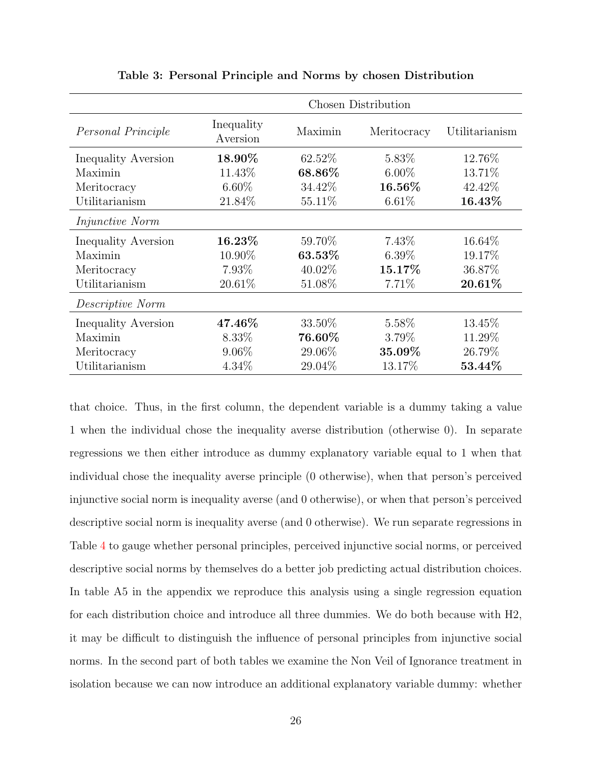**Table 3: Personal Principle and Norms by chosen Distribution**

| | Chosen Distribution | | | |
|---|---|---|---|---|
| *Personal Principle* | Inequality Aversion | Maximin | Meritocracy | Utilitarianism |
| Inequality Aversion | **18.90%** | 62.52% | 5.83% | 12.76% |
| Maximin | 11.43% | **68.86%** | 6.00% | 13.71% |
| Meritocracy | 6.60% | 34.42% | **16.56%** | 42.42% |
| Utilitarianism | 21.84% | 55.11% | 6.61% | **16.43%** |
| *Injunctive Norm* | | | | |
| Inequality Aversion | **16.23%** | 59.70% | 7.43% | 16.64% |
| Maximin | 10.90% | **63.53%** | 6.39% | 19.17% |
| Meritocracy | 7.93% | 40.02% | **15.17%** | 36.87% |
| Utilitarianism | 20.61% | 51.08% | 7.71% | **20.61%** |
| *Descriptive Norm* | | | | |
| Inequality Aversion | **47.46%** | 33.50% | 5.58% | 13.45% |
| Maximin | 8.33% | **76.60%** | 3.79% | 11.29% |
| Meritocracy | 9.06% | 29.06% | **35.09%** | 26.79% |
| Utilitarianism | 4.34% | 29.04% | 13.17% | **53.44%** |

that choice. Thus, in the first column, the dependent variable is a dummy taking a value 1 when the individual chose the inequality averse distribution (otherwise 0). In separate regressions we then either introduce as dummy explanatory variable equal to 1 when that individual chose the inequality averse principle (0 otherwise), when that person's perceived injunctive social norm is inequality averse (and 0 otherwise), or when that person's perceived descriptive social norm is inequality averse (and 0 otherwise). We run separate regressions in Table 4 to gauge whether personal principles, perceived injunctive social norms, or perceived descriptive social norms by themselves do a better job predicting actual distribution choices. In table A5 in the appendix we reproduce this analysis using a single regression equation for each distribution choice and introduce all three dummies. We do both because with H2, it may be difficult to distinguish the influence of personal principles from injunctive social norms. In the second part of both tables we examine the Non Veil of Ignorance treatment in isolation because we can now introduce an additional explanatory variable dummy: whether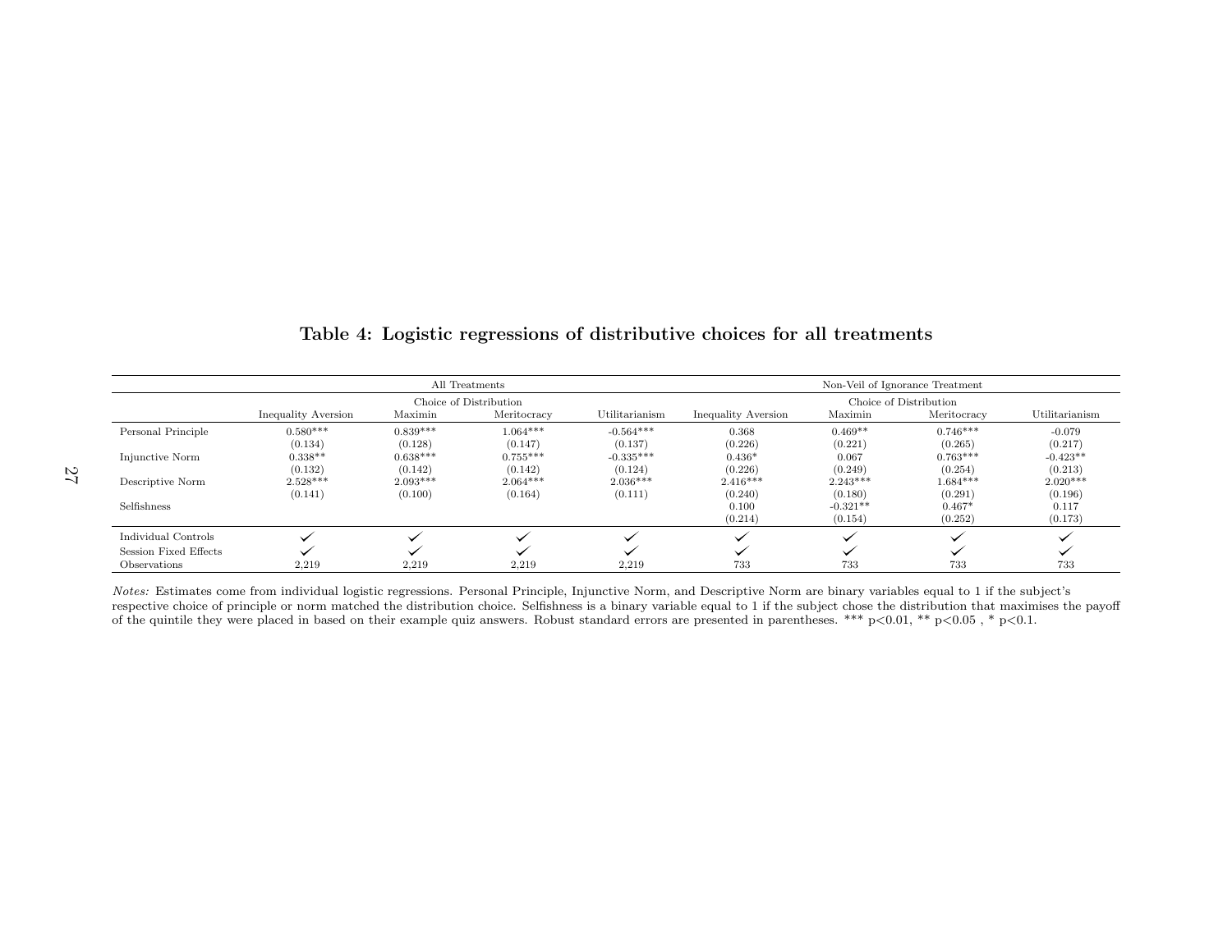# Table 4: Logistic regressions of distributive choices for all treatments

| | All Treatments | | | | Non-Veil of Ignorance Treatment | | | |
|---|---|---|---|---|---|---|---|---|
| | Choice of Distribution | | | | Choice of Distribution | | | |
| | Inequality Aversion | Maximin | Meritocracy | Utilitarianism | Inequality Aversion | Maximin | Meritocracy | Utilitarianism |
| Personal Principle | 0.580*** | 0.839*** | 1.064*** | -0.564*** | 0.368 | 0.469** | 0.746*** | -0.079 |
| | (0.134) | (0.128) | (0.147) | (0.137) | (0.226) | (0.221) | (0.265) | (0.217) |
| Injunctive Norm | 0.338** | 0.638*** | 0.755*** | -0.335*** | 0.436* | 0.067 | 0.763*** | -0.423** |
| | (0.132) | (0.142) | (0.142) | (0.124) | (0.226) | (0.249) | (0.254) | (0.213) |
| Descriptive Norm | 2.528*** | 2.093*** | 2.064*** | 2.036*** | 2.416*** | 2.243*** | 1.684*** | 2.020*** |
| | (0.141) | (0.100) | (0.164) | (0.111) | (0.240) | (0.180) | (0.291) | (0.196) |
| Selfishness | | | | | 0.100 | -0.321** | 0.467* | 0.117 |
| | | | | | (0.214) | (0.154) | (0.252) | (0.173) |
| Individual Controls | ✓ | ✓ | ✓ | ✓ | ✓ | ✓ | ✓ | ✓ |
| Session Fixed Effects | ✓ | ✓ | ✓ | ✓ | ✓ | ✓ | ✓ | ✓ |
| Observations | 2,219 | 2,219 | 2,219 | 2,219 | 733 | 733 | 733 | 733 |

*Notes:* Estimates come from individual logistic regressions. Personal Principle, Injunctive Norm, and Descriptive Norm are binary variables equal to 1 if the subject's respective choice of principle or norm matched the distribution choice. Selfishness is a binary variable equal to 1 if the subject chose the distribution that maximises the payoff of the quintile they were placed in based on their example quiz answers. Robust standard errors are presented in parentheses. *** $p<0.01$, ** $p<0.05$ , * $p<0.1$.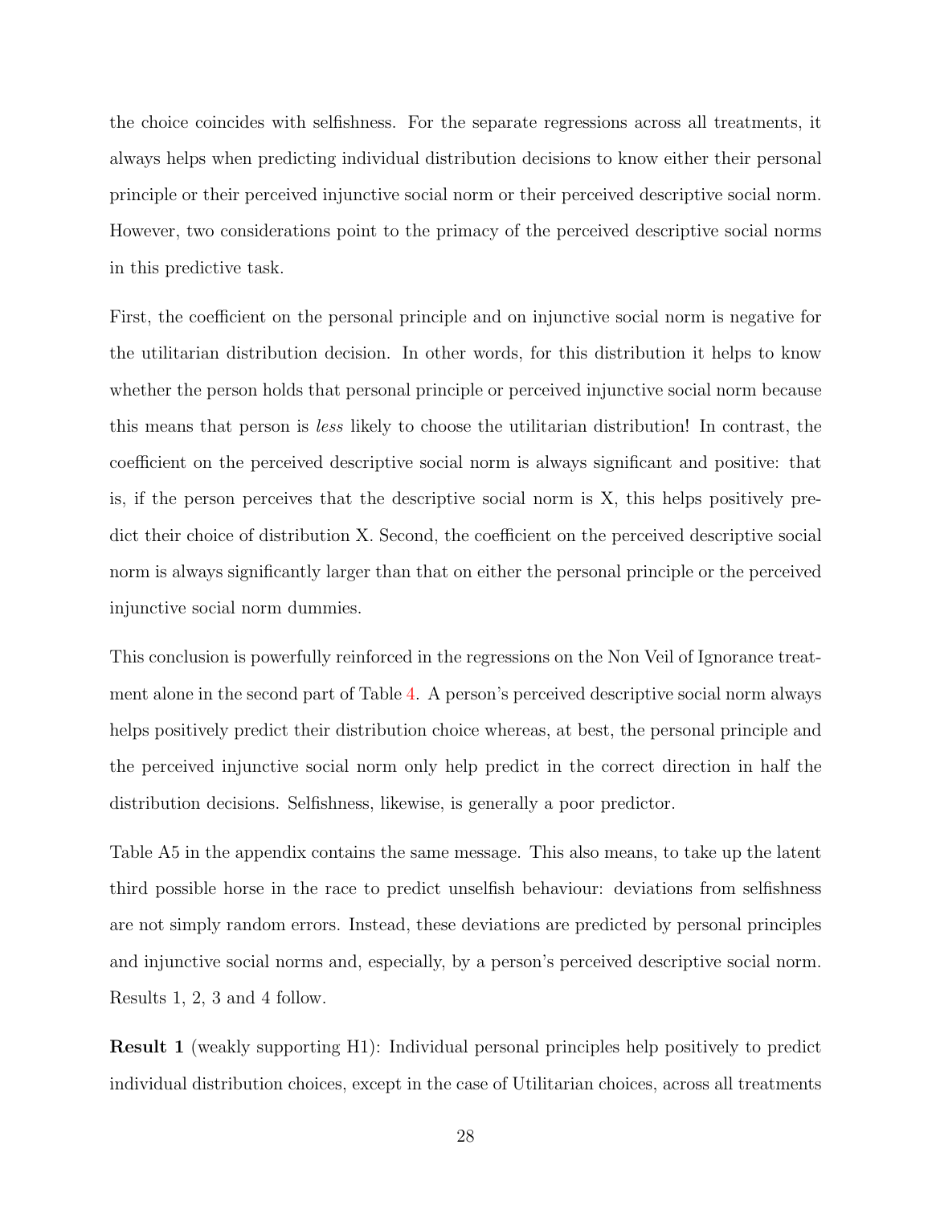the choice coincides with selfishness. For the separate regressions across all treatments, it always helps when predicting individual distribution decisions to know either their personal principle or their perceived injunctive social norm or their perceived descriptive social norm. However, two considerations point to the primacy of the perceived descriptive social norms in this predictive task.

First, the coefficient on the personal principle and on injunctive social norm is negative for the utilitarian distribution decision. In other words, for this distribution it helps to know whether the person holds that personal principle or perceived injunctive social norm because this means that person is *less* likely to choose the utilitarian distribution! In contrast, the coefficient on the perceived descriptive social norm is always significant and positive: that is, if the person perceives that the descriptive social norm is X, this helps positively predict their choice of distribution X. Second, the coefficient on the perceived descriptive social norm is always significantly larger than that on either the personal principle or the perceived injunctive social norm dummies.

This conclusion is powerfully reinforced in the regressions on the Non Veil of Ignorance treatment alone in the second part of Table 4. A person's perceived descriptive social norm always helps positively predict their distribution choice whereas, at best, the personal principle and the perceived injunctive social norm only help predict in the correct direction in half the distribution decisions. Selfishness, likewise, is generally a poor predictor.

Table A5 in the appendix contains the same message. This also means, to take up the latent third possible horse in the race to predict unselfish behaviour: deviations from selfishness are not simply random errors. Instead, these deviations are predicted by personal principles and injunctive social norms and, especially, by a person's perceived descriptive social norm. Results 1, 2, 3 and 4 follow.

**Result 1** (weakly supporting H1): Individual personal principles help positively to predict individual distribution choices, except in the case of Utilitarian choices, across all treatments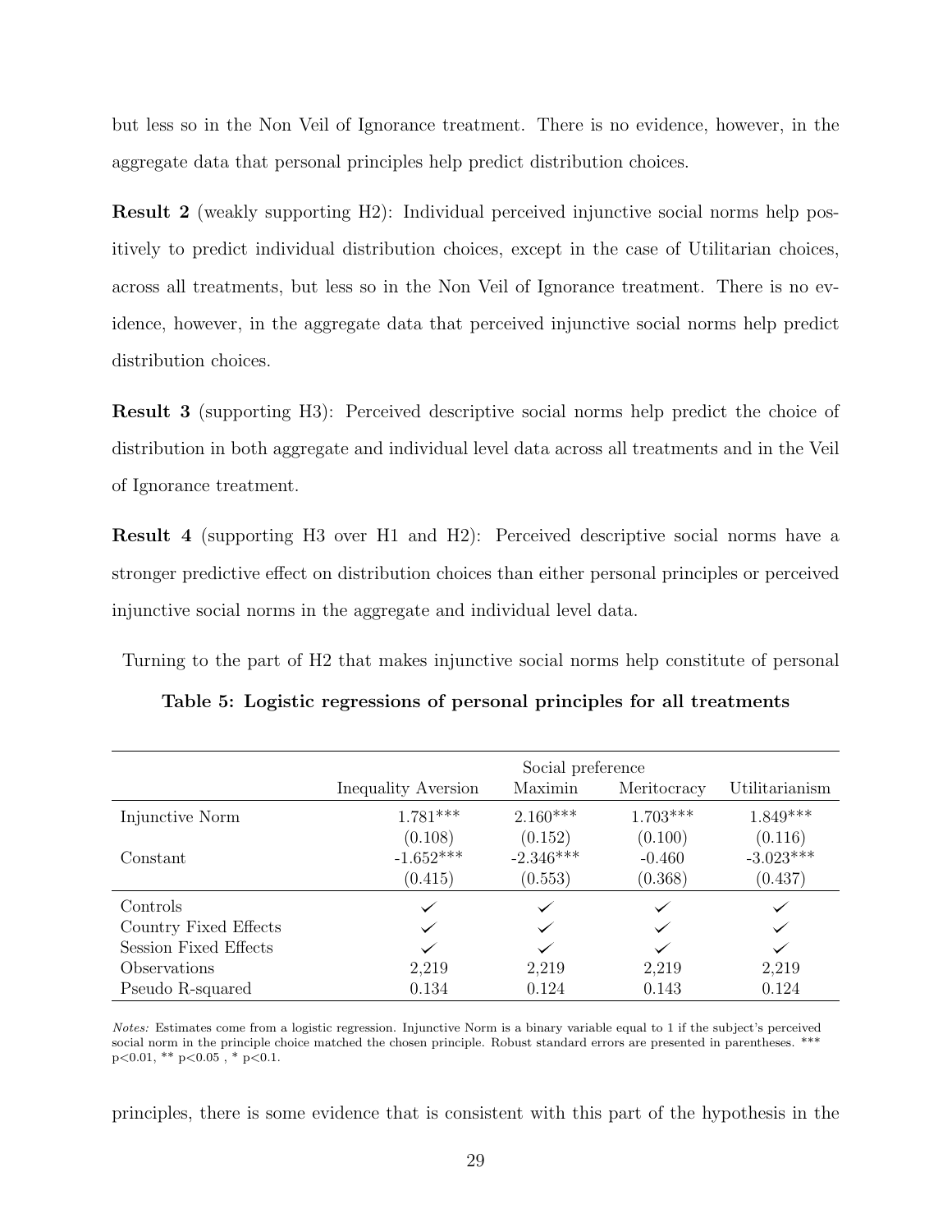but less so in the Non Veil of Ignorance treatment. There is no evidence, however, in the aggregate data that personal principles help predict distribution choices.

**Result 2** (weakly supporting H2): Individual perceived injunctive social norms help positively to predict individual distribution choices, except in the case of Utilitarian choices, across all treatments, but less so in the Non Veil of Ignorance treatment. There is no evidence, however, in the aggregate data that perceived injunctive social norms help predict distribution choices.

**Result 3** (supporting H3): Perceived descriptive social norms help predict the choice of distribution in both aggregate and individual level data across all treatments and in the Veil of Ignorance treatment.

**Result 4** (supporting H3 over H1 and H2): Perceived descriptive social norms have a stronger predictive effect on distribution choices than either personal principles or perceived injunctive social norms in the aggregate and individual level data.

Turning to the part of H2 that makes injunctive social norms help constitute of personal

**Table 5: Logistic regressions of personal principles for all treatments**

| | Social preference | | | |
|---|---|---|---|---|
| | Inequality Aversion | Maximin | Meritocracy | Utilitarianism |
| Injunctive Norm | 1.781*** | 2.160*** | 1.703*** | 1.849*** |
| | (0.108) | (0.152) | (0.100) | (0.116) |
| Constant | -1.652*** | -2.346*** | -0.460 | -3.023*** |
| | (0.415) | (0.553) | (0.368) | (0.437) |
| Controls | ✓ | ✓ | ✓ | ✓ |
| Country Fixed Effects | ✓ | ✓ | ✓ | ✓ |
| Session Fixed Effects | ✓ | ✓ | ✓ | ✓ |
| Observations | 2,219 | 2,219 | 2,219 | 2,219 |
| Pseudo R-squared | 0.134 | 0.124 | 0.143 | 0.124 |

*Notes:* Estimates come from a logistic regression. Injunctive Norm is a binary variable equal to 1 if the subject's perceived social norm in the principle choice matched the chosen principle. Robust standard errors are presented in parentheses. *** $p<0.01$, ** $p<0.05$ , * $p<0.1$.

principles, there is some evidence that is consistent with this part of the hypothesis in the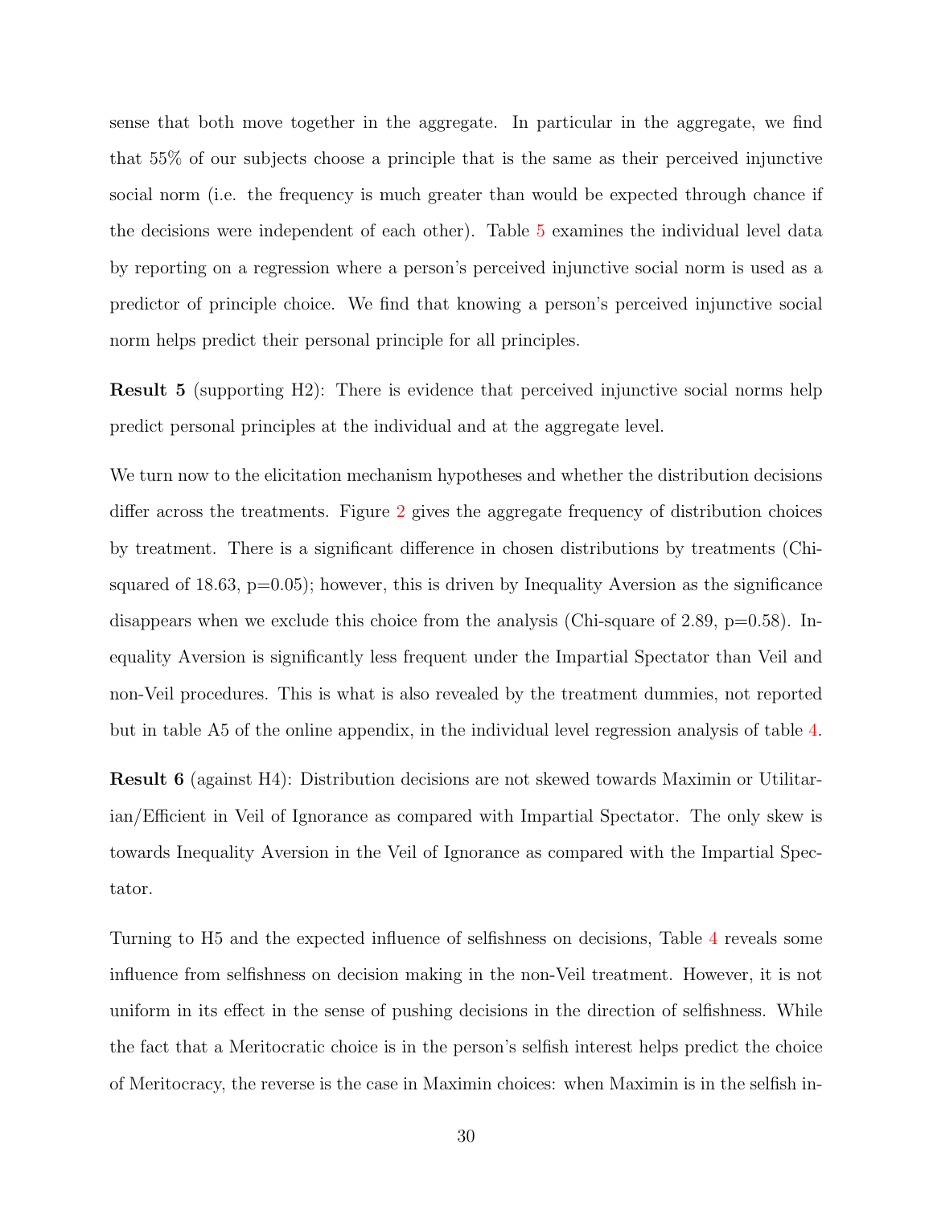sense that both move together in the aggregate. In particular in the aggregate, we find that 55% of our subjects choose a principle that is the same as their perceived injunctive social norm (i.e. the frequency is much greater than would be expected through chance if the decisions were independent of each other). Table 5 examines the individual level data by reporting on a regression where a person's perceived injunctive social norm is used as a predictor of principle choice. We find that knowing a person's perceived injunctive social norm helps predict their personal principle for all principles.

**Result 5** (supporting H2): There is evidence that perceived injunctive social norms help predict personal principles at the individual and at the aggregate level.

We turn now to the elicitation mechanism hypotheses and whether the distribution decisions differ across the treatments. Figure 2 gives the aggregate frequency of distribution choices by treatment. There is a significant difference in chosen distributions by treatments (Chi-squared of 18.63, p=0.05); however, this is driven by Inequality Aversion as the significance disappears when we exclude this choice from the analysis (Chi-square of 2.89, p=0.58). Inequality Aversion is significantly less frequent under the Impartial Spectator than Veil and non-Veil procedures. This is what is also revealed by the treatment dummies, not reported but in table A5 of the online appendix, in the individual level regression analysis of table 4.

**Result 6** (against H4): Distribution decisions are not skewed towards Maximin or Utilitarian/Efficient in Veil of Ignorance as compared with Impartial Spectator. The only skew is towards Inequality Aversion in the Veil of Ignorance as compared with the Impartial Spectator.

Turning to H5 and the expected influence of selfishness on decisions, Table 4 reveals some influence from selfishness on decision making in the non-Veil treatment. However, it is not uniform in its effect in the sense of pushing decisions in the direction of selfishness. While the fact that a Meritocratic choice is in the person's selfish interest helps predict the choice of Meritocracy, the reverse is the case in Maximin choices: when Maximin is in the selfish in-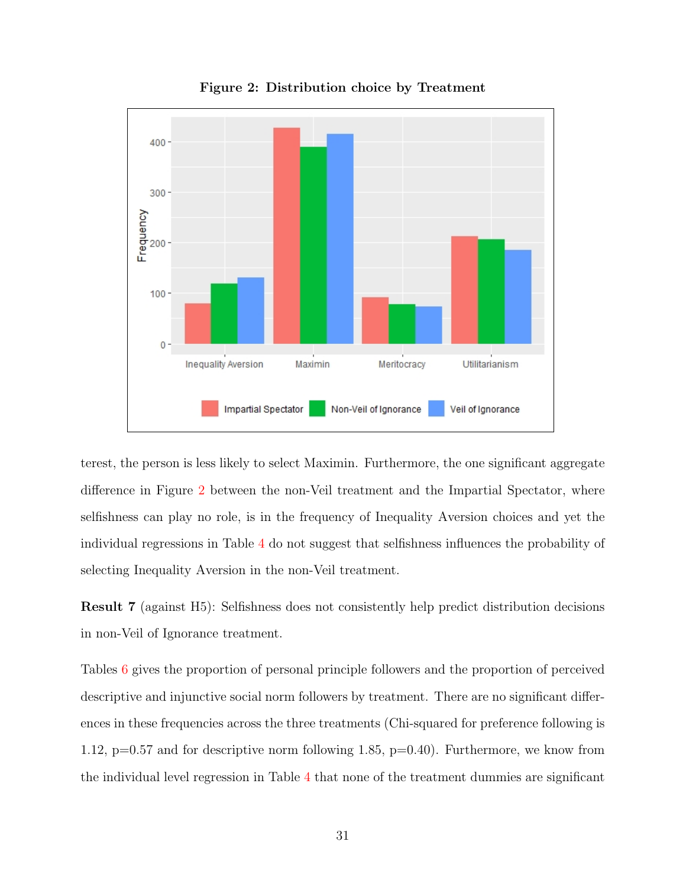**Figure 2: Distribution choice by Treatment**

terest, the person is less likely to select Maximin. Furthermore, the one significant aggregate difference in Figure 2 between the non-Veil treatment and the Impartial Spectator, where selfishness can play no role, is in the frequency of Inequality Aversion choices and yet the individual regressions in Table 4 do not suggest that selfishness influences the probability of selecting Inequality Aversion in the non-Veil treatment.

**Result 7** (against H5): Selfishness does not consistently help predict distribution decisions in non-Veil of Ignorance treatment.

Tables 6 gives the proportion of personal principle followers and the proportion of perceived descriptive and injunctive social norm followers by treatment. There are no significant differences in these frequencies across the three treatments (Chi-squared for preference following is 1.12, p=0.57 and for descriptive norm following 1.85, p=0.40). Furthermore, we know from the individual level regression in Table 4 that none of the treatment dummies are significant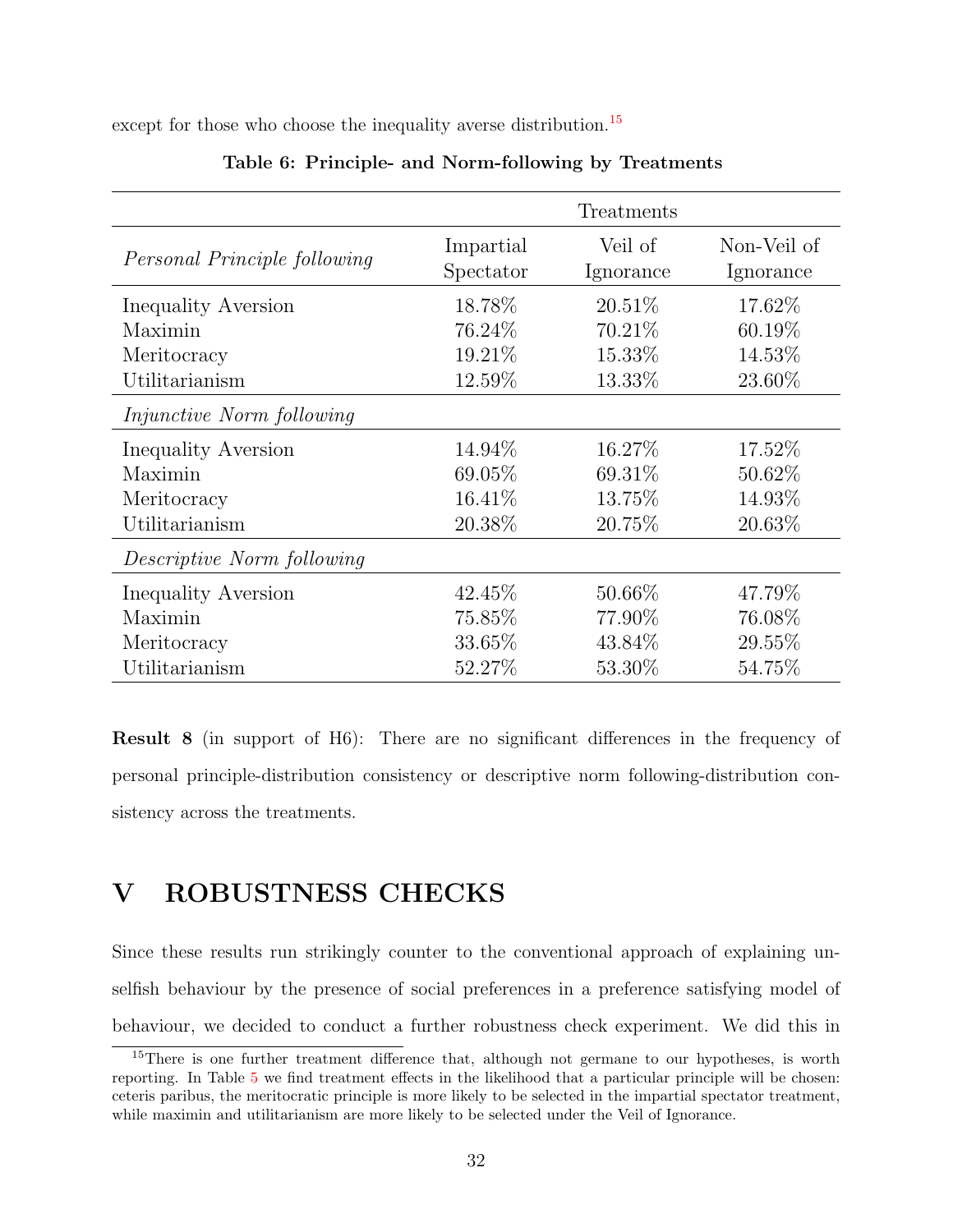except for those who choose the inequality averse distribution.[15]

**Table 6: Principle- and Norm-following by Treatments**

| | Treatments | | |
|---|---|---|---|
| *Personal Principle following* | Impartial Spectator | Veil of Ignorance | Non-Veil of Ignorance |
| Inequality Aversion | 18.78% | 20.51% | 17.62% |
| Maximin | 76.24% | 70.21% | 60.19% |
| Meritocracy | 19.21% | 15.33% | 14.53% |
| Utilitarianism | 12.59% | 13.33% | 23.60% |
| *Injunctive Norm following* | | | |
| Inequality Aversion | 14.94% | 16.27% | 17.52% |
| Maximin | 69.05% | 69.31% | 50.62% |
| Meritocracy | 16.41% | 13.75% | 14.93% |
| Utilitarianism | 20.38% | 20.75% | 20.63% |
| *Descriptive Norm following* | | | |
| Inequality Aversion | 42.45% | 50.66% | 47.79% |
| Maximin | 75.85% | 77.90% | 76.08% |
| Meritocracy | 33.65% | 43.84% | 29.55% |
| Utilitarianism | 52.27% | 53.30% | 54.75% |

**Result 8** (in support of H6): There are no significant differences in the frequency of personal principle-distribution consistency or descriptive norm following-distribution consistency across the treatments.

# V ROBUSTNESS CHECKS

Since these results run strikingly counter to the conventional approach of explaining unselfish behaviour by the presence of social preferences in a preference satisfying model of behaviour, we decided to conduct a further robustness check experiment. We did this in

[15] There is one further treatment difference that, although not germane to our hypotheses, is worth reporting. In Table 5 we find treatment effects in the likelihood that a particular principle will be chosen: ceteris paribus, the meritocratic principle is more likely to be selected in the impartial spectator treatment, while maximin and utilitarianism are more likely to be selected under the Veil of Ignorance.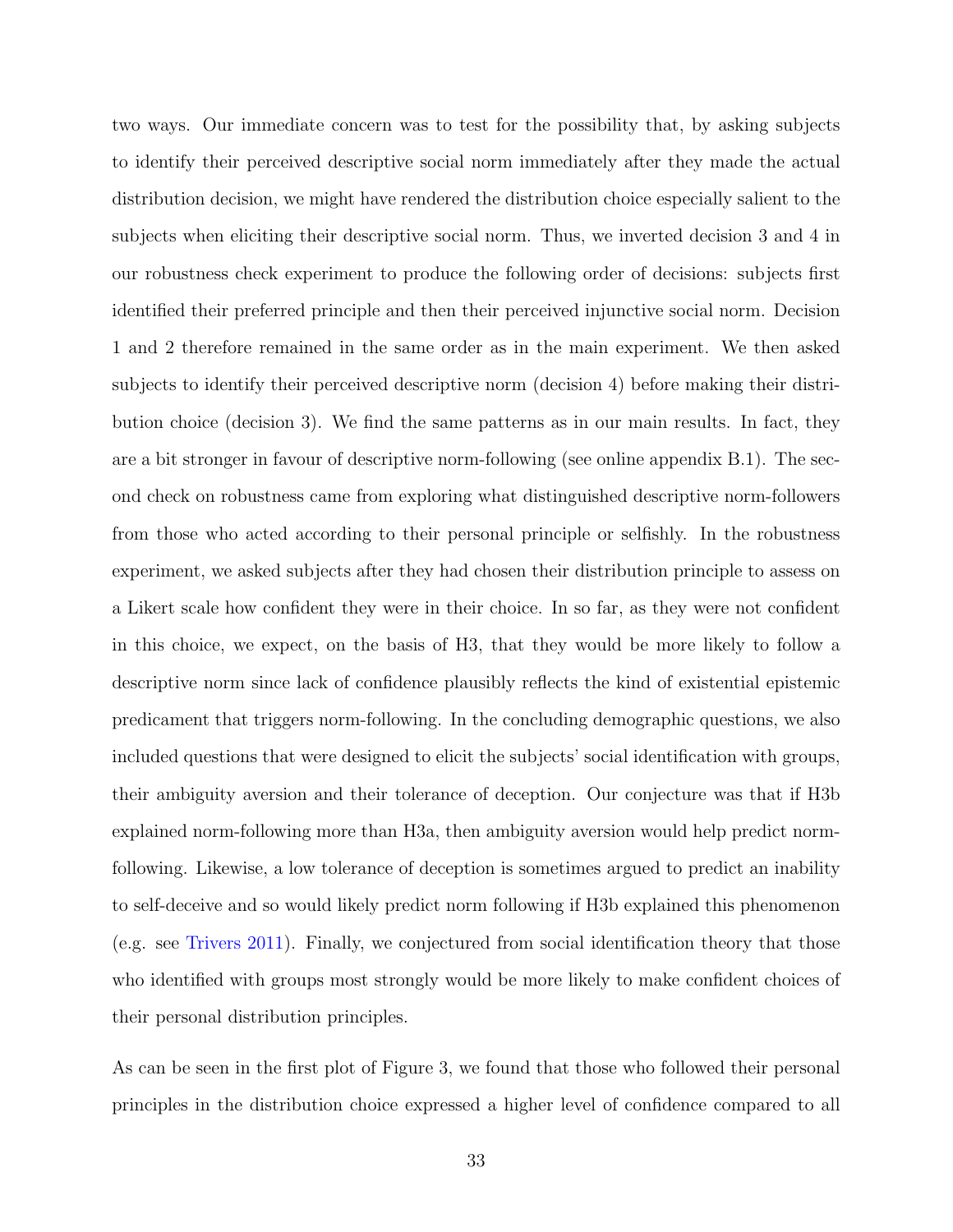two ways. Our immediate concern was to test for the possibility that, by asking subjects to identify their perceived descriptive social norm immediately after they made the actual distribution decision, we might have rendered the distribution choice especially salient to the subjects when eliciting their descriptive social norm. Thus, we inverted decision 3 and 4 in our robustness check experiment to produce the following order of decisions: subjects first identified their preferred principle and then their perceived injunctive social norm. Decision 1 and 2 therefore remained in the same order as in the main experiment. We then asked subjects to identify their perceived descriptive norm (decision 4) before making their distribution choice (decision 3). We find the same patterns as in our main results. In fact, they are a bit stronger in favour of descriptive norm-following (see online appendix B.1). The second check on robustness came from exploring what distinguished descriptive norm-followers from those who acted according to their personal principle or selfishly. In the robustness experiment, we asked subjects after they had chosen their distribution principle to assess on a Likert scale how confident they were in their choice. In so far, as they were not confident in this choice, we expect, on the basis of H3, that they would be more likely to follow a descriptive norm since lack of confidence plausibly reflects the kind of existential epistemic predicament that triggers norm-following. In the concluding demographic questions, we also included questions that were designed to elicit the subjects' social identification with groups, their ambiguity aversion and their tolerance of deception. Our conjecture was that if H3b explained norm-following more than H3a, then ambiguity aversion would help predict norm-following. Likewise, a low tolerance of deception is sometimes argued to predict an inability to self-deceive and so would likely predict norm following if H3b explained this phenomenon (e.g. see Trivers 2011). Finally, we conjectured from social identification theory that those who identified with groups most strongly would be more likely to make confident choices of their personal distribution principles.

As can be seen in the first plot of Figure 3, we found that those who followed their personal principles in the distribution choice expressed a higher level of confidence compared to all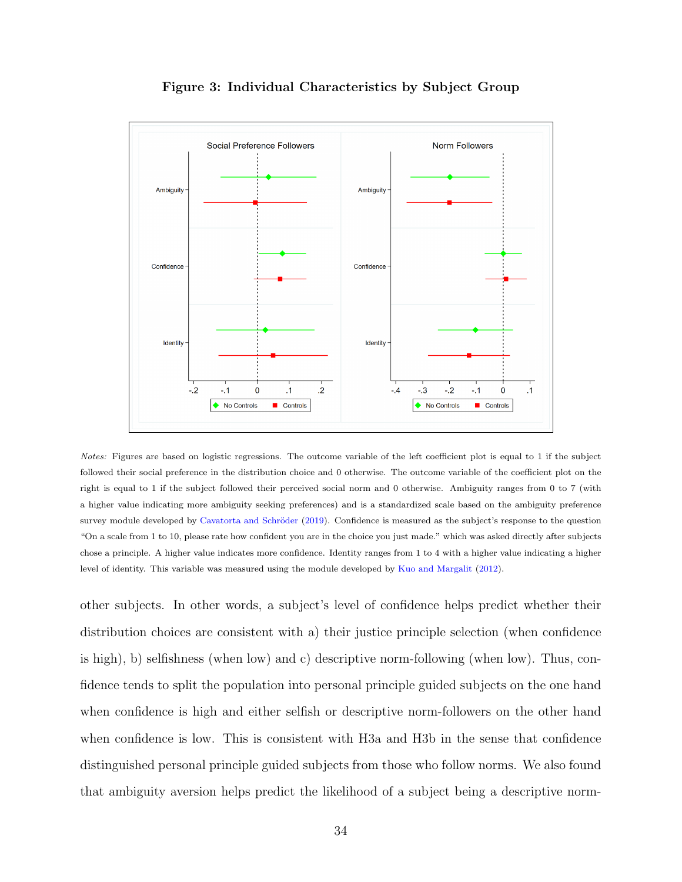**Figure 3: Individual Characteristics by Subject Group**

*Notes:* Figures are based on logistic regressions. The outcome variable of the left coefficient plot is equal to 1 if the subject followed their social preference in the distribution choice and 0 otherwise. The outcome variable of the coefficient plot on the right is equal to 1 if the subject followed their perceived social norm and 0 otherwise. Ambiguity ranges from 0 to 7 (with a higher value indicating more ambiguity seeking preferences) and is a standardized scale based on the ambiguity preference survey module developed by Cavatorta and Schröder (2019). Confidence is measured as the subject's response to the question "On a scale from 1 to 10, please rate how confident you are in the choice you just made." which was asked directly after subjects chose a principle. A higher value indicates more confidence. Identity ranges from 1 to 4 with a higher value indicating a higher level of identity. This variable was measured using the module developed by Kuo and Margalit (2012).

other subjects. In other words, a subject's level of confidence helps predict whether their distribution choices are consistent with a) their justice principle selection (when confidence is high), b) selfishness (when low) and c) descriptive norm-following (when low). Thus, confidence tends to split the population into personal principle guided subjects on the one hand when confidence is high and either selfish or descriptive norm-followers on the other hand when confidence is low. This is consistent with H3a and H3b in the sense that confidence distinguished personal principle guided subjects from those who follow norms. We also found that ambiguity aversion helps predict the likelihood of a subject being a descriptive norm-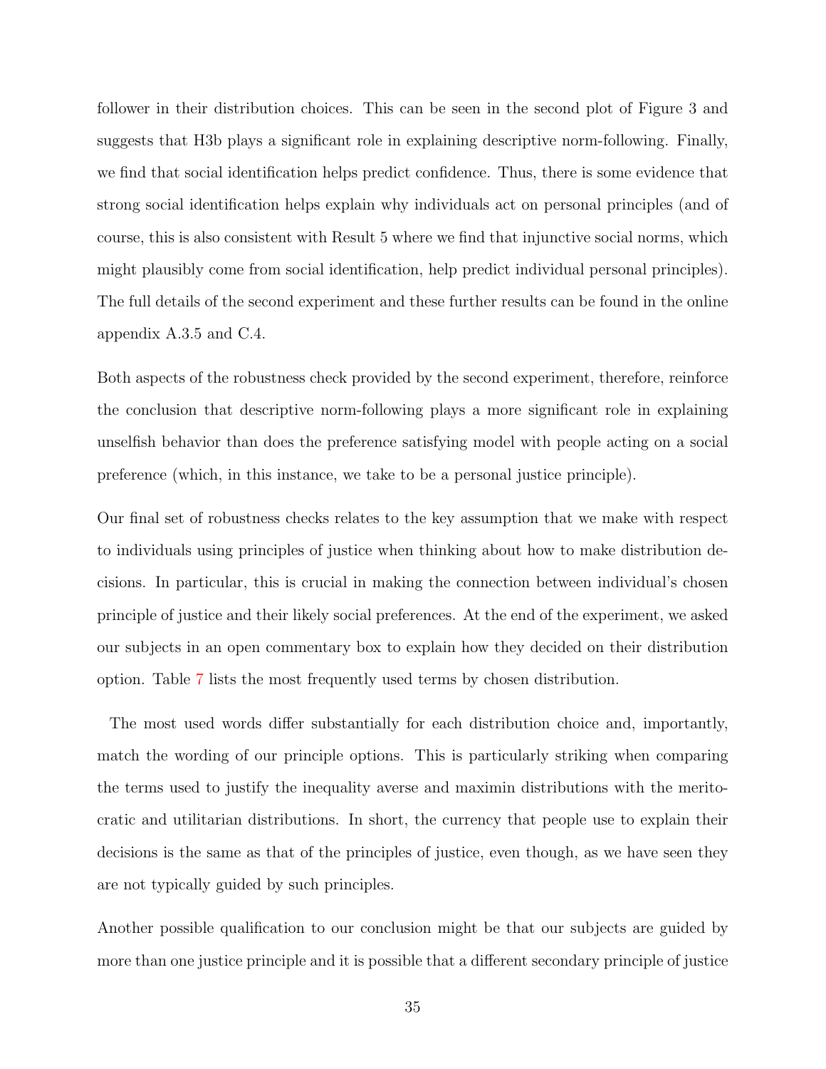follower in their distribution choices. This can be seen in the second plot of Figure 3 and suggests that H3b plays a significant role in explaining descriptive norm-following. Finally, we find that social identification helps predict confidence. Thus, there is some evidence that strong social identification helps explain why individuals act on personal principles (and of course, this is also consistent with Result 5 where we find that injunctive social norms, which might plausibly come from social identification, help predict individual personal principles). The full details of the second experiment and these further results can be found in the online appendix A.3.5 and C.4.

Both aspects of the robustness check provided by the second experiment, therefore, reinforce the conclusion that descriptive norm-following plays a more significant role in explaining unselfish behavior than does the preference satisfying model with people acting on a social preference (which, in this instance, we take to be a personal justice principle).

Our final set of robustness checks relates to the key assumption that we make with respect to individuals using principles of justice when thinking about how to make distribution decisions. In particular, this is crucial in making the connection between individual's chosen principle of justice and their likely social preferences. At the end of the experiment, we asked our subjects in an open commentary box to explain how they decided on their distribution option. Table 7 lists the most frequently used terms by chosen distribution.

The most used words differ substantially for each distribution choice and, importantly, match the wording of our principle options. This is particularly striking when comparing the terms used to justify the inequality averse and maximin distributions with the meritocratic and utilitarian distributions. In short, the currency that people use to explain their decisions is the same as that of the principles of justice, even though, as we have seen they are not typically guided by such principles.

Another possible qualification to our conclusion might be that our subjects are guided by more than one justice principle and it is possible that a different secondary principle of justice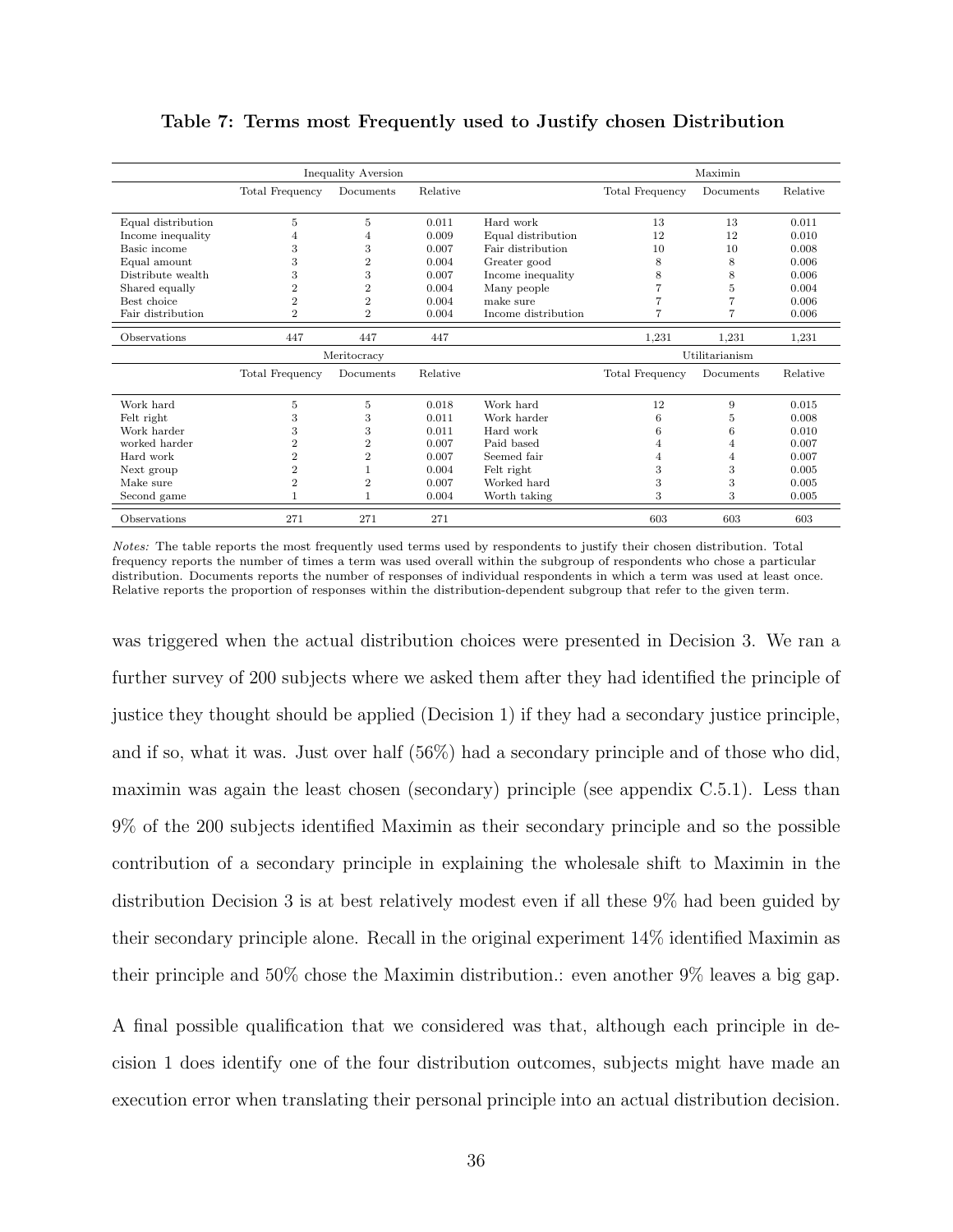**Table 7: Terms most Frequently used to Justify chosen Distribution**

| | Inequality Aversion | | | | Maximin | | |
|---|---|---|---|---|---|---|---|
| | Total Frequency | Documents | Relative | | Total Frequency | Documents | Relative |
| Equal distribution | 5 | 5 | 0.011 | Hard work | 13 | 13 | 0.011 |
| Income inequality | 4 | 4 | 0.009 | Equal distribution | 12 | 12 | 0.010 |
| Basic income | 3 | 3 | 0.007 | Fair distribution | 10 | 10 | 0.008 |
| Equal amount | 3 | 2 | 0.004 | Greater good | 8 | 8 | 0.006 |
| Distribute wealth | 3 | 3 | 0.007 | Income inequality | 8 | 8 | 0.006 |
| Shared equally | 2 | 2 | 0.004 | Many people | 7 | 5 | 0.004 |
| Best choice | 2 | 2 | 0.004 | make sure | 7 | 7 | 0.006 |
| Fair distribution | 2 | 2 | 0.004 | Income distribution | 7 | 7 | 0.006 |
| Observations | 447 | 447 | 447 | | 1,231 | 1,231 | 1,231 |
| | Meritocracy | | | | Utilitarianism | | |
| | Total Frequency | Documents | Relative | | Total Frequency | Documents | Relative |
| Work hard | 5 | 5 | 0.018 | Work hard | 12 | 9 | 0.015 |
| Felt right | 3 | 3 | 0.011 | Work harder | 6 | 5 | 0.008 |
| Work harder | 3 | 3 | 0.011 | Hard work | 6 | 6 | 0.010 |
| worked harder | 2 | 2 | 0.007 | Paid based | 4 | 4 | 0.007 |
| Hard work | 2 | 2 | 0.007 | Seemed fair | 4 | 4 | 0.007 |
| Next group | 2 | 1 | 0.004 | Felt right | 3 | 3 | 0.005 |
| Make sure | 2 | 2 | 0.007 | Worked hard | 3 | 3 | 0.005 |
| Second game | 1 | 1 | 0.004 | Worth taking | 3 | 3 | 0.005 |
| Observations | 271 | 271 | 271 | | 603 | 603 | 603 |

*Notes:* The table reports the most frequently used terms used by respondents to justify their chosen distribution. Total frequency reports the number of times a term was used overall within the subgroup of respondents who chose a particular distribution. Documents reports the number of responses of individual respondents in which a term was used at least once. Relative reports the proportion of responses within the distribution-dependent subgroup that refer to the given term.

was triggered when the actual distribution choices were presented in Decision 3. We ran a further survey of 200 subjects where we asked them after they had identified the principle of justice they thought should be applied (Decision 1) if they had a secondary justice principle, and if so, what it was. Just over half (56%) had a secondary principle and of those who did, maximin was again the least chosen (secondary) principle (see appendix C.5.1). Less than 9% of the 200 subjects identified Maximin as their secondary principle and so the possible contribution of a secondary principle in explaining the wholesale shift to Maximin in the distribution Decision 3 is at best relatively modest even if all these 9% had been guided by their secondary principle alone. Recall in the original experiment 14% identified Maximin as their principle and 50% chose the Maximin distribution.: even another 9% leaves a big gap.

A final possible qualification that we considered was that, although each principle in decision 1 does identify one of the four distribution outcomes, subjects might have made an execution error when translating their personal principle into an actual distribution decision.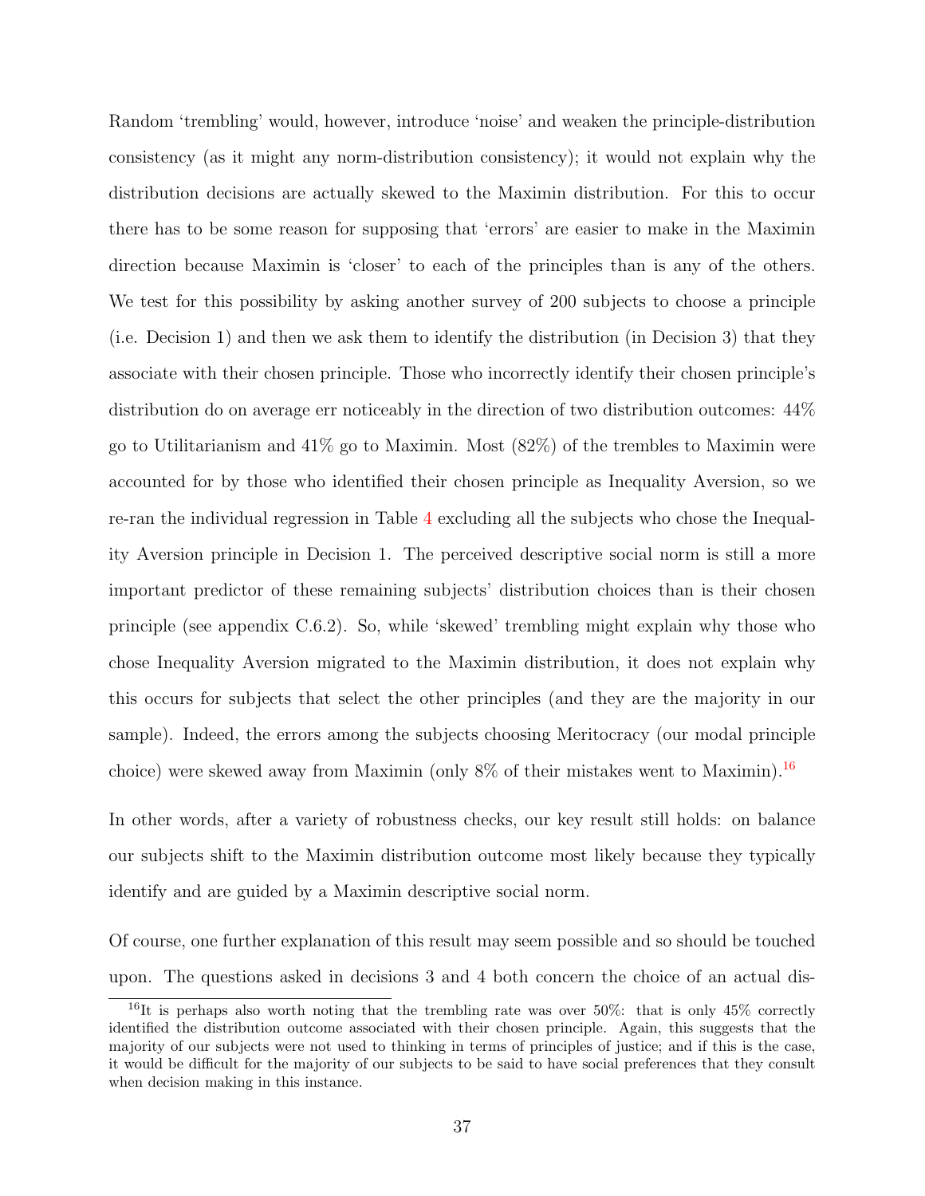Random 'trembling' would, however, introduce 'noise' and weaken the principle-distribution consistency (as it might any norm-distribution consistency); it would not explain why the distribution decisions are actually skewed to the Maximin distribution. For this to occur there has to be some reason for supposing that 'errors' are easier to make in the Maximin direction because Maximin is 'closer' to each of the principles than is any of the others. We test for this possibility by asking another survey of 200 subjects to choose a principle (i.e. Decision 1) and then we ask them to identify the distribution (in Decision 3) that they associate with their chosen principle. Those who incorrectly identify their chosen principle's distribution do on average err noticeably in the direction of two distribution outcomes: 44% go to Utilitarianism and 41% go to Maximin. Most (82%) of the trembles to Maximin were accounted for by those who identified their chosen principle as Inequality Aversion, so we re-ran the individual regression in Table 4 excluding all the subjects who chose the Inequality Aversion principle in Decision 1. The perceived descriptive social norm is still a more important predictor of these remaining subjects' distribution choices than is their chosen principle (see appendix C.6.2). So, while 'skewed' trembling might explain why those who chose Inequality Aversion migrated to the Maximin distribution, it does not explain why this occurs for subjects that select the other principles (and they are the majority in our sample). Indeed, the errors among the subjects choosing Meritocracy (our modal principle choice) were skewed away from Maximin (only 8% of their mistakes went to Maximin).[16]

In other words, after a variety of robustness checks, our key result still holds: on balance our subjects shift to the Maximin distribution outcome most likely because they typically identify and are guided by a Maximin descriptive social norm.

Of course, one further explanation of this result may seem possible and so should be touched upon. The questions asked in decisions 3 and 4 both concern the choice of an actual dis-

[16] It is perhaps also worth noting that the trembling rate was over 50%: that is only 45% correctly identified the distribution outcome associated with their chosen principle. Again, this suggests that the majority of our subjects were not used to thinking in terms of principles of justice; and if this is the case, it would be difficult for the majority of our subjects to be said to have social preferences that they consult when decision making in this instance.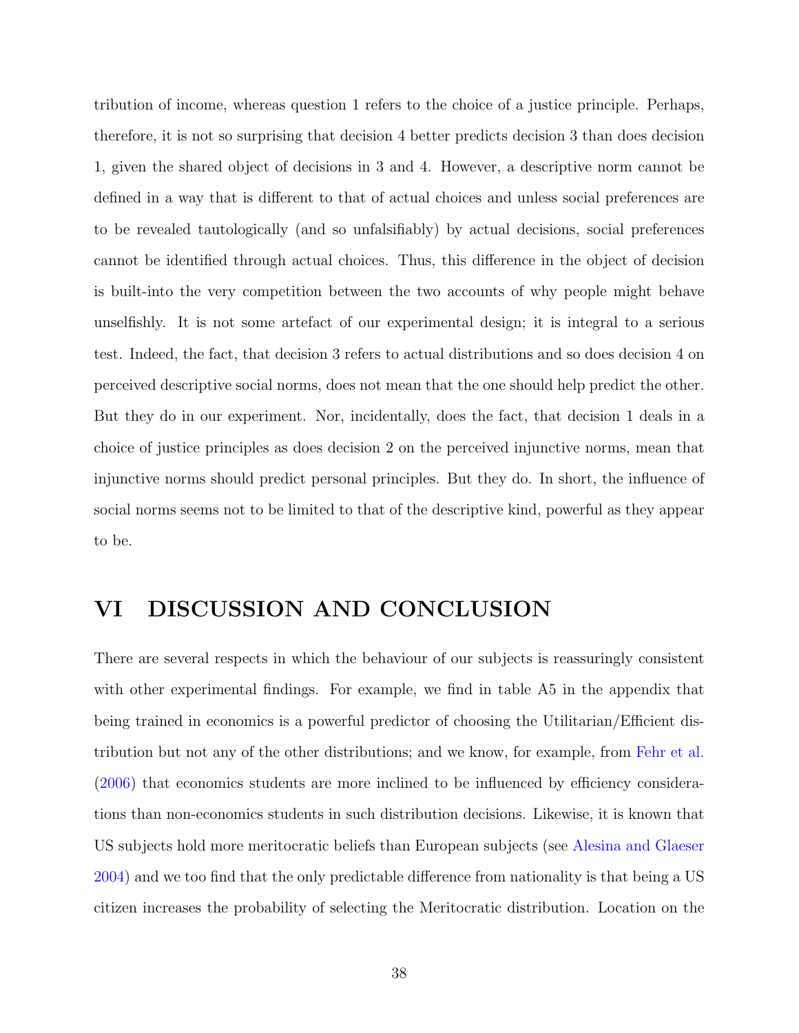tribution of income, whereas question 1 refers to the choice of a justice principle. Perhaps, therefore, it is not so surprising that decision 4 better predicts decision 3 than does decision 1, given the shared object of decisions in 3 and 4. However, a descriptive norm cannot be defined in a way that is different to that of actual choices and unless social preferences are to be revealed tautologically (and so unfalsifiably) by actual decisions, social preferences cannot be identified through actual choices. Thus, this difference in the object of decision is built-into the very competition between the two accounts of why people might behave unselfishly. It is not some artefact of our experimental design; it is integral to a serious test. Indeed, the fact, that decision 3 refers to actual distributions and so does decision 4 on perceived descriptive social norms, does not mean that the one should help predict the other. But they do in our experiment. Nor, incidentally, does the fact, that decision 1 deals in a choice of justice principles as does decision 2 on the perceived injunctive norms, mean that injunctive norms should predict personal principles. But they do. In short, the influence of social norms seems not to be limited to that of the descriptive kind, powerful as they appear to be.

# VI DISCUSSION AND CONCLUSION

There are several respects in which the behaviour of our subjects is reassuringly consistent with other experimental findings. For example, we find in table A5 in the appendix that being trained in economics is a powerful predictor of choosing the Utilitarian/Efficient distribution but not any of the other distributions; and we know, for example, from Fehr et al. (2006) that economics students are more inclined to be influenced by efficiency considerations than non-economics students in such distribution decisions. Likewise, it is known that US subjects hold more meritocratic beliefs than European subjects (see Alesina and Glaeser 2004) and we too find that the only predictable difference from nationality is that being a US citizen increases the probability of selecting the Meritocratic distribution. Location on the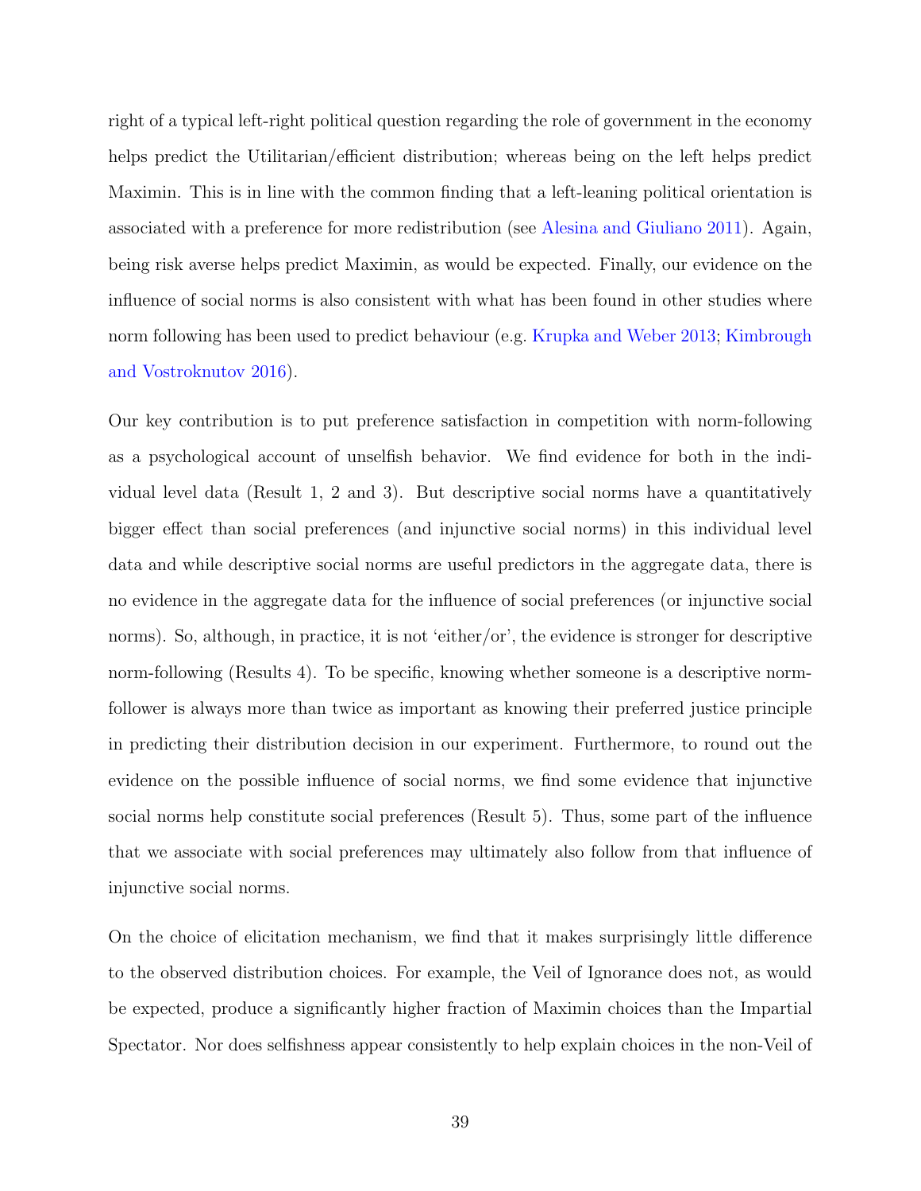right of a typical left-right political question regarding the role of government in the economy helps predict the Utilitarian/efficient distribution; whereas being on the left helps predict Maximin. This is in line with the common finding that a left-leaning political orientation is associated with a preference for more redistribution (see Alesina and Giuliano 2011). Again, being risk averse helps predict Maximin, as would be expected. Finally, our evidence on the influence of social norms is also consistent with what has been found in other studies where norm following has been used to predict behaviour (e.g. Krupka and Weber 2013; Kimbrough and Vostroknutov 2016).

Our key contribution is to put preference satisfaction in competition with norm-following as a psychological account of unselfish behavior. We find evidence for both in the individual level data (Result 1, 2 and 3). But descriptive social norms have a quantitatively bigger effect than social preferences (and injunctive social norms) in this individual level data and while descriptive social norms are useful predictors in the aggregate data, there is no evidence in the aggregate data for the influence of social preferences (or injunctive social norms). So, although, in practice, it is not 'either/or', the evidence is stronger for descriptive norm-following (Results 4). To be specific, knowing whether someone is a descriptive norm-follower is always more than twice as important as knowing their preferred justice principle in predicting their distribution decision in our experiment. Furthermore, to round out the evidence on the possible influence of social norms, we find some evidence that injunctive social norms help constitute social preferences (Result 5). Thus, some part of the influence that we associate with social preferences may ultimately also follow from that influence of injunctive social norms.

On the choice of elicitation mechanism, we find that it makes surprisingly little difference to the observed distribution choices. For example, the Veil of Ignorance does not, as would be expected, produce a significantly higher fraction of Maximin choices than the Impartial Spectator. Nor does selfishness appear consistently to help explain choices in the non-Veil of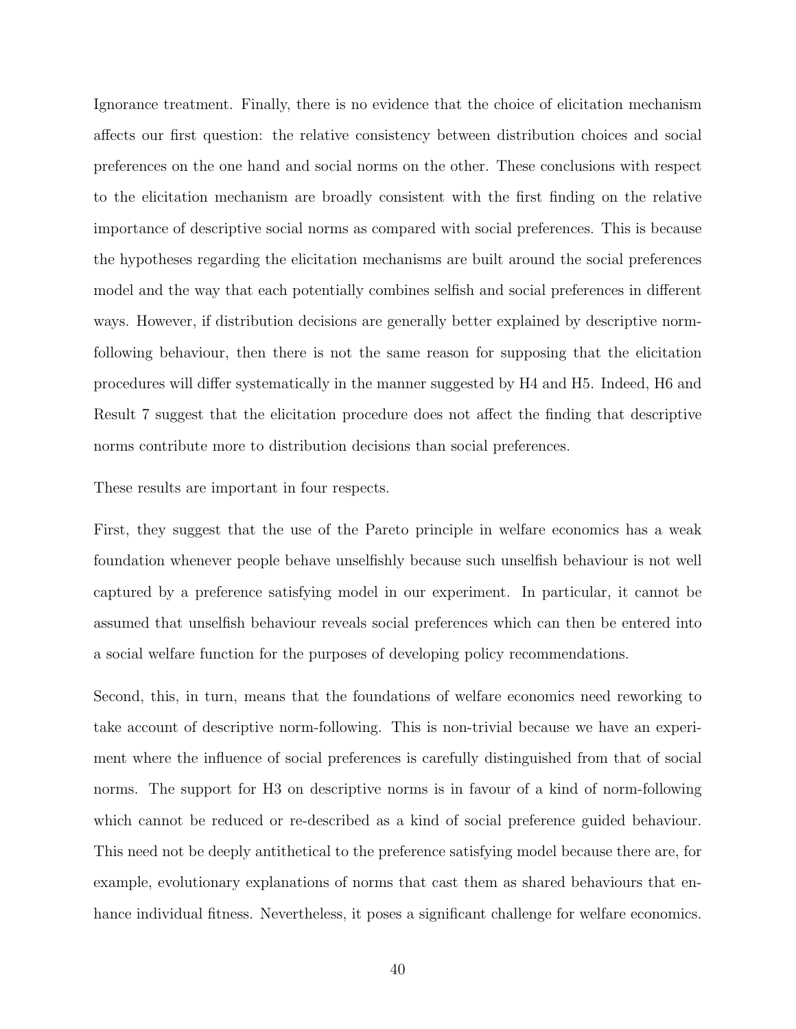Ignorance treatment. Finally, there is no evidence that the choice of elicitation mechanism affects our first question: the relative consistency between distribution choices and social preferences on the one hand and social norms on the other. These conclusions with respect to the elicitation mechanism are broadly consistent with the first finding on the relative importance of descriptive social norms as compared with social preferences. This is because the hypotheses regarding the elicitation mechanisms are built around the social preferences model and the way that each potentially combines selfish and social preferences in different ways. However, if distribution decisions are generally better explained by descriptive norm-following behaviour, then there is not the same reason for supposing that the elicitation procedures will differ systematically in the manner suggested by H4 and H5. Indeed, H6 and Result 7 suggest that the elicitation procedure does not affect the finding that descriptive norms contribute more to distribution decisions than social preferences.

These results are important in four respects.

First, they suggest that the use of the Pareto principle in welfare economics has a weak foundation whenever people behave unselfishly because such unselfish behaviour is not well captured by a preference satisfying model in our experiment. In particular, it cannot be assumed that unselfish behaviour reveals social preferences which can then be entered into a social welfare function for the purposes of developing policy recommendations.

Second, this, in turn, means that the foundations of welfare economics need reworking to take account of descriptive norm-following. This is non-trivial because we have an experiment where the influence of social preferences is carefully distinguished from that of social norms. The support for H3 on descriptive norms is in favour of a kind of norm-following which cannot be reduced or re-described as a kind of social preference guided behaviour. This need not be deeply antithetical to the preference satisfying model because there are, for example, evolutionary explanations of norms that cast them as shared behaviours that enhance individual fitness. Nevertheless, it poses a significant challenge for welfare economics.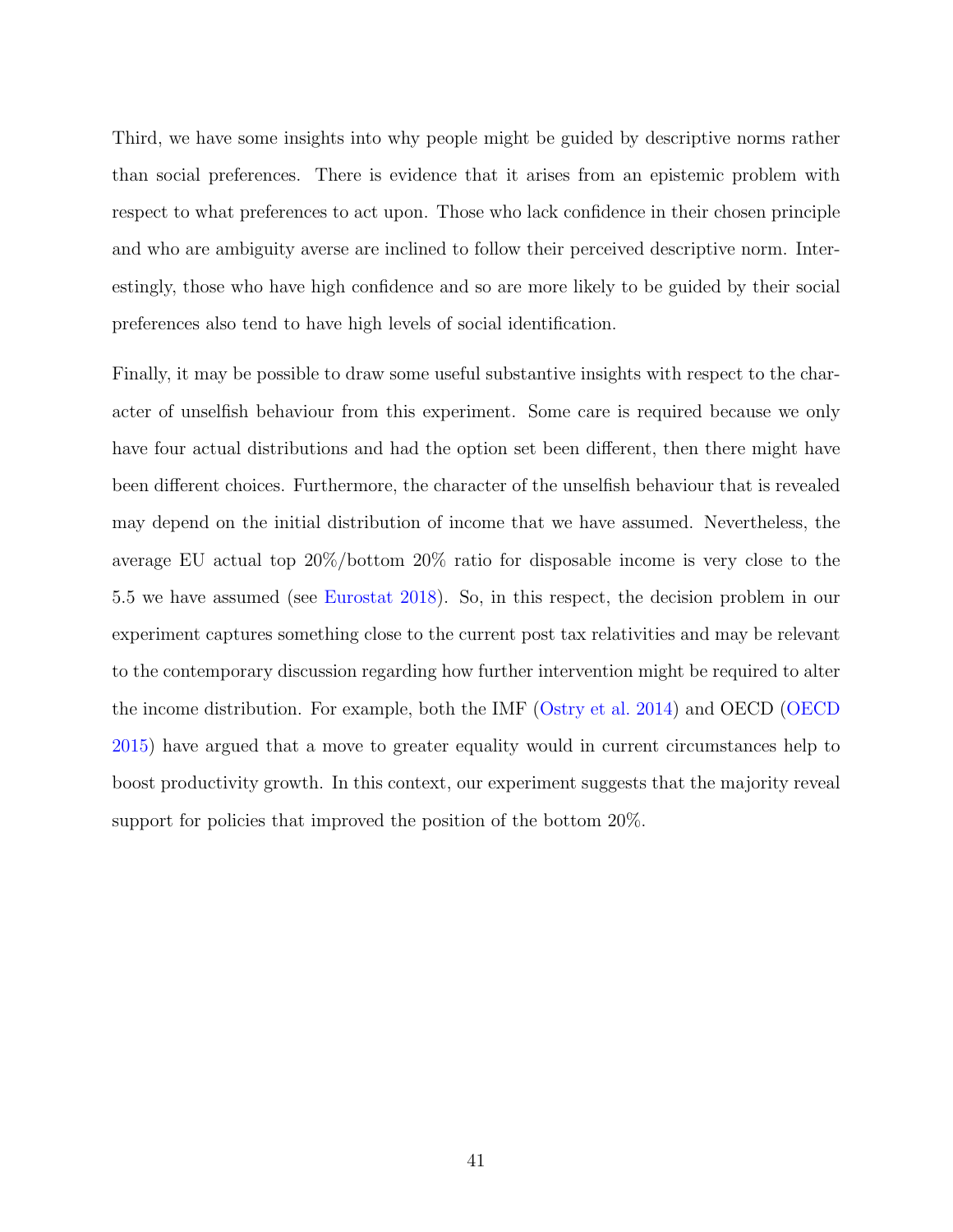Third, we have some insights into why people might be guided by descriptive norms rather than social preferences. There is evidence that it arises from an epistemic problem with respect to what preferences to act upon. Those who lack confidence in their chosen principle and who are ambiguity averse are inclined to follow their perceived descriptive norm. Interestingly, those who have high confidence and so are more likely to be guided by their social preferences also tend to have high levels of social identification.

Finally, it may be possible to draw some useful substantive insights with respect to the character of unselfish behaviour from this experiment. Some care is required because we only have four actual distributions and had the option set been different, then there might have been different choices. Furthermore, the character of the unselfish behaviour that is revealed may depend on the initial distribution of income that we have assumed. Nevertheless, the average EU actual top 20%/bottom 20% ratio for disposable income is very close to the 5.5 we have assumed (see Eurostat 2018). So, in this respect, the decision problem in our experiment captures something close to the current post tax relativities and may be relevant to the contemporary discussion regarding how further intervention might be required to alter the income distribution. For example, both the IMF (Ostry et al. 2014) and OECD (OECD 2015) have argued that a move to greater equality would in current circumstances help to boost productivity growth. In this context, our experiment suggests that the majority reveal support for policies that improved the position of the bottom 20%.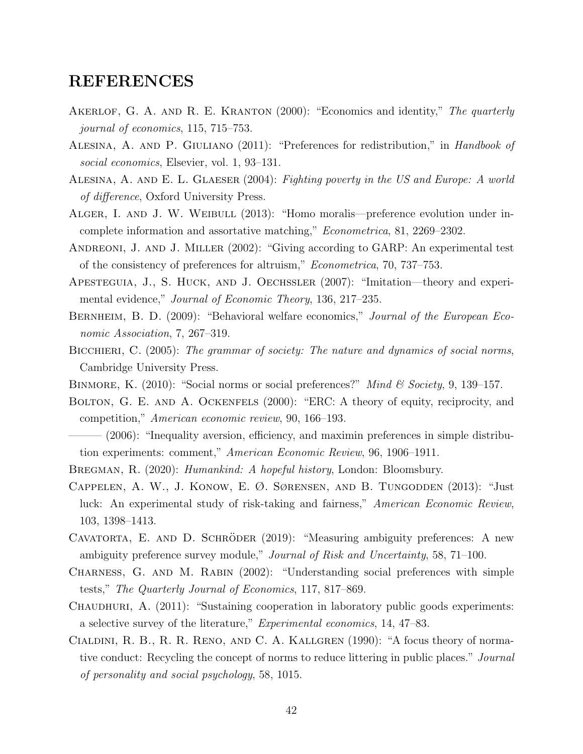# REFERENCES

Akerlof, G. A. and R. E. Kranton (2000): "Economics and identity," *The quarterly journal of economics*, 115, 715–753.

Alesina, A. and P. Giuliano (2011): "Preferences for redistribution," in *Handbook of social economics*, Elsevier, vol. 1, 93–131.

Alesina, A. and E. L. Glaeser (2004): *Fighting poverty in the US and Europe: A world of difference*, Oxford University Press.

Alger, I. and J. W. Weibull (2013): "Homo moralis—preference evolution under incomplete information and assortative matching," *Econometrica*, 81, 2269–2302.

Andreoni, J. and J. Miller (2002): "Giving according to GARP: An experimental test of the consistency of preferences for altruism," *Econometrica*, 70, 737–753.

Apesteguia, J., S. Huck, and J. Oechssler (2007): "Imitation—theory and experimental evidence," *Journal of Economic Theory*, 136, 217–235.

Bernheim, B. D. (2009): "Behavioral welfare economics," *Journal of the European Economic Association*, 7, 267–319.

Bicchieri, C. (2005): *The grammar of society: The nature and dynamics of social norms*, Cambridge University Press.

Binmore, K. (2010): "Social norms or social preferences?" *Mind & Society*, 9, 139–157.

Bolton, G. E. and A. Ockenfels (2000): "ERC: A theory of equity, reciprocity, and competition," *American economic review*, 90, 166–193.

——— (2006): "Inequality aversion, efficiency, and maximin preferences in simple distribution experiments: comment," *American Economic Review*, 96, 1906–1911.

Bregman, R. (2020): *Humankind: A hopeful history*, London: Bloomsbury.

Cappelen, A. W., J. Konow, E. Ø. Sørensen, and B. Tungodden (2013): "Just luck: An experimental study of risk-taking and fairness," *American Economic Review*, 103, 1398–1413.

Cavatorta, E. and D. Schröder (2019): "Measuring ambiguity preferences: A new ambiguity preference survey module," *Journal of Risk and Uncertainty*, 58, 71–100.

Charness, G. and M. Rabin (2002): "Understanding social preferences with simple tests," *The Quarterly Journal of Economics*, 117, 817–869.

Chaudhuri, A. (2011): "Sustaining cooperation in laboratory public goods experiments: a selective survey of the literature," *Experimental economics*, 14, 47–83.

Cialdini, R. B., R. R. Reno, and C. A. Kallgren (1990): "A focus theory of normative conduct: Recycling the concept of norms to reduce littering in public places." *Journal of personality and social psychology*, 58, 1015.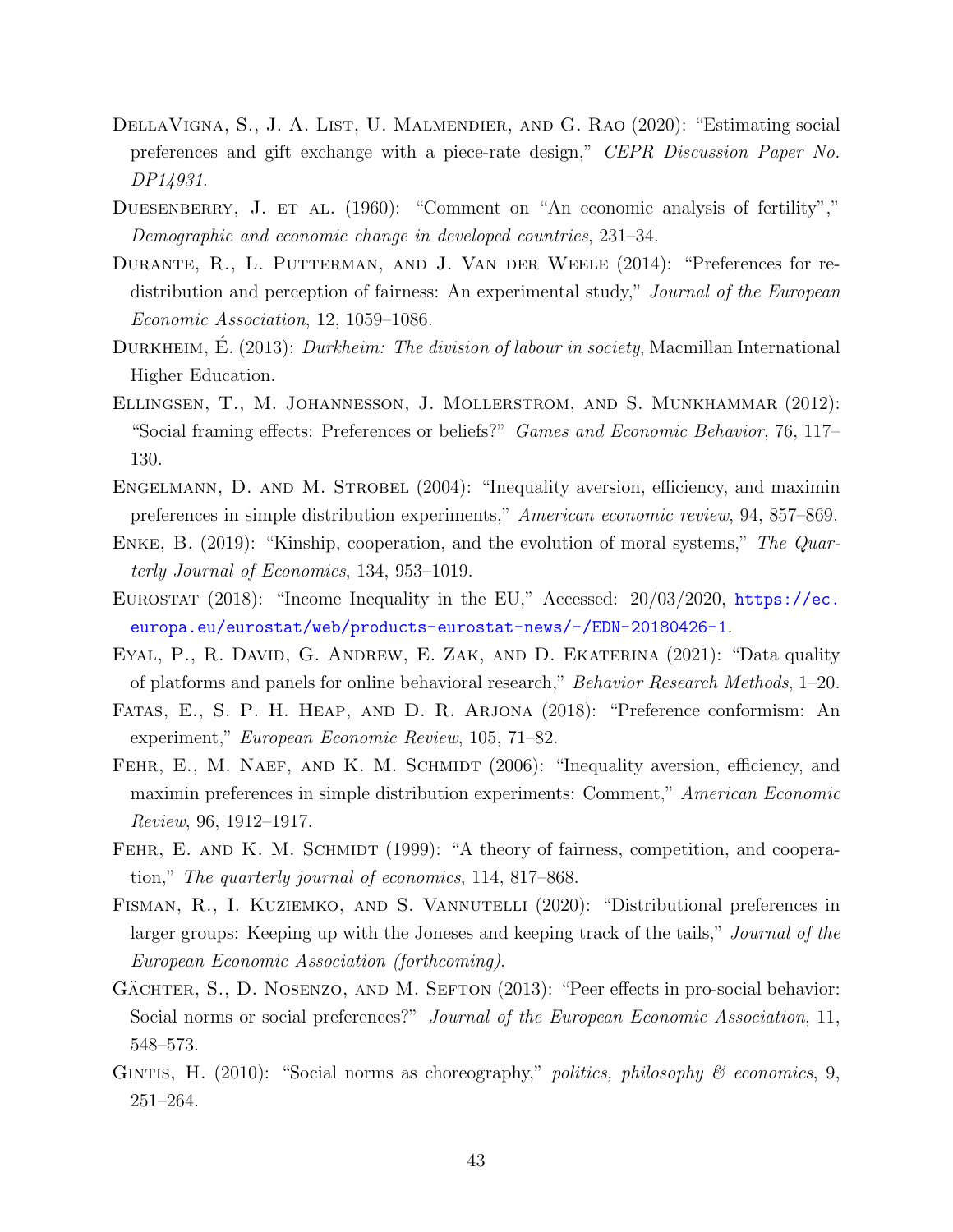DellaVigna, S., J. A. List, U. Malmendier, and G. Rao (2020): "Estimating social preferences and gift exchange with a piece-rate design," *CEPR Discussion Paper No. DP14931*.

Duesenberry, J. et al. (1960): "Comment on "An economic analysis of fertility"," *Demographic and economic change in developed countries*, 231–34.

Durante, R., L. Putterman, and J. Van der Weele (2014): "Preferences for redistribution and perception of fairness: An experimental study," *Journal of the European Economic Association*, 12, 1059–1086.

Durkheim, É. (2013): *Durkheim: The division of labour in society*, Macmillan International Higher Education.

Ellingsen, T., M. Johannesson, J. Mollerstrom, and S. Munkhammar (2012): "Social framing effects: Preferences or beliefs?" *Games and Economic Behavior*, 76, 117–130.

Engelmann, D. and M. Strobel (2004): "Inequality aversion, efficiency, and maximin preferences in simple distribution experiments," *American economic review*, 94, 857–869.

Enke, B. (2019): "Kinship, cooperation, and the evolution of moral systems," *The Quarterly Journal of Economics*, 134, 953–1019.

Eurostat (2018): "Income Inequality in the EU," Accessed: 20/03/2020, https://ec.europa.eu/eurostat/web/products-eurostat-news/-/EDN-20180426-1.

Eyal, P., R. David, G. Andrew, E. Zak, and D. Ekaterina (2021): "Data quality of platforms and panels for online behavioral research," *Behavior Research Methods*, 1–20.

Fatas, E., S. P. H. Heap, and D. R. Arjona (2018): "Preference conformism: An experiment," *European Economic Review*, 105, 71–82.

Fehr, E., M. Naef, and K. M. Schmidt (2006): "Inequality aversion, efficiency, and maximin preferences in simple distribution experiments: Comment," *American Economic Review*, 96, 1912–1917.

Fehr, E. and K. M. Schmidt (1999): "A theory of fairness, competition, and cooperation," *The quarterly journal of economics*, 114, 817–868.

Fisman, R., I. Kuziemko, and S. Vannutelli (2020): "Distributional preferences in larger groups: Keeping up with the Joneses and keeping track of the tails," *Journal of the European Economic Association (forthcoming)*.

Gächter, S., D. Nosenzo, and M. Sefton (2013): "Peer effects in pro-social behavior: Social norms or social preferences?" *Journal of the European Economic Association*, 11, 548–573.

Gintis, H. (2010): "Social norms as choreography," *politics, philosophy & economics*, 9, 251–264.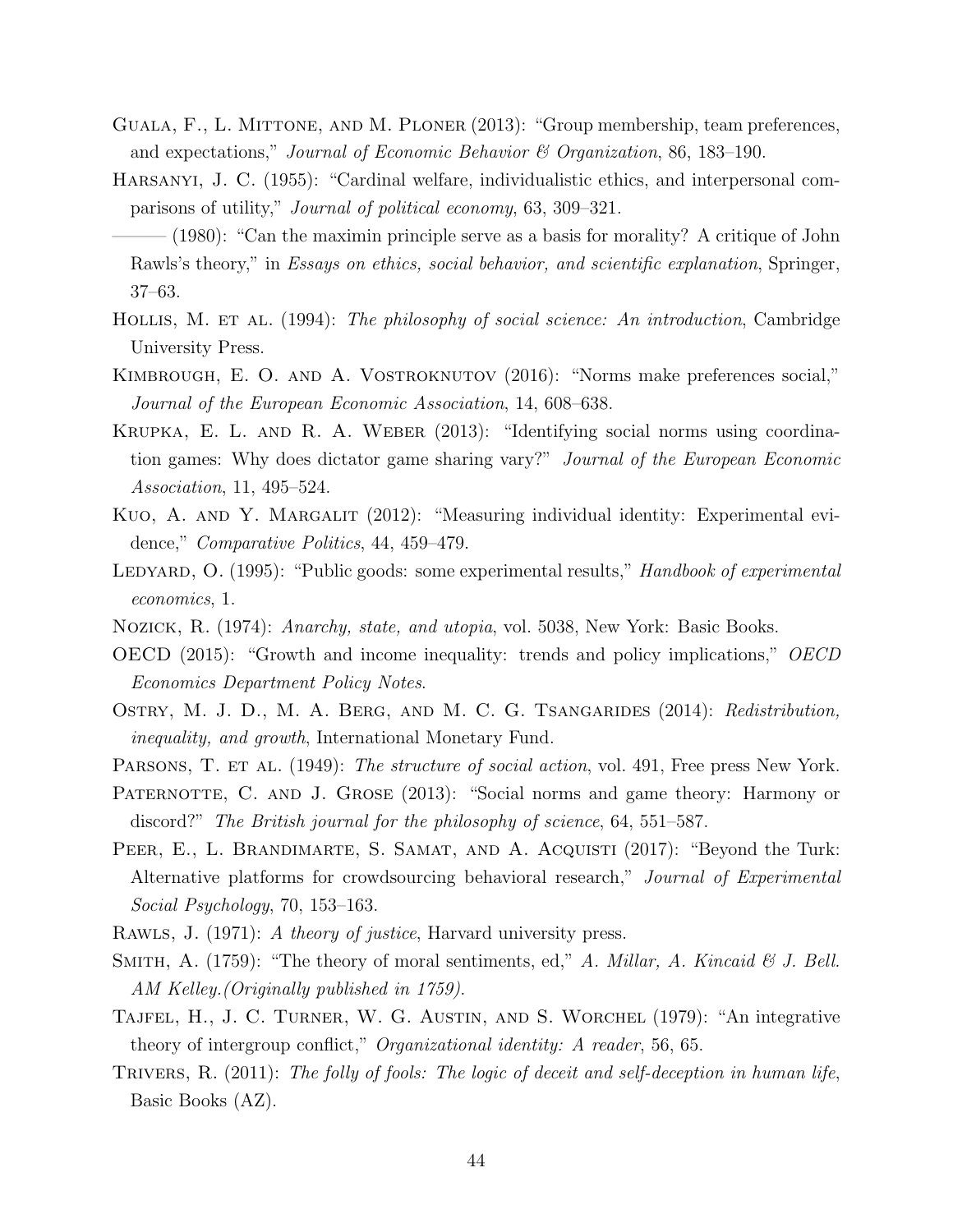Guala, F., L. Mittone, and M. Ploner (2013): "Group membership, team preferences, and expectations," *Journal of Economic Behavior & Organization*, 86, 183–190.

Harsanyi, J. C. (1955): "Cardinal welfare, individualistic ethics, and interpersonal comparisons of utility," *Journal of political economy*, 63, 309–321.

——— (1980): "Can the maximin principle serve as a basis for morality? A critique of John Rawls's theory," in *Essays on ethics, social behavior, and scientific explanation*, Springer, 37–63.

Hollis, M. et al. (1994): *The philosophy of social science: An introduction*, Cambridge University Press.

Kimbrough, E. O. and A. Vostroknutov (2016): "Norms make preferences social," *Journal of the European Economic Association*, 14, 608–638.

Krupka, E. L. and R. A. Weber (2013): "Identifying social norms using coordination games: Why does dictator game sharing vary?" *Journal of the European Economic Association*, 11, 495–524.

Kuo, A. and Y. Margalit (2012): "Measuring individual identity: Experimental evidence," *Comparative Politics*, 44, 459–479.

Ledyard, O. (1995): "Public goods: some experimental results," *Handbook of experimental economics*, 1.

Nozick, R. (1974): *Anarchy, state, and utopia*, vol. 5038, New York: Basic Books.

OECD (2015): "Growth and income inequality: trends and policy implications," *OECD Economics Department Policy Notes*.

Ostry, M. J. D., M. A. Berg, and M. C. G. Tsangarides (2014): *Redistribution, inequality, and growth*, International Monetary Fund.

Parsons, T. et al. (1949): *The structure of social action*, vol. 491, Free press New York.

Paternotte, C. and J. Grose (2013): "Social norms and game theory: Harmony or discord?" *The British journal for the philosophy of science*, 64, 551–587.

Peer, E., L. Brandimarte, S. Samat, and A. Acquisti (2017): "Beyond the Turk: Alternative platforms for crowdsourcing behavioral research," *Journal of Experimental Social Psychology*, 70, 153–163.

Rawls, J. (1971): *A theory of justice*, Harvard university press.

Smith, A. (1759): "The theory of moral sentiments, ed," *A. Millar, A. Kincaid & J. Bell. AM Kelley.(Originally published in 1759)*.

Tajfel, H., J. C. Turner, W. G. Austin, and S. Worchel (1979): "An integrative theory of intergroup conflict," *Organizational identity: A reader*, 56, 65.

Trivers, R. (2011): *The folly of fools: The logic of deceit and self-deception in human life*, Basic Books (AZ).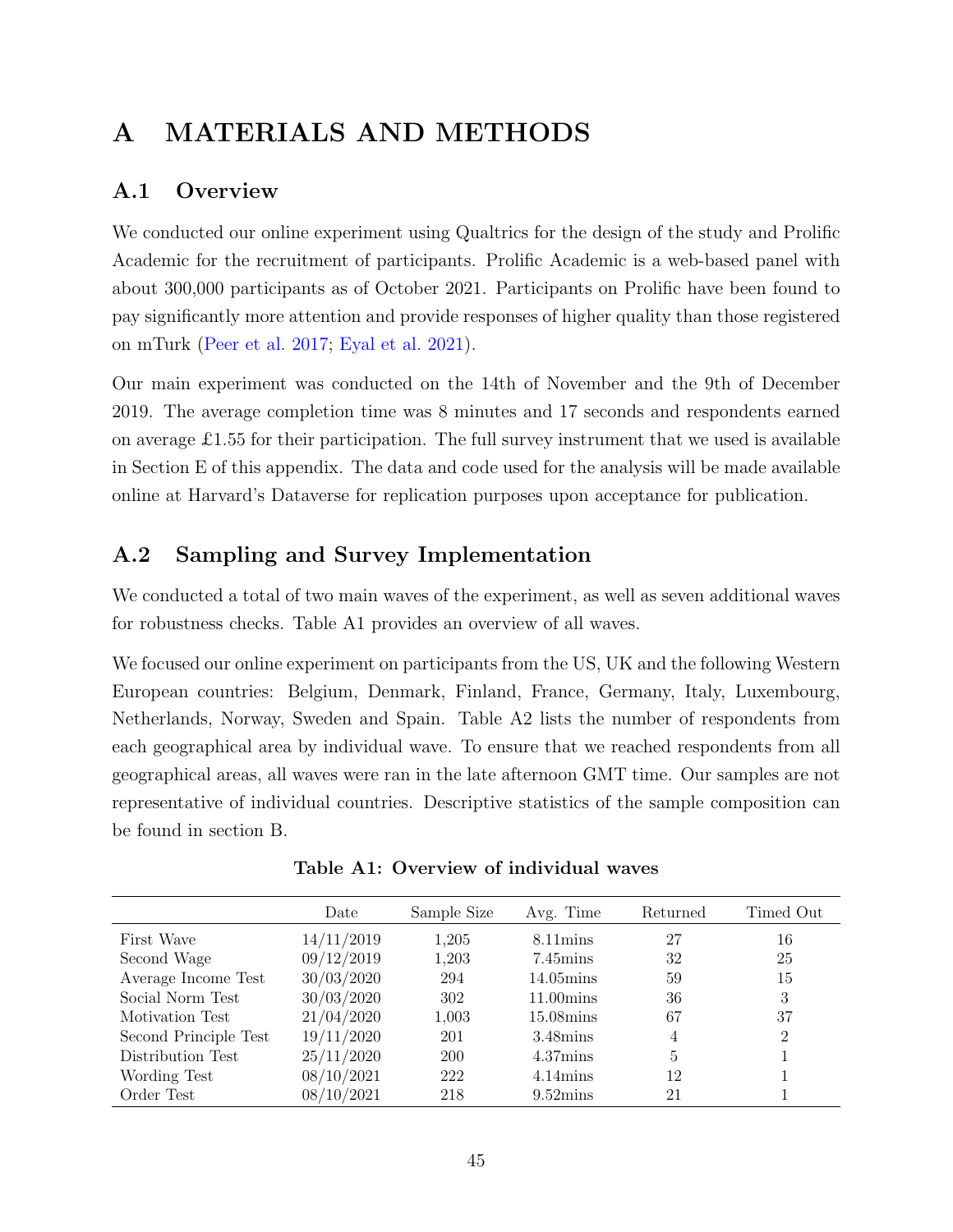# A MATERIALS AND METHODS

## A.1 Overview

We conducted our online experiment using Qualtrics for the design of the study and Prolific Academic for the recruitment of participants. Prolific Academic is a web-based panel with about 300,000 participants as of October 2021. Participants on Prolific have been found to pay significantly more attention and provide responses of higher quality than those registered on mTurk (Peer et al. 2017; Eyal et al. 2021).

Our main experiment was conducted on the 14th of November and the 9th of December 2019. The average completion time was 8 minutes and 17 seconds and respondents earned on average £1.55 for their participation. The full survey instrument that we used is available in Section E of this appendix. The data and code used for the analysis will be made available online at Harvard's Dataverse for replication purposes upon acceptance for publication.

## A.2 Sampling and Survey Implementation

We conducted a total of two main waves of the experiment, as well as seven additional waves for robustness checks. Table A1 provides an overview of all waves.

We focused our online experiment on participants from the US, UK and the following Western European countries: Belgium, Denmark, Finland, France, Germany, Italy, Luxembourg, Netherlands, Norway, Sweden and Spain. Table A2 lists the number of respondents from each geographical area by individual wave. To ensure that we reached respondents from all geographical areas, all waves were ran in the late afternoon GMT time. Our samples are not representative of individual countries. Descriptive statistics of the sample composition can be found in section B.

**Table A1: Overview of individual waves**

| | Date | Sample Size | Avg. Time | Returned | Timed Out |
|---|---|---|---|---|---|
| First Wave | 14/11/2019 | 1,205 | 8.11mins | 27 | 16 |
| Second Wage | 09/12/2019 | 1,203 | 7.45mins | 32 | 25 |
| Average Income Test | 30/03/2020 | 294 | 14.05mins | 59 | 15 |
| Social Norm Test | 30/03/2020 | 302 | 11.00mins | 36 | 3 |
| Motivation Test | 21/04/2020 | 1,003 | 15.08mins | 67 | 37 |
| Second Principle Test | 19/11/2020 | 201 | 3.48mins | 4 | 2 |
| Distribution Test | 25/11/2020 | 200 | 4.37mins | 5 | 1 |
| Wording Test | 08/10/2021 | 222 | 4.14mins | 12 | 1 |
| Order Test | 08/10/2021 | 218 | 9.52mins | 21 | 1 |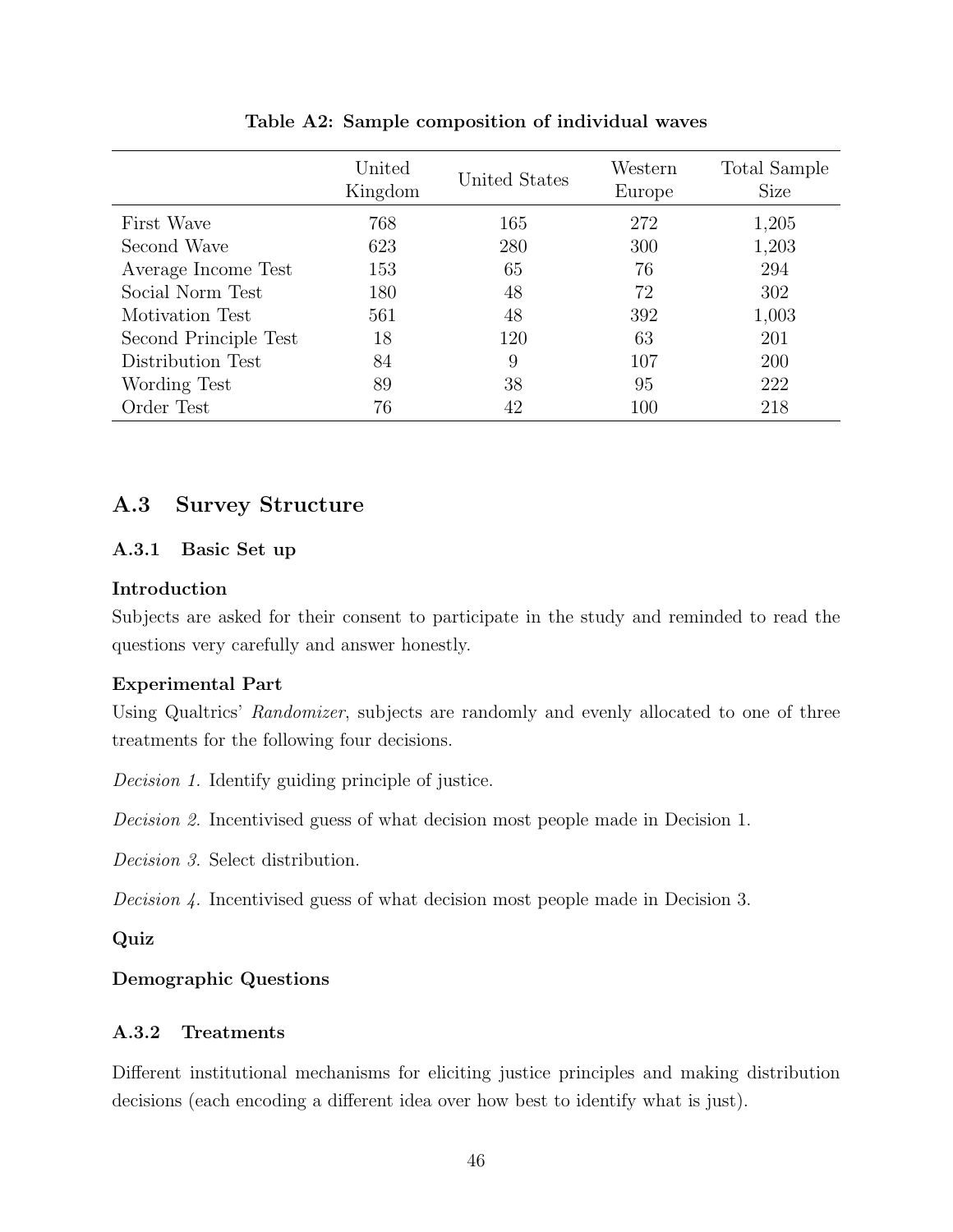**Table A2: Sample composition of individual waves**

| | United Kingdom | United States | Western Europe | Total Sample Size |
|---|---|---|---|---|
| First Wave | 768 | 165 | 272 | 1,205 |
| Second Wave | 623 | 280 | 300 | 1,203 |
| Average Income Test | 153 | 65 | 76 | 294 |
| Social Norm Test | 180 | 48 | 72 | 302 |
| Motivation Test | 561 | 48 | 392 | 1,003 |
| Second Principle Test | 18 | 120 | 63 | 201 |
| Distribution Test | 84 | 9 | 107 | 200 |
| Wording Test | 89 | 38 | 95 | 222 |
| Order Test | 76 | 42 | 100 | 218 |

## A.3 Survey Structure

### A.3.1 Basic Set up

**Introduction**

Subjects are asked for their consent to participate in the study and reminded to read the questions very carefully and answer honestly.

**Experimental Part**

Using Qualtrics' *Randomizer*, subjects are randomly and evenly allocated to one of three treatments for the following four decisions.

*Decision 1.* Identify guiding principle of justice.

*Decision 2.* Incentivised guess of what decision most people made in Decision 1.

*Decision 3.* Select distribution.

*Decision 4.* Incentivised guess of what decision most people made in Decision 3.

**Quiz**

**Demographic Questions**

### A.3.2 Treatments

Different institutional mechanisms for eliciting justice principles and making distribution decisions (each encoding a different idea over how best to identify what is just).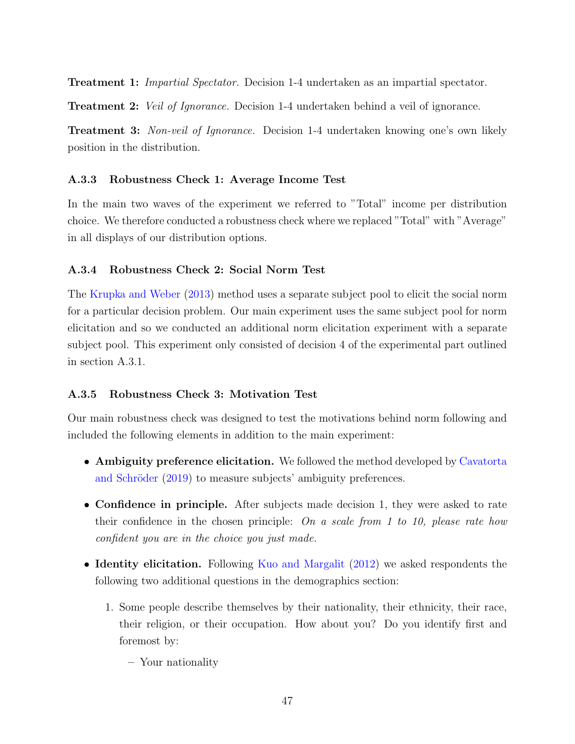**Treatment 1:** *Impartial Spectator.* Decision 1-4 undertaken as an impartial spectator.

**Treatment 2:** *Veil of Ignorance.* Decision 1-4 undertaken behind a veil of ignorance.

**Treatment 3:** *Non-veil of Ignorance.* Decision 1-4 undertaken knowing one's own likely position in the distribution.

### A.3.3 Robustness Check 1: Average Income Test

In the main two waves of the experiment we referred to "Total" income per distribution choice. We therefore conducted a robustness check where we replaced "Total" with "Average" in all displays of our distribution options.

### A.3.4 Robustness Check 2: Social Norm Test

The Krupka and Weber (2013) method uses a separate subject pool to elicit the social norm for a particular decision problem. Our main experiment uses the same subject pool for norm elicitation and so we conducted an additional norm elicitation experiment with a separate subject pool. This experiment only consisted of decision 4 of the experimental part outlined in section A.3.1.

### A.3.5 Robustness Check 3: Motivation Test

Our main robustness check was designed to test the motivations behind norm following and included the following elements in addition to the main experiment:

- **Ambiguity preference elicitation.** We followed the method developed by Cavatorta and Schröder (2019) to measure subjects' ambiguity preferences.
- **Confidence in principle.** After subjects made decision 1, they were asked to rate their confidence in the chosen principle: *On a scale from 1 to 10, please rate how confident you are in the choice you just made.*
- **Identity elicitation.** Following Kuo and Margalit (2012) we asked respondents the following two additional questions in the demographics section:
  1. Some people describe themselves by their nationality, their ethnicity, their race, their religion, or their occupation. How about you? Do you identify first and foremost by:
     - Your nationality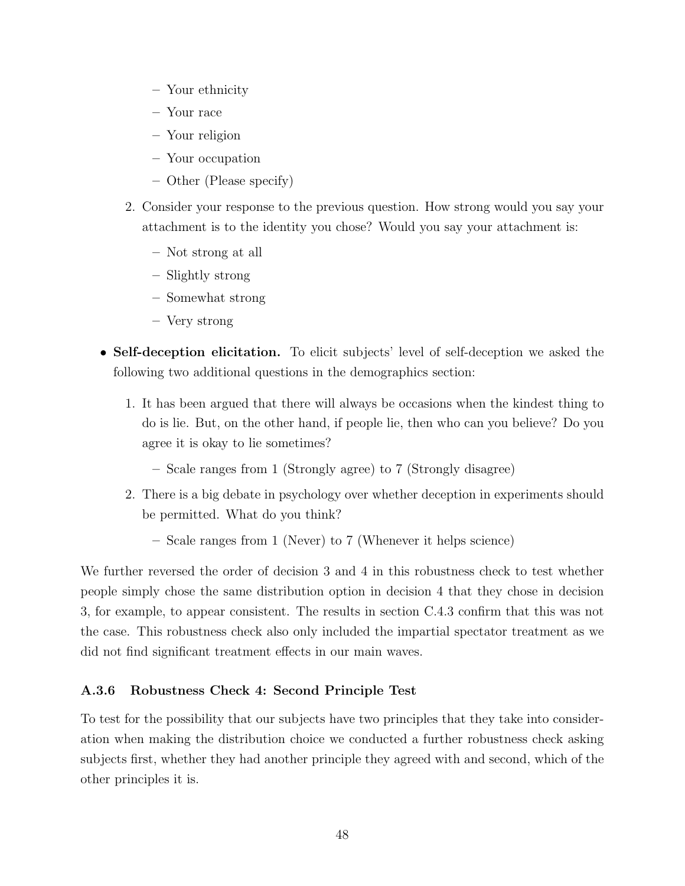- Your ethnicity
  - Your race
  - Your religion
  - Your occupation
  - Other (Please specify)

2. Consider your response to the previous question. How strong would you say your attachment is to the identity you chose? Would you say your attachment is:
  - Not strong at all
  - Slightly strong
  - Somewhat strong
  - Very strong

- **Self-deception elicitation.** To elicit subjects' level of self-deception we asked the following two additional questions in the demographics section:
  1. It has been argued that there will always be occasions when the kindest thing to do is lie. But, on the other hand, if people lie, then who can you believe? Do you agree it is okay to lie sometimes?
     - Scale ranges from 1 (Strongly agree) to 7 (Strongly disagree)
  2. There is a big debate in psychology over whether deception in experiments should be permitted. What do you think?
     - Scale ranges from 1 (Never) to 7 (Whenever it helps science)

We further reversed the order of decision 3 and 4 in this robustness check to test whether people simply chose the same distribution option in decision 4 that they chose in decision 3, for example, to appear consistent. The results in section C.4.3 confirm that this was not the case. This robustness check also only included the impartial spectator treatment as we did not find significant treatment effects in our main waves.

### A.3.6 Robustness Check 4: Second Principle Test

To test for the possibility that our subjects have two principles that they take into consideration when making the distribution choice we conducted a further robustness check asking subjects first, whether they had another principle they agreed with and second, which of the other principles it is.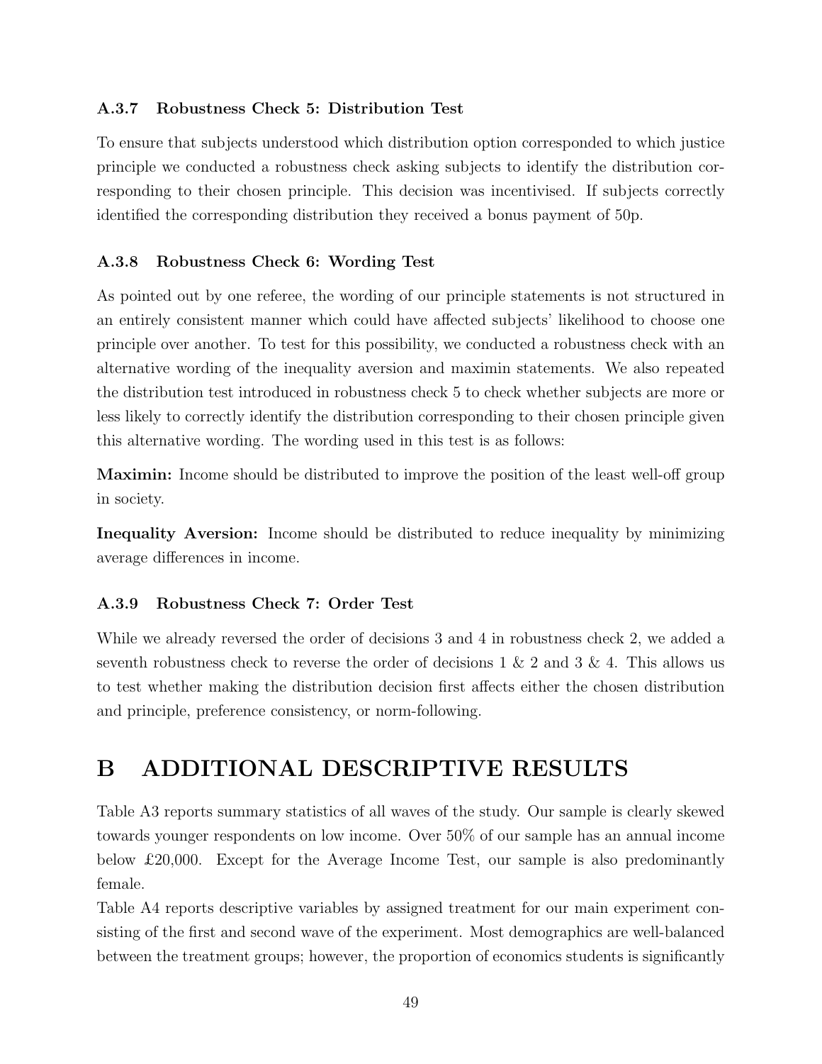### A.3.7 Robustness Check 5: Distribution Test

To ensure that subjects understood which distribution option corresponded to which justice principle we conducted a robustness check asking subjects to identify the distribution corresponding to their chosen principle. This decision was incentivised. If subjects correctly identified the corresponding distribution they received a bonus payment of 50p.

### A.3.8 Robustness Check 6: Wording Test

As pointed out by one referee, the wording of our principle statements is not structured in an entirely consistent manner which could have affected subjects' likelihood to choose one principle over another. To test for this possibility, we conducted a robustness check with an alternative wording of the inequality aversion and maximin statements. We also repeated the distribution test introduced in robustness check 5 to check whether subjects are more or less likely to correctly identify the distribution corresponding to their chosen principle given this alternative wording. The wording used in this test is as follows:

**Maximin:** Income should be distributed to improve the position of the least well-off group in society.

**Inequality Aversion:** Income should be distributed to reduce inequality by minimizing average differences in income.

### A.3.9 Robustness Check 7: Order Test

While we already reversed the order of decisions 3 and 4 in robustness check 2, we added a seventh robustness check to reverse the order of decisions 1 & 2 and 3 & 4. This allows us to test whether making the distribution decision first affects either the chosen distribution and principle, preference consistency, or norm-following.

# B ADDITIONAL DESCRIPTIVE RESULTS

Table A3 reports summary statistics of all waves of the study. Our sample is clearly skewed towards younger respondents on low income. Over 50% of our sample has an annual income below £20,000. Except for the Average Income Test, our sample is also predominantly female.

Table A4 reports descriptive variables by assigned treatment for our main experiment consisting of the first and second wave of the experiment. Most demographics are well-balanced between the treatment groups; however, the proportion of economics students is significantly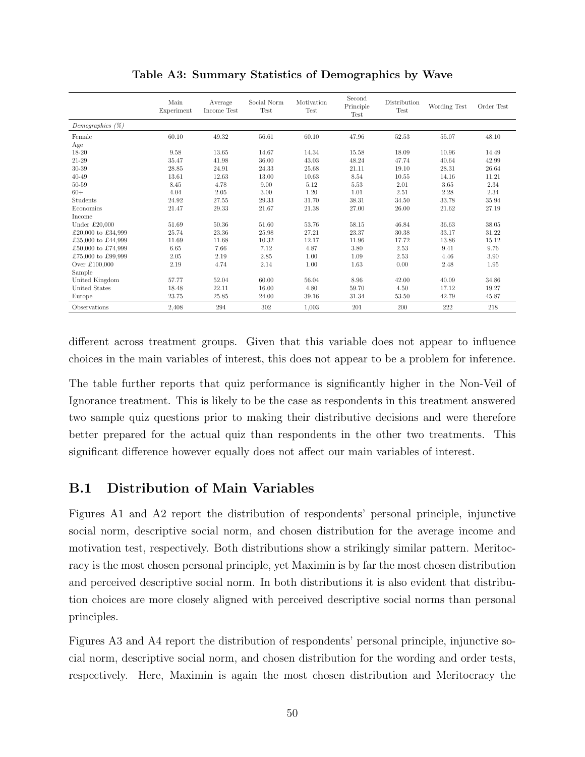**Table A3: Summary Statistics of Demographics by Wave**

| | Main Experiment | Average Income Test | Social Norm Test | Motivation Test | Second Principle Test | Distribution Test | Wording Test | Order Test |
|---|---|---|---|---|---|---|---|---|
| *Demographics (%)* | | | | | | | | |
| Female | 60.10 | 49.32 | 56.61 | 60.10 | 47.96 | 52.53 | 55.07 | 48.10 |
| Age | | | | | | | | |
| 18-20 | 9.58 | 13.65 | 14.67 | 14.34 | 15.58 | 18.09 | 10.96 | 14.49 |
| 21-29 | 35.47 | 41.98 | 36.00 | 43.03 | 48.24 | 47.74 | 40.64 | 42.99 |
| 30-39 | 28.85 | 24.91 | 24.33 | 25.68 | 21.11 | 19.10 | 28.31 | 26.64 |
| 40-49 | 13.61 | 12.63 | 13.00 | 10.63 | 8.54 | 10.55 | 14.16 | 11.21 |
| 50-59 | 8.45 | 4.78 | 9.00 | 5.12 | 5.53 | 2.01 | 3.65 | 2.34 |
| 60+ | 4.04 | 2.05 | 3.00 | 1.20 | 1.01 | 2.51 | 2.28 | 2.34 |
| Students | 24.92 | 27.55 | 29.33 | 31.70 | 38.31 | 34.50 | 33.78 | 35.94 |
| Economics | 21.47 | 29.33 | 21.67 | 21.38 | 27.00 | 26.00 | 21.62 | 27.19 |
| Income | | | | | | | | |
| Under £20,000 | 51.69 | 50.36 | 51.60 | 53.76 | 58.15 | 46.84 | 36.63 | 38.05 |
| £20,000 to £34,999 | 25.74 | 23.36 | 25.98 | 27.21 | 23.37 | 30.38 | 33.17 | 31.22 |
| £35,000 to £44,999 | 11.69 | 11.68 | 10.32 | 12.17 | 11.96 | 17.72 | 13.86 | 15.12 |
| £50,000 to £74,999 | 6.65 | 7.66 | 7.12 | 4.87 | 3.80 | 2.53 | 9.41 | 9.76 |
| £75,000 to £99,999 | 2.05 | 2.19 | 2.85 | 1.00 | 1.09 | 2.53 | 4.46 | 3.90 |
| Over £100,000 | 2.19 | 4.74 | 2.14 | 1.00 | 1.63 | 0.00 | 2.48 | 1.95 |
| Sample | | | | | | | | |
| United Kingdom | 57.77 | 52.04 | 60.00 | 56.04 | 8.96 | 42.00 | 40.09 | 34.86 |
| United States | 18.48 | 22.11 | 16.00 | 4.80 | 59.70 | 4.50 | 17.12 | 19.27 |
| Europe | 23.75 | 25.85 | 24.00 | 39.16 | 31.34 | 53.50 | 42.79 | 45.87 |
| Observations | 2,408 | 294 | 302 | 1,003 | 201 | 200 | 222 | 218 |

different across treatment groups. Given that this variable does not appear to influence choices in the main variables of interest, this does not appear to be a problem for inference.

The table further reports that quiz performance is significantly higher in the Non-Veil of Ignorance treatment. This is likely to be the case as respondents in this treatment answered two sample quiz questions prior to making their distributive decisions and were therefore better prepared for the actual quiz than respondents in the other two treatments. This significant difference however equally does not affect our main variables of interest.

## B.1 Distribution of Main Variables

Figures A1 and A2 report the distribution of respondents' personal principle, injunctive social norm, descriptive social norm, and chosen distribution for the average income and motivation test, respectively. Both distributions show a strikingly similar pattern. Meritocracy is the most chosen personal principle, yet Maximin is by far the most chosen distribution and perceived descriptive social norm. In both distributions it is also evident that distribution choices are more closely aligned with perceived descriptive social norms than personal principles.

Figures A3 and A4 report the distribution of respondents' personal principle, injunctive social norm, descriptive social norm, and chosen distribution for the wording and order tests, respectively. Here, Maximin is again the most chosen distribution and Meritocracy the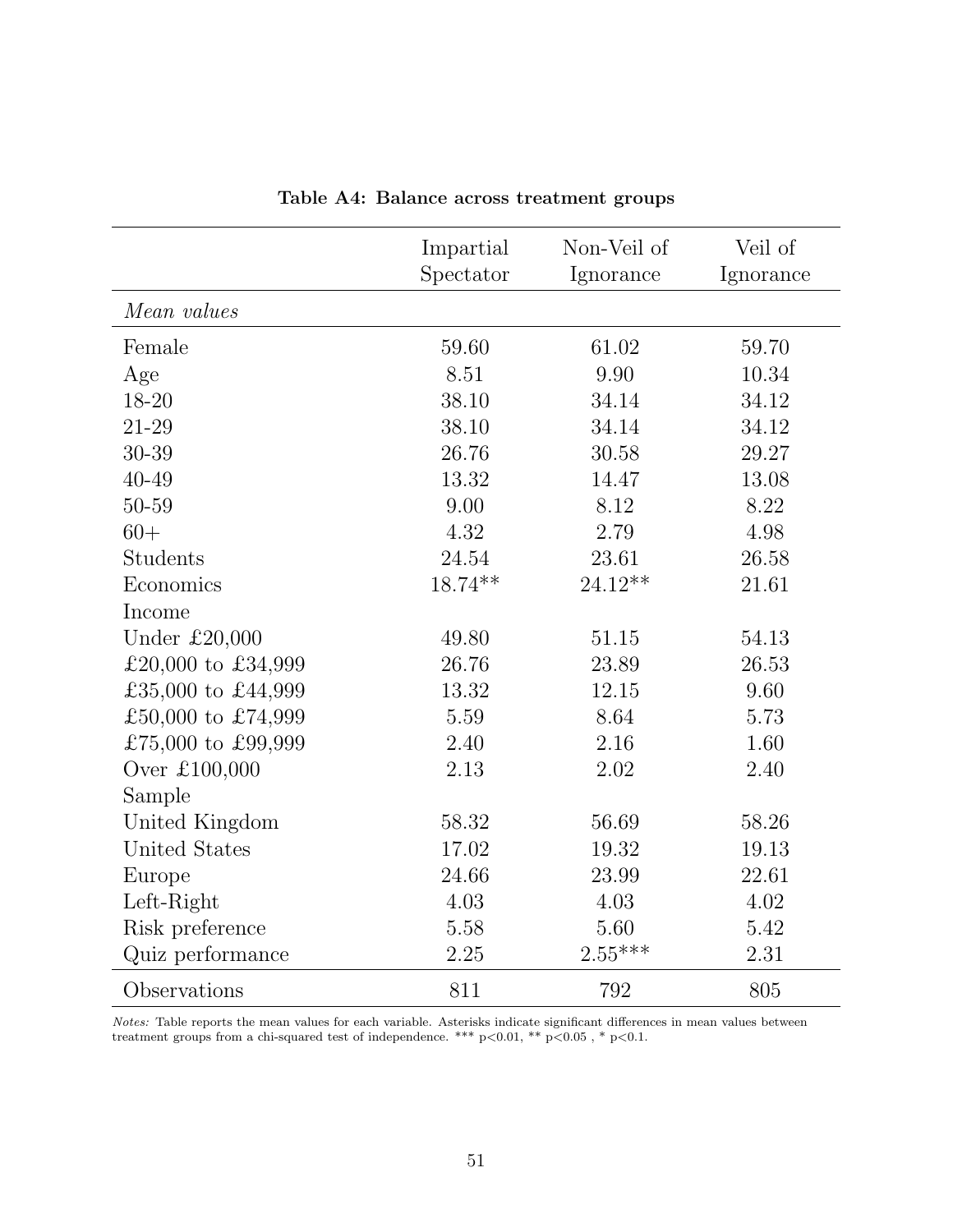**Table A4: Balance across treatment groups**

| | Impartial Spectator | Non-Veil of Ignorance | Veil of Ignorance |
|---|---|---|---|
| *Mean values* | | | |
| Female | 59.60 | 61.02 | 59.70 |
| Age | 8.51 | 9.90 | 10.34 |
| 18-20 | 38.10 | 34.14 | 34.12 |
| 21-29 | 38.10 | 34.14 | 34.12 |
| 30-39 | 26.76 | 30.58 | 29.27 |
| 40-49 | 13.32 | 14.47 | 13.08 |
| 50-59 | 9.00 | 8.12 | 8.22 |
| 60+ | 4.32 | 2.79 | 4.98 |
| Students | 24.54 | 23.61 | 26.58 |
| Economics | 18.74** | 24.12** | 21.61 |
| Income | | | |
| Under £20,000 | 49.80 | 51.15 | 54.13 |
| £20,000 to £34,999 | 26.76 | 23.89 | 26.53 |
| £35,000 to £44,999 | 13.32 | 12.15 | 9.60 |
| £50,000 to £74,999 | 5.59 | 8.64 | 5.73 |
| £75,000 to £99,999 | 2.40 | 2.16 | 1.60 |
| Over £100,000 | 2.13 | 2.02 | 2.40 |
| Sample | | | |
| United Kingdom | 58.32 | 56.69 | 58.26 |
| United States | 17.02 | 19.32 | 19.13 |
| Europe | 24.66 | 23.99 | 22.61 |
| Left-Right | 4.03 | 4.03 | 4.02 |
| Risk preference | 5.58 | 5.60 | 5.42 |
| Quiz performance | 2.25 | 2.55*** | 2.31 |
| Observations | 811 | 792 | 805 |

*Notes:* Table reports the mean values for each variable. Asterisks indicate significant differences in mean values between treatment groups from a chi-squared test of independence. *** p<0.01, ** p<0.05 , * p<0.1.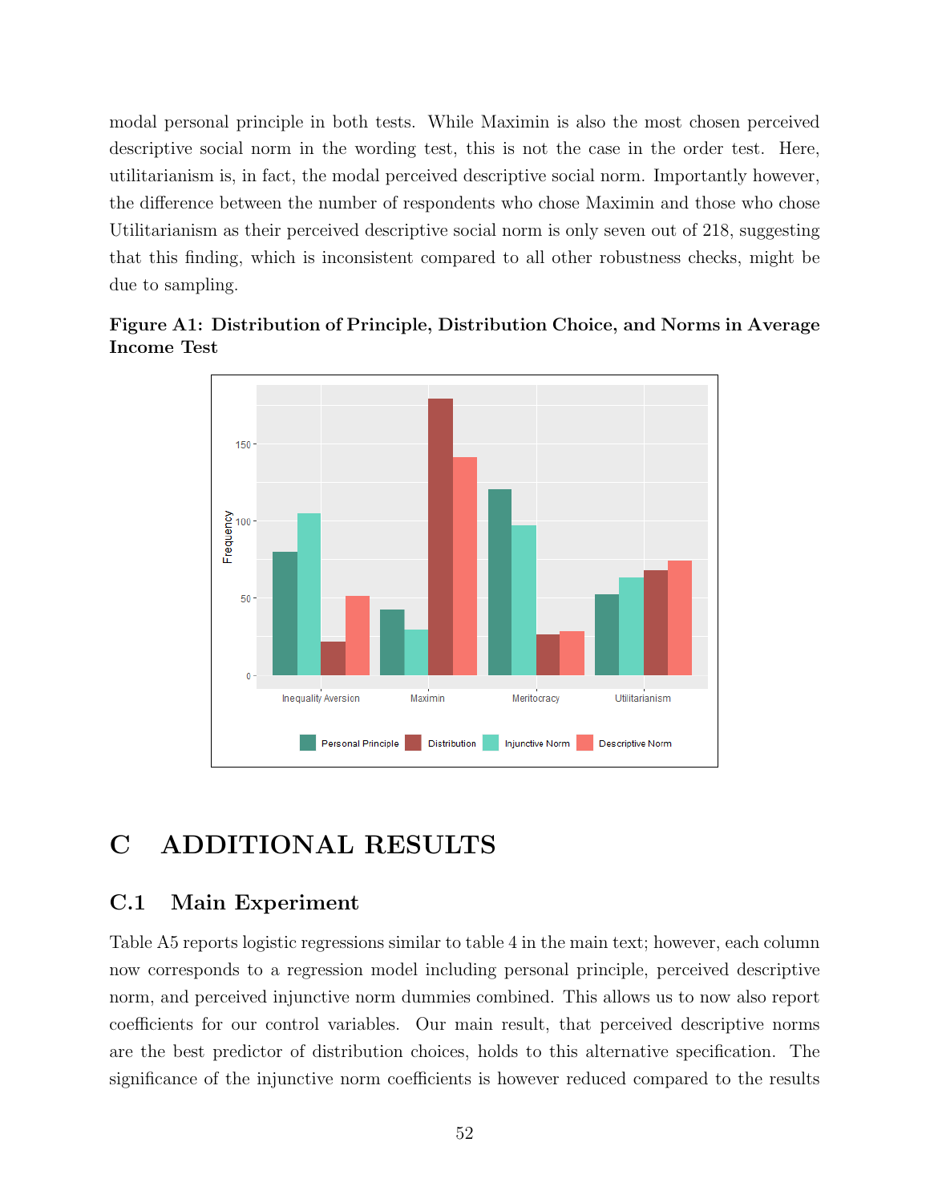modal personal principle in both tests. While Maximin is also the most chosen perceived descriptive social norm in the wording test, this is not the case in the order test. Here, utilitarianism is, in fact, the modal perceived descriptive social norm. Importantly however, the difference between the number of respondents who chose Maximin and those who chose Utilitarianism as their perceived descriptive social norm is only seven out of 218, suggesting that this finding, which is inconsistent compared to all other robustness checks, might be due to sampling.

**Figure A1: Distribution of Principle, Distribution Choice, and Norms in Average Income Test**

# C ADDITIONAL RESULTS

## C.1 Main Experiment

Table A5 reports logistic regressions similar to table 4 in the main text; however, each column now corresponds to a regression model including personal principle, perceived descriptive norm, and perceived injunctive norm dummies combined. This allows us to now also report coefficients for our control variables. Our main result, that perceived descriptive norms are the best predictor of distribution choices, holds to this alternative specification. The significance of the injunctive norm coefficients is however reduced compared to the results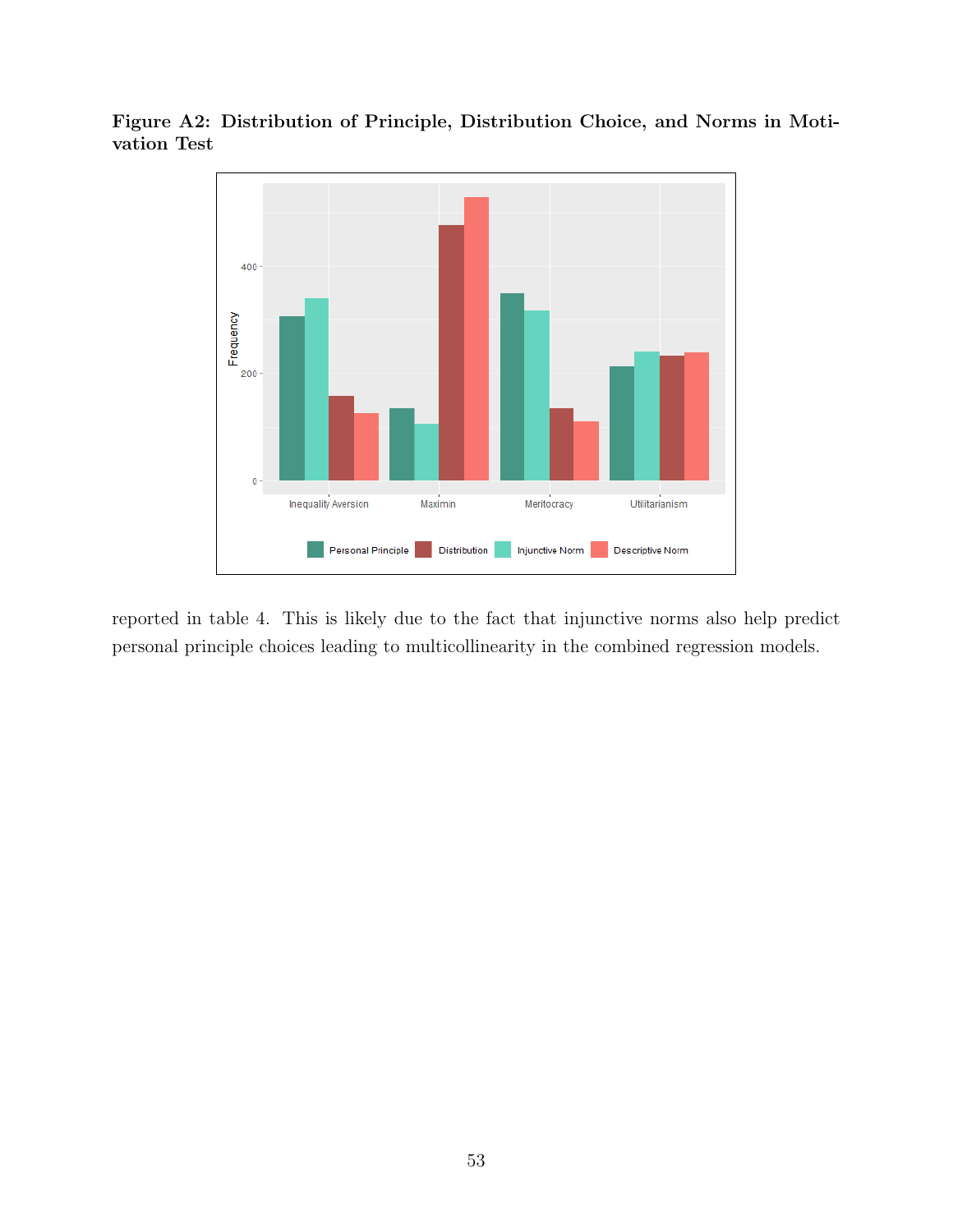**Figure A2: Distribution of Principle, Distribution Choice, and Norms in Motivation Test**

reported in table 4. This is likely due to the fact that injunctive norms also help predict personal principle choices leading to multicollinearity in the combined regression models.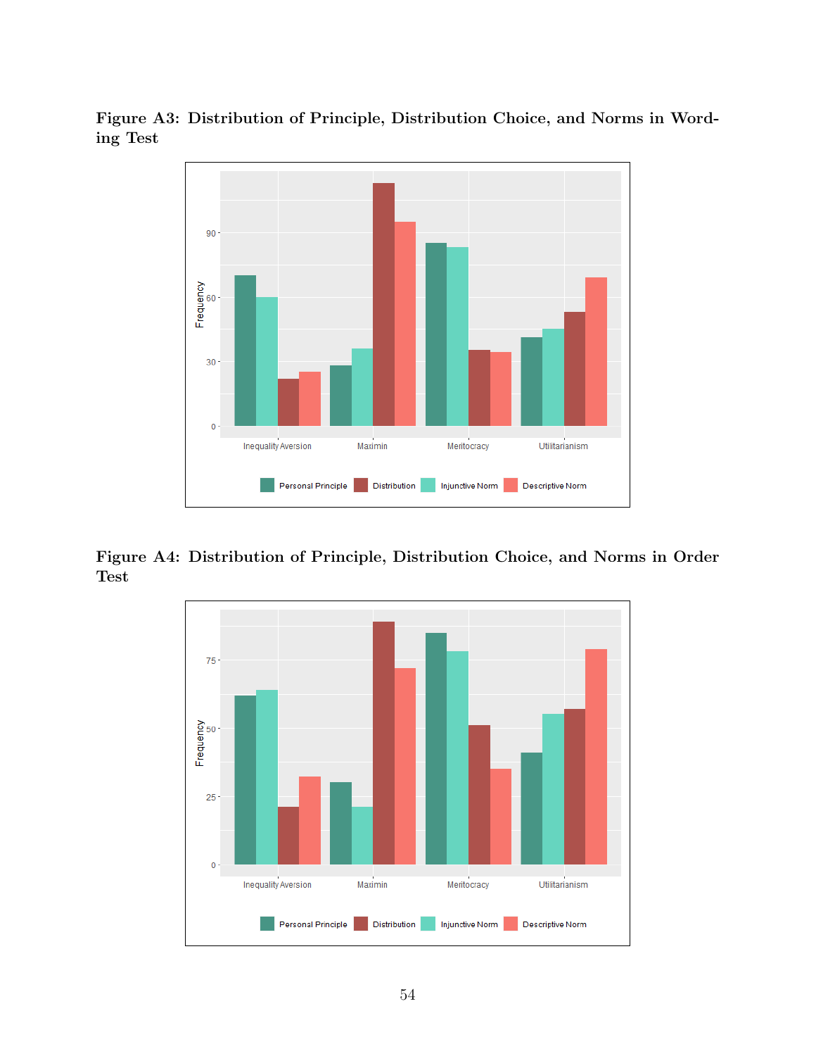**Figure A3: Distribution of Principle, Distribution Choice, and Norms in Wording Test**

**Figure A4: Distribution of Principle, Distribution Choice, and Norms in Order Test**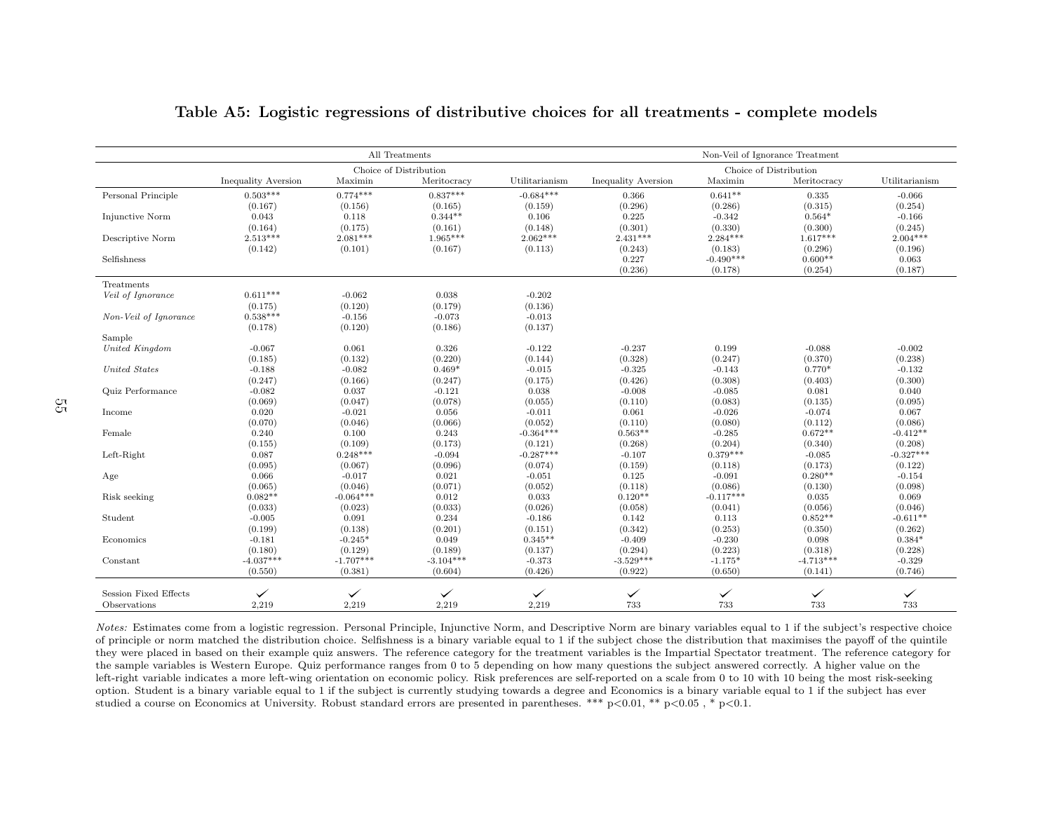## Table A5: Logistic regressions of distributive choices for all treatments - complete models

| | All Treatments | | | | Non-Veil of Ignorance Treatment | | | |
|---|---|---|---|---|---|---|---|---|
| | | Choice of Distribution | | | | Choice of Distribution | | |
| | Inequality Aversion | Maximin | Meritocracy | Utilitarianism | Inequality Aversion | Maximin | Meritocracy | Utilitarianism |
| Personal Principle | 0.503*** | 0.774*** | 0.837*** | -0.684*** | 0.366 | 0.641** | 0.335 | -0.066 |
| | (0.167) | (0.156) | (0.165) | (0.159) | (0.296) | (0.286) | (0.315) | (0.254) |
| Injunctive Norm | 0.043 | 0.118 | 0.344** | 0.106 | 0.225 | -0.342 | 0.564* | -0.166 |
| | (0.164) | (0.175) | (0.161) | (0.148) | (0.301) | (0.330) | (0.300) | (0.245) |
| Descriptive Norm | 2.513*** | 2.081*** | 1.965*** | 2.062*** | 2.431*** | 2.284*** | 1.617*** | 2.004*** |
| | (0.142) | (0.101) | (0.167) | (0.113) | (0.243) | (0.183) | (0.296) | (0.196) |
| Selfishness | | | | | 0.227 | -0.490*** | 0.600** | 0.063 |
| | | | | | (0.236) | (0.178) | (0.254) | (0.187) |
| Treatments | | | | | | | | |
| *Veil of Ignorance* | 0.611*** | -0.062 | 0.038 | -0.202 | | | | |
| | (0.175) | (0.120) | (0.179) | (0.136) | | | | |
| *Non-Veil of Ignorance* | 0.538*** | -0.156 | -0.073 | -0.013 | | | | |
| | (0.178) | (0.120) | (0.186) | (0.137) | | | | |
| Sample | | | | | | | | |
| *United Kingdom* | -0.067 | 0.061 | 0.326 | -0.122 | -0.237 | 0.199 | -0.088 | -0.002 |
| | (0.185) | (0.132) | (0.220) | (0.144) | (0.328) | (0.247) | (0.370) | (0.238) |
| *United States* | -0.188 | -0.082 | 0.469* | -0.015 | -0.325 | -0.143 | 0.770* | -0.132 |
| | (0.247) | (0.166) | (0.247) | (0.175) | (0.426) | (0.308) | (0.403) | (0.300) |
| Quiz Performance | -0.082 | 0.037 | -0.121 | 0.038 | -0.008 | -0.085 | 0.081 | 0.040 |
| | (0.069) | (0.047) | (0.078) | (0.055) | (0.110) | (0.083) | (0.135) | (0.095) |
| Income | 0.020 | -0.021 | 0.056 | -0.011 | 0.061 | -0.026 | -0.074 | 0.067 |
| | (0.070) | (0.046) | (0.066) | (0.052) | (0.110) | (0.080) | (0.112) | (0.086) |
| Female | 0.240 | 0.100 | 0.243 | -0.364*** | 0.563** | -0.285 | 0.672** | -0.412** |
| | (0.155) | (0.109) | (0.173) | (0.121) | (0.268) | (0.204) | (0.340) | (0.208) |
| Left-Right | 0.087 | 0.248*** | -0.094 | -0.287*** | -0.107 | 0.379*** | -0.085 | -0.327*** |
| | (0.095) | (0.067) | (0.096) | (0.074) | (0.159) | (0.118) | (0.173) | (0.122) |
| Age | 0.066 | -0.017 | 0.021 | -0.051 | 0.125 | -0.091 | 0.280** | -0.154 |
| | (0.065) | (0.046) | (0.071) | (0.052) | (0.118) | (0.086) | (0.130) | (0.098) |
| Risk seeking | 0.082** | -0.064*** | 0.012 | 0.033 | 0.120** | -0.117*** | 0.035 | 0.069 |
| | (0.033) | (0.023) | (0.033) | (0.026) | (0.058) | (0.041) | (0.056) | (0.046) |
| Student | -0.005 | 0.091 | 0.234 | -0.186 | 0.142 | 0.113 | 0.852** | -0.611** |
| | (0.199) | (0.138) | (0.201) | (0.151) | (0.342) | (0.253) | (0.350) | (0.262) |
| Economics | -0.181 | -0.245* | 0.049 | 0.345** | -0.409 | -0.230 | 0.098 | 0.384* |
| | (0.180) | (0.129) | (0.189) | (0.137) | (0.294) | (0.223) | (0.318) | (0.228) |
| Constant | -4.037*** | -1.707*** | -3.104*** | -0.373 | -3.529*** | -1.175* | -4.713*** | -0.329 |
| | (0.550) | (0.381) | (0.604) | (0.426) | (0.922) | (0.650) | (0.141) | (0.746) |
| Session Fixed Effects | ✓ | ✓ | ✓ | ✓ | ✓ | ✓ | ✓ | ✓ |
| Observations | 2,219 | 2,219 | 2,219 | 2,219 | 733 | 733 | 733 | 733 |

*Notes:* Estimates come from a logistic regression. Personal Principle, Injunctive Norm, and Descriptive Norm are binary variables equal to 1 if the subject's respective choice of principle or norm matched the distribution choice. Selfishness is a binary variable equal to 1 if the subject chose the distribution that maximises the payoff of the quintile they were placed in based on their example quiz answers. The reference category for the treatment variables is the Impartial Spectator treatment. The reference category for the sample variables is Western Europe. Quiz performance ranges from 0 to 5 depending on how many questions the subject answered correctly. A higher value on the left-right variable indicates a more left-wing orientation on economic policy. Risk preferences are self-reported on a scale from 0 to 10 with 10 being the most risk-seeking option. Student is a binary variable equal to 1 if the subject is currently studying towards a degree and Economics is a binary variable equal to 1 if the subject has ever studied a course on Economics at University. Robust standard errors are presented in parentheses. *** p<0.01, ** p<0.05 , * p<0.1.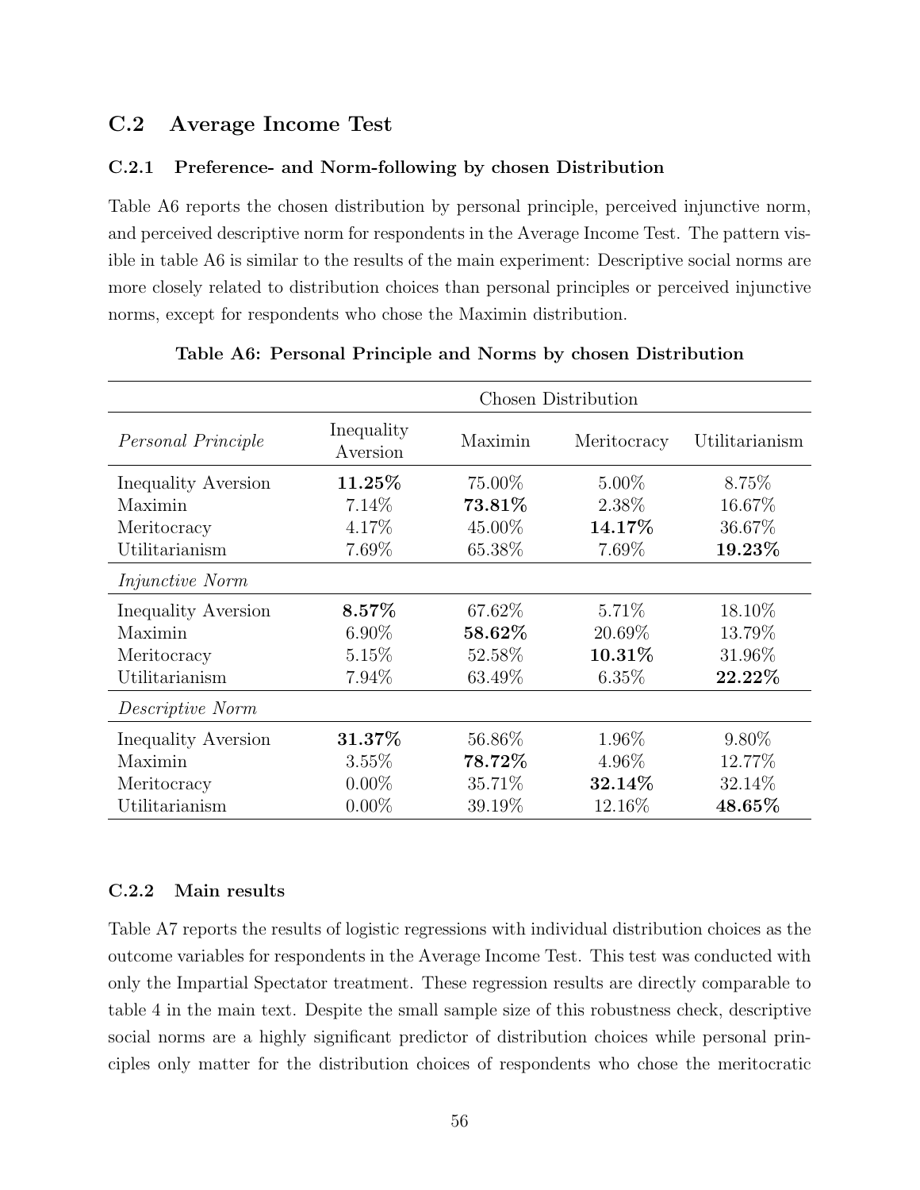## C.2 Average Income Test

### C.2.1 Preference- and Norm-following by chosen Distribution

Table A6 reports the chosen distribution by personal principle, perceived injunctive norm, and perceived descriptive norm for respondents in the Average Income Test. The pattern visible in table A6 is similar to the results of the main experiment: Descriptive social norms are more closely related to distribution choices than personal principles or perceived injunctive norms, except for respondents who chose the Maximin distribution.

**Table A6: Personal Principle and Norms by chosen Distribution**

| | Chosen Distribution | | | |
|---|---|---|---|---|
| *Personal Principle* | Inequality Aversion | Maximin | Meritocracy | Utilitarianism |
| Inequality Aversion | **11.25%** | 75.00% | 5.00% | 8.75% |
| Maximin | 7.14% | **73.81%** | 2.38% | 16.67% |
| Meritocracy | 4.17% | 45.00% | **14.17%** | 36.67% |
| Utilitarianism | 7.69% | 65.38% | 7.69% | **19.23%** |
| *Injunctive Norm* | | | | |
| Inequality Aversion | **8.57%** | 67.62% | 5.71% | 18.10% |
| Maximin | 6.90% | **58.62%** | 20.69% | 13.79% |
| Meritocracy | 5.15% | 52.58% | **10.31%** | 31.96% |
| Utilitarianism | 7.94% | 63.49% | 6.35% | **22.22%** |
| *Descriptive Norm* | | | | |
| Inequality Aversion | **31.37%** | 56.86% | 1.96% | 9.80% |
| Maximin | 3.55% | **78.72%** | 4.96% | 12.77% |
| Meritocracy | 0.00% | 35.71% | **32.14%** | 32.14% |
| Utilitarianism | 0.00% | 39.19% | 12.16% | **48.65%** |

### C.2.2 Main results

Table A7 reports the results of logistic regressions with individual distribution choices as the outcome variables for respondents in the Average Income Test. This test was conducted with only the Impartial Spectator treatment. These regression results are directly comparable to table 4 in the main text. Despite the small sample size of this robustness check, descriptive social norms are a highly significant predictor of distribution choices while personal principles only matter for the distribution choices of respondents who chose the meritocratic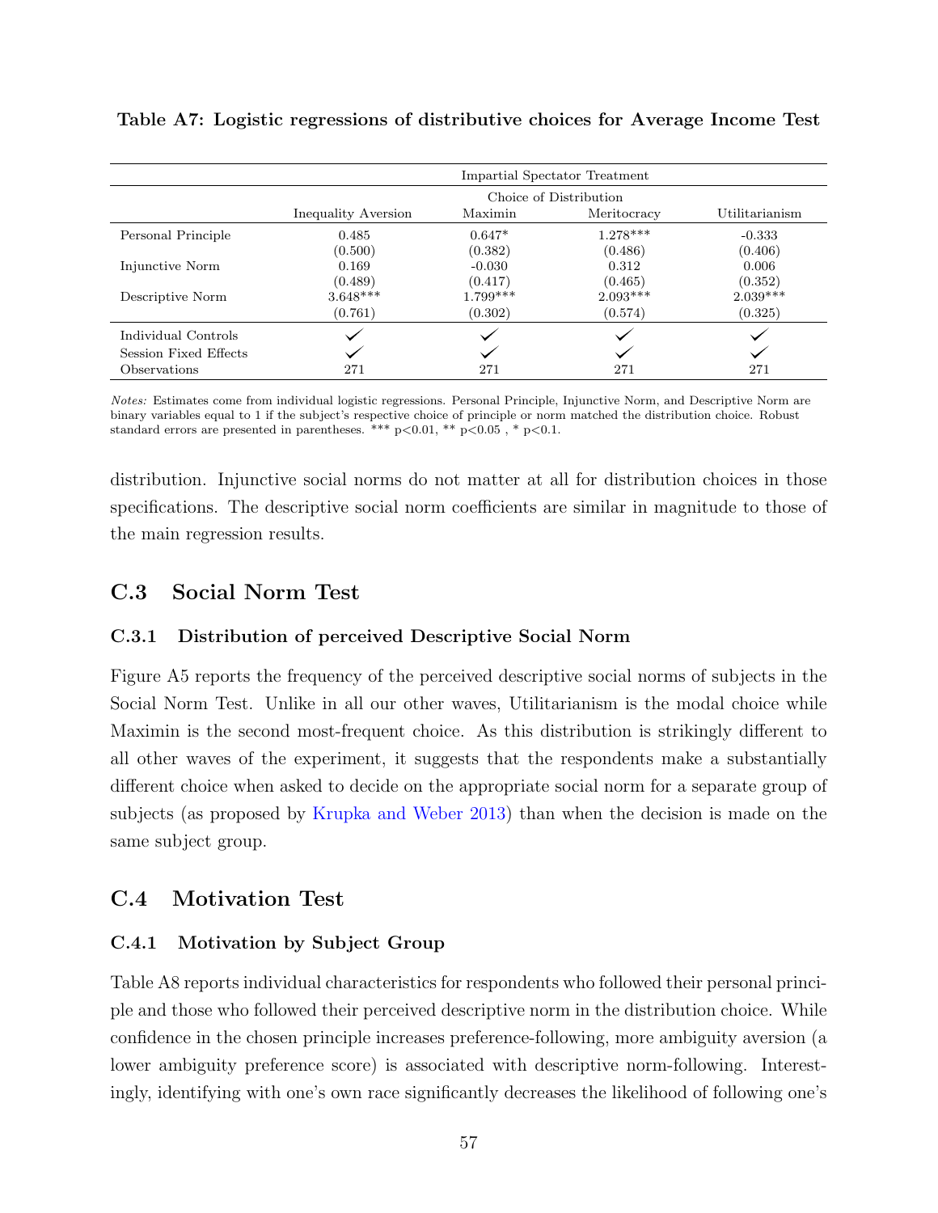**Table A7: Logistic regressions of distributive choices for Average Income Test**

| | Impartial Spectator Treatment | | | |
|---|---|---|---|---|
| | Choice of Distribution | | | |
| | Inequality Aversion | Maximin | Meritocracy | Utilitarianism |
| Personal Principle | 0.485 | 0.647* | 1.278*** | -0.333 |
| | (0.500) | (0.382) | (0.486) | (0.406) |
| Injunctive Norm | 0.169 | -0.030 | 0.312 | 0.006 |
| | (0.489) | (0.417) | (0.465) | (0.352) |
| Descriptive Norm | 3.648*** | 1.799*** | 2.093*** | 2.039*** |
| | (0.761) | (0.302) | (0.574) | (0.325) |
| Individual Controls | ✓ | ✓ | ✓ | ✓ |
| Session Fixed Effects | ✓ | ✓ | ✓ | ✓ |
| Observations | 271 | 271 | 271 | 271 |

*Notes:* Estimates come from individual logistic regressions. Personal Principle, Injunctive Norm, and Descriptive Norm are binary variables equal to 1 if the subject's respective choice of principle or norm matched the distribution choice. Robust standard errors are presented in parentheses. *** p<0.01, ** p<0.05 , * p<0.1.

distribution. Injunctive social norms do not matter at all for distribution choices in those specifications. The descriptive social norm coefficients are similar in magnitude to those of the main regression results.

## C.3 Social Norm Test

### C.3.1 Distribution of perceived Descriptive Social Norm

Figure A5 reports the frequency of the perceived descriptive social norms of subjects in the Social Norm Test. Unlike in all our other waves, Utilitarianism is the modal choice while Maximin is the second most-frequent choice. As this distribution is strikingly different to all other waves of the experiment, it suggests that the respondents make a substantially different choice when asked to decide on the appropriate social norm for a separate group of subjects (as proposed by Krupka and Weber 2013) than when the decision is made on the same subject group.

## C.4 Motivation Test

### C.4.1 Motivation by Subject Group

Table A8 reports individual characteristics for respondents who followed their personal principle and those who followed their perceived descriptive norm in the distribution choice. While confidence in the chosen principle increases preference-following, more ambiguity aversion (a lower ambiguity preference score) is associated with descriptive norm-following. Interestingly, identifying with one's own race significantly decreases the likelihood of following one's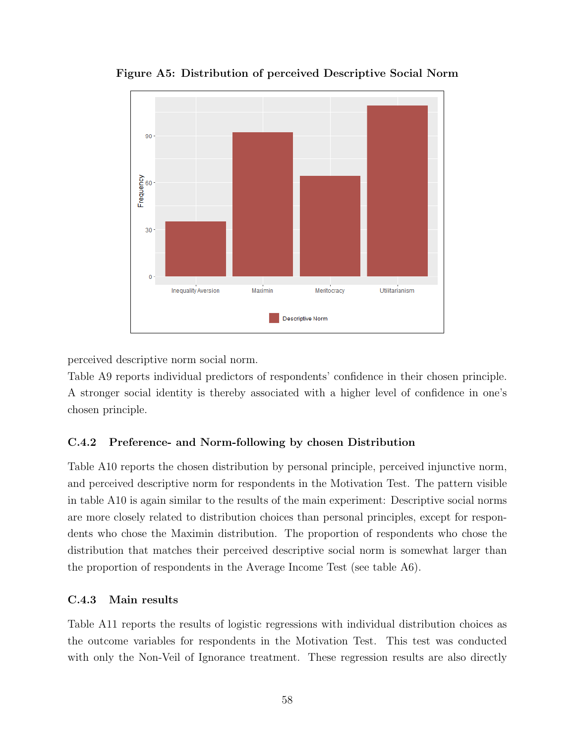**Figure A5: Distribution of perceived Descriptive Social Norm**

perceived descriptive norm social norm.

Table A9 reports individual predictors of respondents' confidence in their chosen principle. A stronger social identity is thereby associated with a higher level of confidence in one's chosen principle.

### C.4.2 Preference- and Norm-following by chosen Distribution

Table A10 reports the chosen distribution by personal principle, perceived injunctive norm, and perceived descriptive norm for respondents in the Motivation Test. The pattern visible in table A10 is again similar to the results of the main experiment: Descriptive social norms are more closely related to distribution choices than personal principles, except for respondents who chose the Maximin distribution. The proportion of respondents who chose the distribution that matches their perceived descriptive social norm is somewhat larger than the proportion of respondents in the Average Income Test (see table A6).

### C.4.3 Main results

Table A11 reports the results of logistic regressions with individual distribution choices as the outcome variables for respondents in the Motivation Test. This test was conducted with only the Non-Veil of Ignorance treatment. These regression results are also directly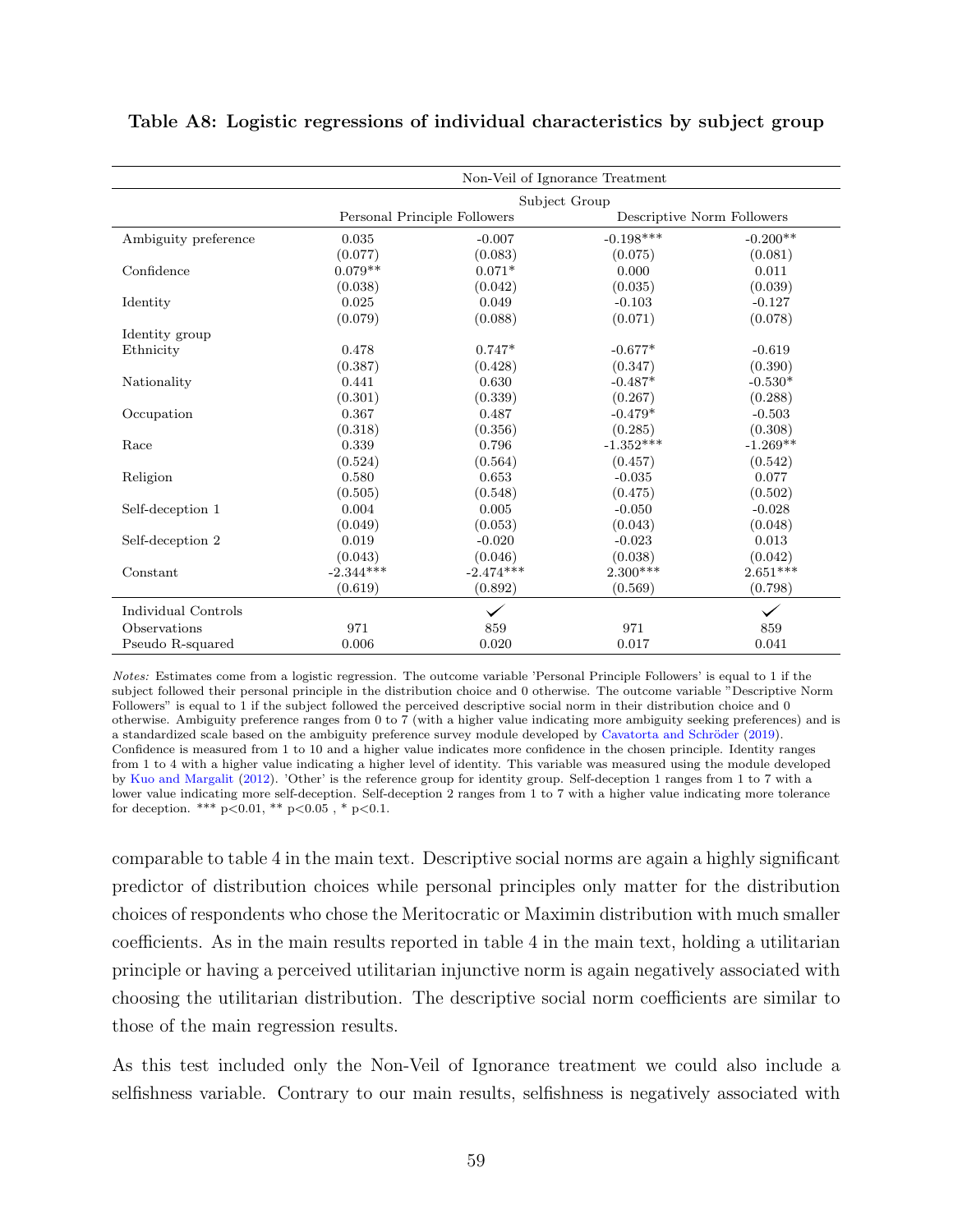**Table A8: Logistic regressions of individual characteristics by subject group**

| | Non-Veil of Ignorance Treatment | | | |
|---|---|---|---|---|
| | Subject Group | | | |
| | Personal Principle Followers | | Descriptive Norm Followers | |
| Ambiguity preference | 0.035 | -0.007 | -0.198*** | -0.200** |
| | (0.077) | (0.083) | (0.075) | (0.081) |
| Confidence | 0.079** | 0.071* | 0.000 | 0.011 |
| | (0.038) | (0.042) | (0.035) | (0.039) |
| Identity | 0.025 | 0.049 | -0.103 | -0.127 |
| | (0.079) | (0.088) | (0.071) | (0.078) |
| Identity group | | | | |
| Ethnicity | 0.478 | 0.747* | -0.677* | -0.619 |
| | (0.387) | (0.428) | (0.347) | (0.390) |
| Nationality | 0.441 | 0.630 | -0.487* | -0.530* |
| | (0.301) | (0.339) | (0.267) | (0.288) |
| Occupation | 0.367 | 0.487 | -0.479* | -0.503 |
| | (0.318) | (0.356) | (0.285) | (0.308) |
| Race | 0.339 | 0.796 | -1.352*** | -1.269** |
| | (0.524) | (0.564) | (0.457) | (0.542) |
| Religion | 0.580 | 0.653 | -0.035 | 0.077 |
| | (0.505) | (0.548) | (0.475) | (0.502) |
| Self-deception 1 | 0.004 | 0.005 | -0.050 | -0.028 |
| | (0.049) | (0.053) | (0.043) | (0.048) |
| Self-deception 2 | 0.019 | -0.020 | -0.023 | 0.013 |
| | (0.043) | (0.046) | (0.038) | (0.042) |
| Constant | -2.344*** | -2.474*** | 2.300*** | 2.651*** |
| | (0.619) | (0.892) | (0.569) | (0.798) |
| Individual Controls | | ✓ | | ✓ |
| Observations | 971 | 859 | 971 | 859 |
| Pseudo R-squared | 0.006 | 0.020 | 0.017 | 0.041 |

*Notes:* Estimates come from a logistic regression. The outcome variable 'Personal Principle Followers' is equal to 1 if the subject followed their personal principle in the distribution choice and 0 otherwise. The outcome variable "Descriptive Norm Followers" is equal to 1 if the subject followed the perceived descriptive social norm in their distribution choice and 0 otherwise. Ambiguity preference ranges from 0 to 7 (with a higher value indicating more ambiguity seeking preferences) and is a standardized scale based on the ambiguity preference survey module developed by Cavatorta and Schröder (2019). Confidence is measured from 1 to 10 and a higher value indicates more confidence in the chosen principle. Identity ranges from 1 to 4 with a higher value indicating a higher level of identity. This variable was measured using the module developed by Kuo and Margalit (2012). 'Other' is the reference group for identity group. Self-deception 1 ranges from 1 to 7 with a lower value indicating more self-deception. Self-deception 2 ranges from 1 to 7 with a higher value indicating more tolerance for deception. *** p<0.01, ** p<0.05 , * p<0.1.

comparable to table 4 in the main text. Descriptive social norms are again a highly significant predictor of distribution choices while personal principles only matter for the distribution choices of respondents who chose the Meritocratic or Maximin distribution with much smaller coefficients. As in the main results reported in table 4 in the main text, holding a utilitarian principle or having a perceived utilitarian injunctive norm is again negatively associated with choosing the utilitarian distribution. The descriptive social norm coefficients are similar to those of the main regression results.

As this test included only the Non-Veil of Ignorance treatment we could also include a selfishness variable. Contrary to our main results, selfishness is negatively associated with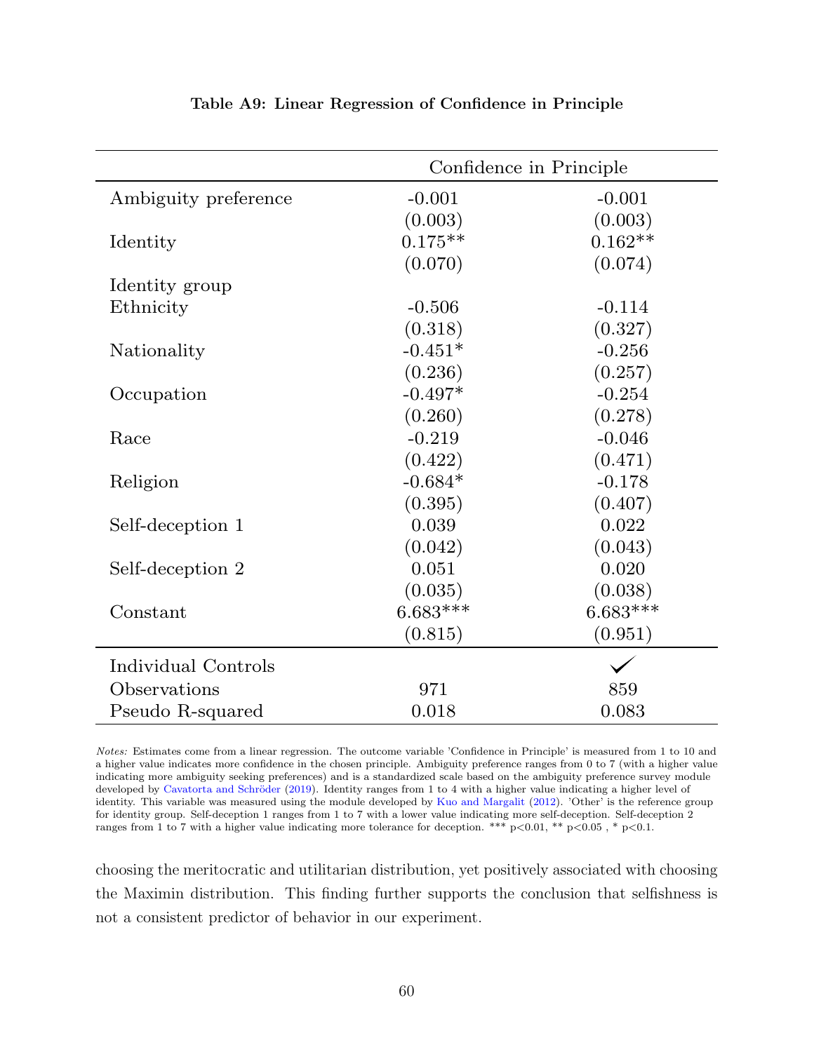**Table A9: Linear Regression of Confidence in Principle**

| | Confidence in Principle | |
|---|---|---|
| Ambiguity preference | -0.001 | -0.001 |
| | (0.003) | (0.003) |
| Identity | 0.175** | 0.162** |
| | (0.070) | (0.074) |
| Identity group | | |
| Ethnicity | -0.506 | -0.114 |
| | (0.318) | (0.327) |
| Nationality | -0.451* | -0.256 |
| | (0.236) | (0.257) |
| Occupation | -0.497* | -0.254 |
| | (0.260) | (0.278) |
| Race | -0.219 | -0.046 |
| | (0.422) | (0.471) |
| Religion | -0.684* | -0.178 |
| | (0.395) | (0.407) |
| Self-deception 1 | 0.039 | 0.022 |
| | (0.042) | (0.043) |
| Self-deception 2 | 0.051 | 0.020 |
| | (0.035) | (0.038) |
| Constant | 6.683*** | 6.683*** |
| | (0.815) | (0.951) |
| Individual Controls | | ✓ |
| Observations | 971 | 859 |
| Pseudo R-squared | 0.018 | 0.083 |

*Notes:* Estimates come from a linear regression. The outcome variable 'Confidence in Principle' is measured from 1 to 10 and a higher value indicates more confidence in the chosen principle. Ambiguity preference ranges from 0 to 7 (with a higher value indicating more ambiguity seeking preferences) and is a standardized scale based on the ambiguity preference survey module developed by Cavatorta and Schröder (2019). Identity ranges from 1 to 4 with a higher value indicating a higher level of identity. This variable was measured using the module developed by Kuo and Margalit (2012). 'Other' is the reference group for identity group. Self-deception 1 ranges from 1 to 7 with a lower value indicating more self-deception. Self-deception 2 ranges from 1 to 7 with a higher value indicating more tolerance for deception. *** p<0.01, ** p<0.05 , * p<0.1.

choosing the meritocratic and utilitarian distribution, yet positively associated with choosing the Maximin distribution. This finding further supports the conclusion that selfishness is not a consistent predictor of behavior in our experiment.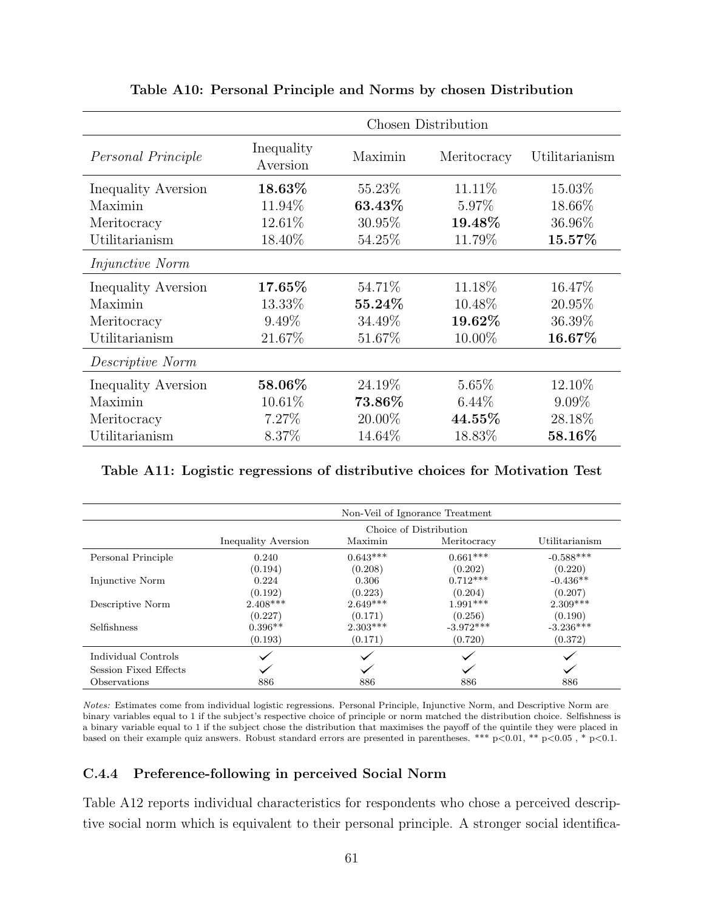**Table A10: Personal Principle and Norms by chosen Distribution**

| | Chosen Distribution | | | |
|---|---|---|---|---|
| *Personal Principle* | Inequality Aversion | Maximin | Meritocracy | Utilitarianism |
| Inequality Aversion | **18.63%** | 55.23% | 11.11% | 15.03% |
| Maximin | 11.94% | **63.43%** | 5.97% | 18.66% |
| Meritocracy | 12.61% | 30.95% | **19.48%** | 36.96% |
| Utilitarianism | 18.40% | 54.25% | 11.79% | **15.57%** |
| *Injunctive Norm* | | | | |
| Inequality Aversion | **17.65%** | 54.71% | 11.18% | 16.47% |
| Maximin | 13.33% | **55.24%** | 10.48% | 20.95% |
| Meritocracy | 9.49% | 34.49% | **19.62%** | 36.39% |
| Utilitarianism | 21.67% | 51.67% | 10.00% | **16.67%** |
| *Descriptive Norm* | | | | |
| Inequality Aversion | **58.06%** | 24.19% | 5.65% | 12.10% |
| Maximin | 10.61% | **73.86%** | 6.44% | 9.09% |
| Meritocracy | 7.27% | 20.00% | **44.55%** | 28.18% |
| Utilitarianism | 8.37% | 14.64% | 18.83% | **58.16%** |

**Table A11: Logistic regressions of distributive choices for Motivation Test**

| | Non-Veil of Ignorance Treatment | | | |
|---|---|---|---|---|
| | Choice of Distribution | | | |
| | Inequality Aversion | Maximin | Meritocracy | Utilitarianism |
| Personal Principle | 0.240 | 0.643*** | 0.661*** | -0.588*** |
| | (0.194) | (0.208) | (0.202) | (0.220) |
| Injunctive Norm | 0.224 | 0.306 | 0.712*** | -0.436** |
| | (0.192) | (0.223) | (0.204) | (0.207) |
| Descriptive Norm | 2.408*** | 2.649*** | 1.991*** | 2.309*** |
| | (0.227) | (0.171) | (0.256) | (0.190) |
| Selfishness | 0.396** | 2.303*** | -3.972*** | -3.236*** |
| | (0.193) | (0.171) | (0.720) | (0.372) |
| Individual Controls | ✓ | ✓ | ✓ | ✓ |
| Session Fixed Effects | ✓ | ✓ | ✓ | ✓ |
| Observations | 886 | 886 | 886 | 886 |

*Notes:* Estimates come from individual logistic regressions. Personal Principle, Injunctive Norm, and Descriptive Norm are binary variables equal to 1 if the subject's respective choice of principle or norm matched the distribution choice. Selfishness is a binary variable equal to 1 if the subject chose the distribution that maximises the payoff of the quintile they were placed in based on their example quiz answers. Robust standard errors are presented in parentheses. *** $p<0.01$, ** $p<0.05$ , * $p<0.1$.

### C.4.4 Preference-following in perceived Social Norm

Table A12 reports individual characteristics for respondents who chose a perceived descriptive social norm which is equivalent to their personal principle. A stronger social identifica-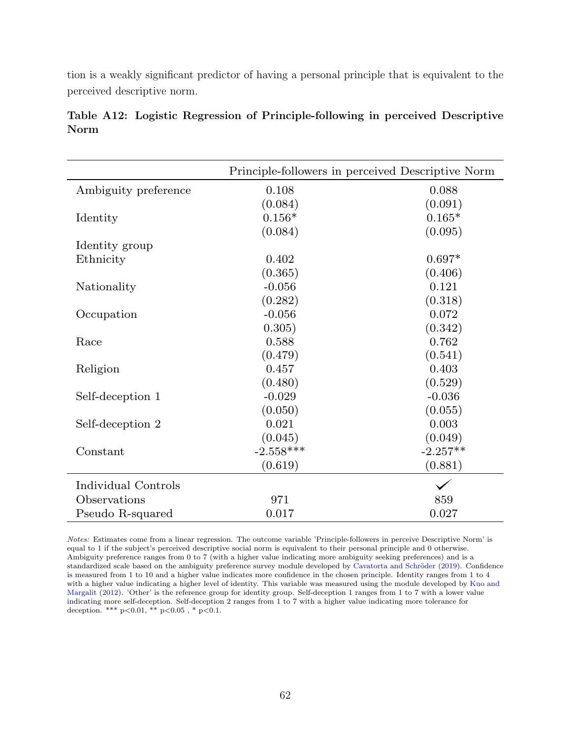tion is a weakly significant predictor of having a personal principle that is equivalent to the perceived descriptive norm.

**Table A12: Logistic Regression of Principle-following in perceived Descriptive Norm**

| | Principle-followers in perceived Descriptive Norm | |
|---|---|---|
| Ambiguity preference | 0.108 | 0.088 |
| | (0.084) | (0.091) |
| Identity | 0.156* | 0.165* |
| | (0.084) | (0.095) |
| Identity group | | |
| Ethnicity | 0.402 | 0.697* |
| | (0.365) | (0.406) |
| Nationality | -0.056 | 0.121 |
| | (0.282) | (0.318) |
| Occupation | -0.056 | 0.072 |
| | 0.305) | (0.342) |
| Race | 0.588 | 0.762 |
| | (0.479) | (0.541) |
| Religion | 0.457 | 0.403 |
| | (0.480) | (0.529) |
| Self-deception 1 | -0.029 | -0.036 |
| | (0.050) | (0.055) |
| Self-deception 2 | 0.021 | 0.003 |
| | (0.045) | (0.049) |
| Constant | -2.558*** | -2.257** |
| | (0.619) | (0.881) |
| Individual Controls | | ✓ |
| Observations | 971 | 859 |
| Pseudo R-squared | 0.017 | 0.027 |

*Notes:* Estimates come from a linear regression. The outcome variable 'Principle-followers in perceive Descriptive Norm' is equal to 1 if the subject's perceived descriptive social norm is equivalent to their personal principle and 0 otherwise. Ambiguity preference ranges from 0 to 7 (with a higher value indicating more ambiguity seeking preferences) and is a standardized scale based on the ambiguity preference survey module developed by Cavatorta and Schröder (2019). Confidence is measured from 1 to 10 and a higher value indicates more confidence in the chosen principle. Identity ranges from 1 to 4 with a higher value indicating a higher level of identity. This variable was measured using the module developed by Kuo and Margalit (2012). 'Other' is the reference group for identity group. Self-deception 1 ranges from 1 to 7 with a lower value indicating more self-deception. Self-deception 2 ranges from 1 to 7 with a higher value indicating more tolerance for deception. *** p<0.01, ** p<0.05 , * p<0.1.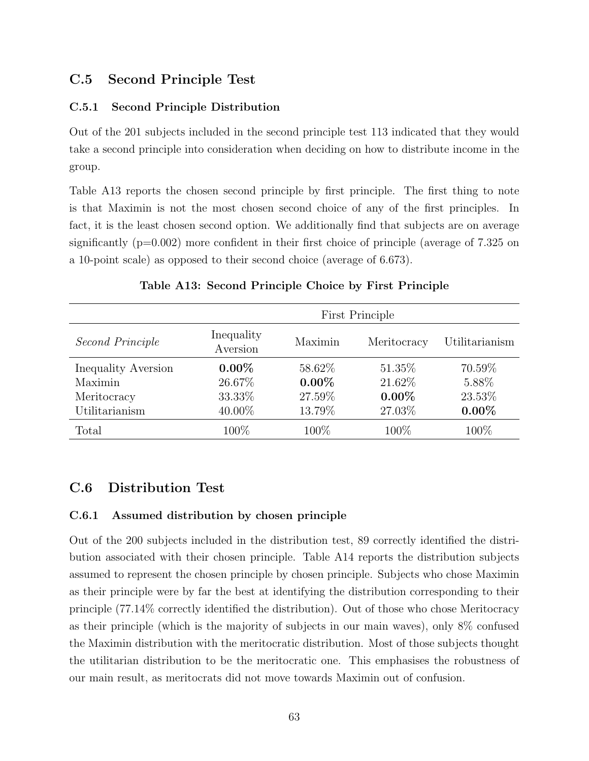## C.5 Second Principle Test

### C.5.1 Second Principle Distribution

Out of the 201 subjects included in the second principle test 113 indicated that they would take a second principle into consideration when deciding on how to distribute income in the group.

Table A13 reports the chosen second principle by first principle. The first thing to note is that Maximin is not the most chosen second choice of any of the first principles. In fact, it is the least chosen second option. We additionally find that subjects are on average significantly (p=0.002) more confident in their first choice of principle (average of 7.325 on a 10-point scale) as opposed to their second choice (average of 6.673).

**Table A13: Second Principle Choice by First Principle**

| | First Principle | | | |
|---|---|---|---|---|
| *Second Principle* | Inequality Aversion | Maximin | Meritocracy | Utilitarianism |
| Inequality Aversion | **0.00%** | 58.62% | 51.35% | 70.59% |
| Maximin | 26.67% | **0.00%** | 21.62% | 5.88% |
| Meritocracy | 33.33% | 27.59% | **0.00%** | 23.53% |
| Utilitarianism | 40.00% | 13.79% | 27.03% | **0.00%** |
| Total | 100% | 100% | 100% | 100% |

## C.6 Distribution Test

### C.6.1 Assumed distribution by chosen principle

Out of the 200 subjects included in the distribution test, 89 correctly identified the distribution associated with their chosen principle. Table A14 reports the distribution subjects assumed to represent the chosen principle by chosen principle. Subjects who chose Maximin as their principle were by far the best at identifying the distribution corresponding to their principle (77.14% correctly identified the distribution). Out of those who chose Meritocracy as their principle (which is the majority of subjects in our main waves), only 8% confused the Maximin distribution with the meritocratic distribution. Most of those subjects thought the utilitarian distribution to be the meritocratic one. This emphasises the robustness of our main result, as meritocrats did not move towards Maximin out of confusion.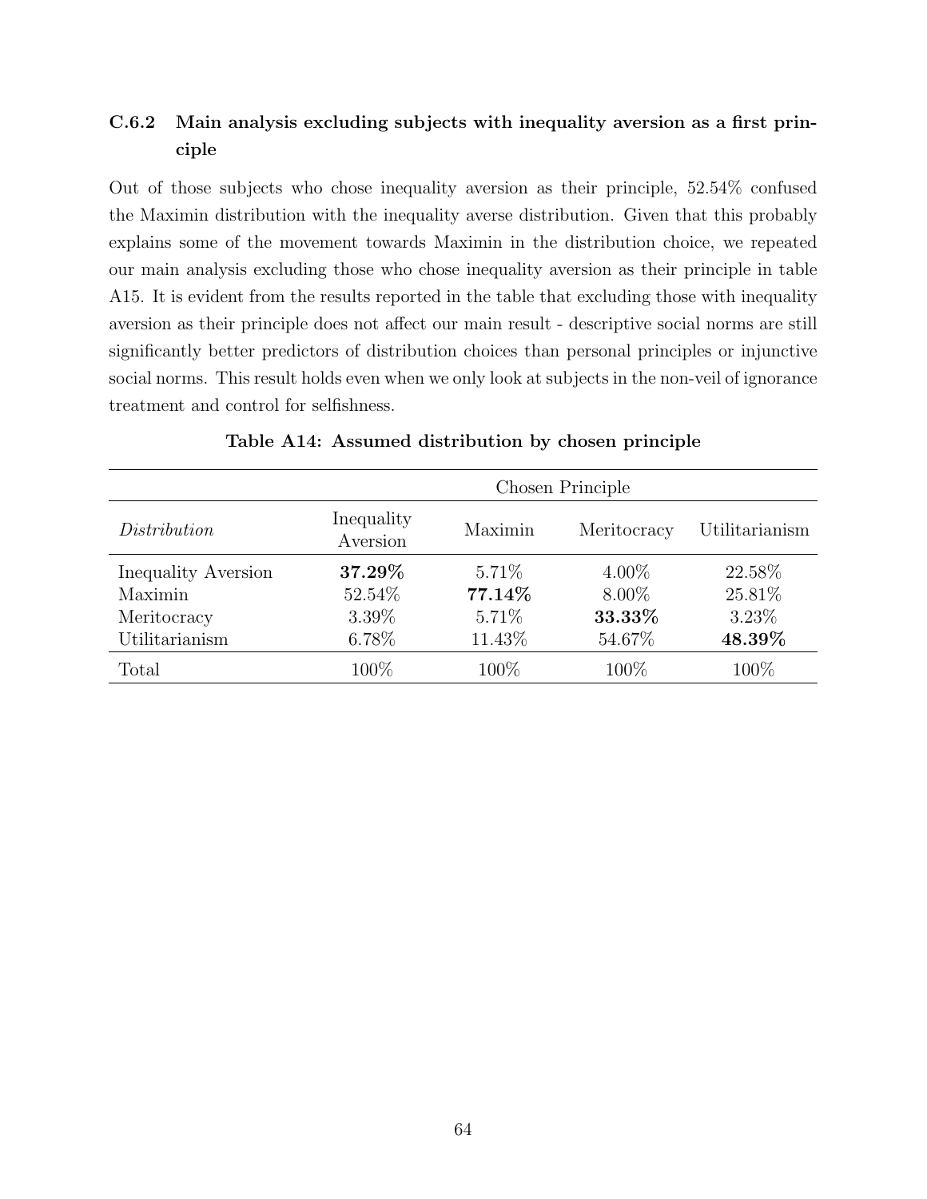### C.6.2 Main analysis excluding subjects with inequality aversion as a first principle

Out of those subjects who chose inequality aversion as their principle, 52.54% confused the Maximin distribution with the inequality averse distribution. Given that this probably explains some of the movement towards Maximin in the distribution choice, we repeated our main analysis excluding those who chose inequality aversion as their principle in table A15. It is evident from the results reported in the table that excluding those with inequality aversion as their principle does not affect our main result - descriptive social norms are still significantly better predictors of distribution choices than personal principles or injunctive social norms. This result holds even when we only look at subjects in the non-veil of ignorance treatment and control for selfishness.

**Table A14: Assumed distribution by chosen principle**

| | Chosen Principle | | | |
|---|---|---|---|---|
| *Distribution* | Inequality Aversion | Maximin | Meritocracy | Utilitarianism |
| Inequality Aversion | **37.29%** | 5.71% | 4.00% | 22.58% |
| Maximin | 52.54% | **77.14%** | 8.00% | 25.81% |
| Meritocracy | 3.39% | 5.71% | **33.33%** | 3.23% |
| Utilitarianism | 6.78% | 11.43% | 54.67% | **48.39%** |
| Total | 100% | 100% | 100% | 100% |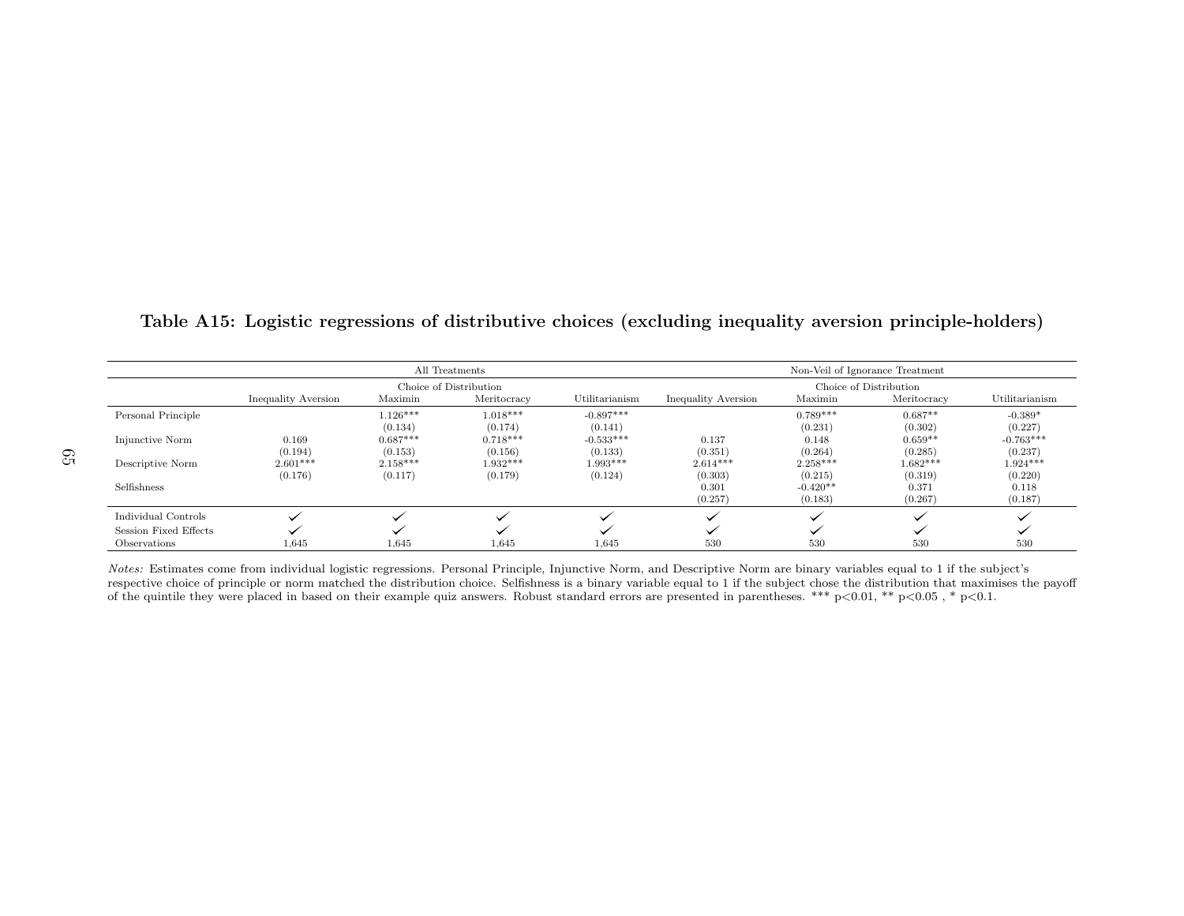**Table A15: Logistic regressions of distributive choices (excluding inequality aversion principle-holders)**

| | All Treatments | | | | Non-Veil of Ignorance Treatment | | | |
|---|---|---|---|---|---|---|---|---|
| | | Choice of Distribution | | | | Choice of Distribution | | |
| | Inequality Aversion | Maximin | Meritocracy | Utilitarianism | Inequality Aversion | Maximin | Meritocracy | Utilitarianism |
| Personal Principle | | 1.126*** | 1.018*** | -0.897*** | | 0.789*** | 0.687** | -0.389* |
| | | (0.134) | (0.174) | (0.141) | | (0.231) | (0.302) | (0.227) |
| Injunctive Norm | 0.169 | 0.687*** | 0.718*** | -0.533*** | 0.137 | 0.148 | 0.659** | -0.763*** |
| | (0.194) | (0.153) | (0.156) | (0.133) | (0.351) | (0.264) | (0.285) | (0.237) |
| Descriptive Norm | 2.601*** | 2.158*** | 1.932*** | 1.993*** | 2.614*** | 2.258*** | 1.682*** | 1.924*** |
| | (0.176) | (0.117) | (0.179) | (0.124) | (0.303) | (0.215) | (0.319) | (0.220) |
| Selfishness | | | | | 0.301 | -0.420** | 0.371 | 0.118 |
| | | | | | (0.257) | (0.183) | (0.267) | (0.187) |
| Individual Controls | ✓ | ✓ | ✓ | ✓ | ✓ | ✓ | ✓ | ✓ |
| Session Fixed Effects | ✓ | ✓ | ✓ | ✓ | ✓ | ✓ | ✓ | ✓ |
| Observations | 1,645 | 1,645 | 1,645 | 1,645 | 530 | 530 | 530 | 530 |

*Notes:* Estimates come from individual logistic regressions. Personal Principle, Injunctive Norm, and Descriptive Norm are binary variables equal to 1 if the subject's respective choice of principle or norm matched the distribution choice. Selfishness is a binary variable equal to 1 if the subject chose the distribution that maximises the payoff of the quintile they were placed in based on their example quiz answers. Robust standard errors are presented in parentheses. *** $p<0.01$, ** $p<0.05$ , * $p<0.1$.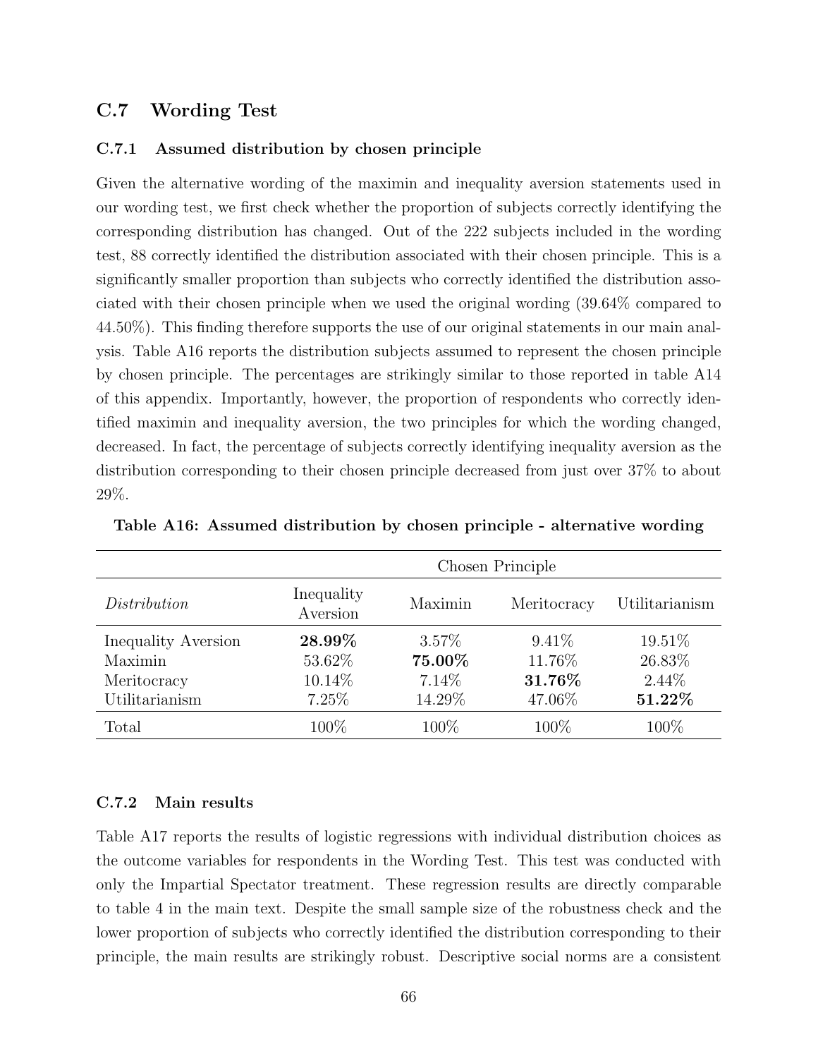## C.7 Wording Test

### C.7.1 Assumed distribution by chosen principle

Given the alternative wording of the maximin and inequality aversion statements used in our wording test, we first check whether the proportion of subjects correctly identifying the corresponding distribution has changed. Out of the 222 subjects included in the wording test, 88 correctly identified the distribution associated with their chosen principle. This is a significantly smaller proportion than subjects who correctly identified the distribution associated with their chosen principle when we used the original wording (39.64% compared to 44.50%). This finding therefore supports the use of our original statements in our main analysis. Table A16 reports the distribution subjects assumed to represent the chosen principle by chosen principle. The percentages are strikingly similar to those reported in table A14 of this appendix. Importantly, however, the proportion of respondents who correctly identified maximin and inequality aversion, the two principles for which the wording changed, decreased. In fact, the percentage of subjects correctly identifying inequality aversion as the distribution corresponding to their chosen principle decreased from just over 37% to about 29%.

**Table A16: Assumed distribution by chosen principle - alternative wording**

| | Chosen Principle | | | |
|---|---|---|---|---|
| *Distribution* | Inequality Aversion | Maximin | Meritocracy | Utilitarianism |
| Inequality Aversion | **28.99%** | 3.57% | 9.41% | 19.51% |
| Maximin | 53.62% | **75.00%** | 11.76% | 26.83% |
| Meritocracy | 10.14% | 7.14% | **31.76%** | 2.44% |
| Utilitarianism | 7.25% | 14.29% | 47.06% | **51.22%** |
| Total | 100% | 100% | 100% | 100% |

### C.7.2 Main results

Table A17 reports the results of logistic regressions with individual distribution choices as the outcome variables for respondents in the Wording Test. This test was conducted with only the Impartial Spectator treatment. These regression results are directly comparable to table 4 in the main text. Despite the small sample size of the robustness check and the lower proportion of subjects who correctly identified the distribution corresponding to their principle, the main results are strikingly robust. Descriptive social norms are a consistent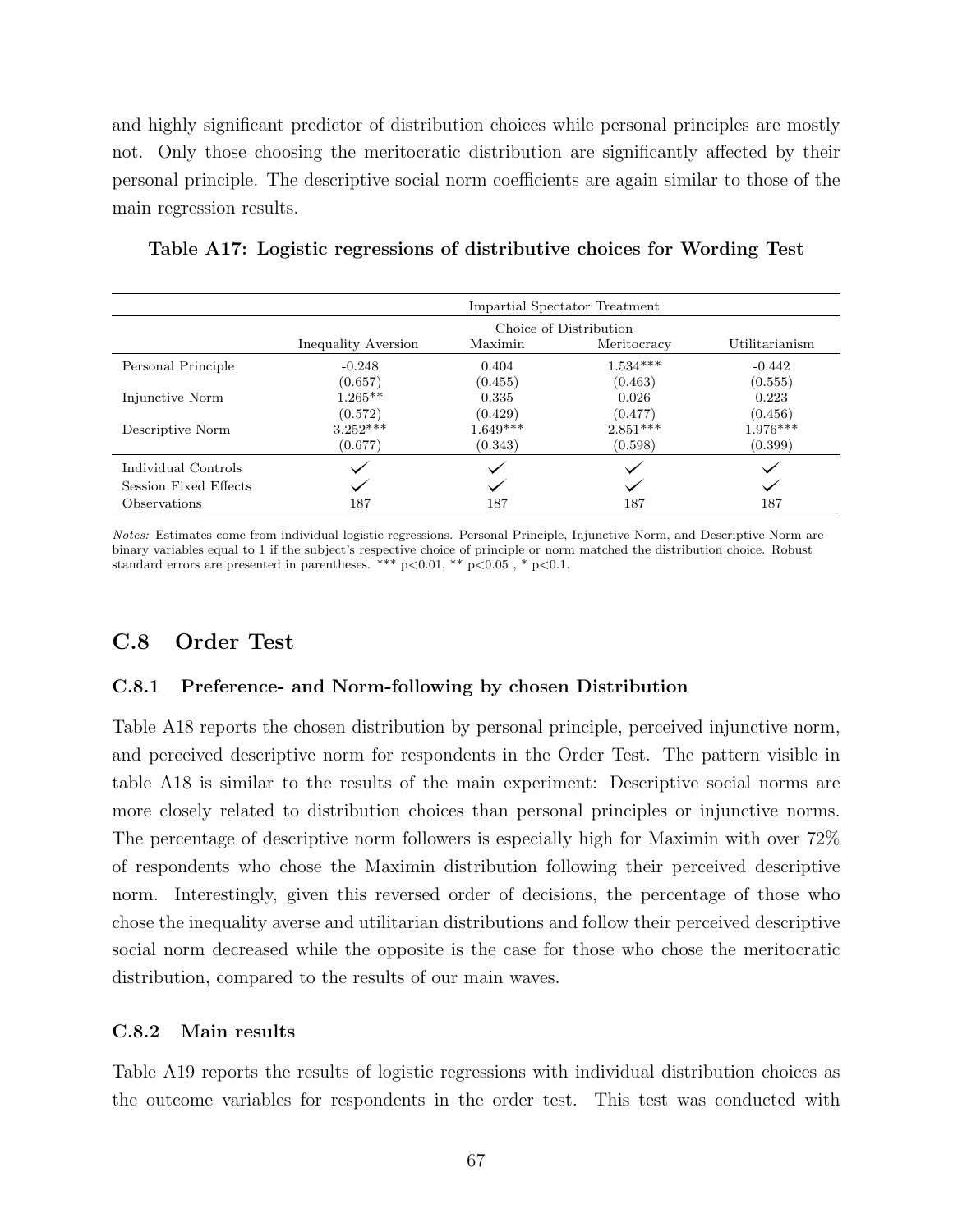and highly significant predictor of distribution choices while personal principles are mostly not. Only those choosing the meritocratic distribution are significantly affected by their personal principle. The descriptive social norm coefficients are again similar to those of the main regression results.

**Table A17: Logistic regressions of distributive choices for Wording Test**

| | Impartial Spectator Treatment | | | |
|---|---|---|---|---|
| | Choice of Distribution | | | |
| | Inequality Aversion | Maximin | Meritocracy | Utilitarianism |
| Personal Principle | -0.248 | 0.404 | 1.534*** | -0.442 |
| | (0.657) | (0.455) | (0.463) | (0.555) |
| Injunctive Norm | 1.265** | 0.335 | 0.026 | 0.223 |
| | (0.572) | (0.429) | (0.477) | (0.456) |
| Descriptive Norm | 3.252*** | 1.649*** | 2.851*** | 1.976*** |
| | (0.677) | (0.343) | (0.598) | (0.399) |
| Individual Controls | ✓ | ✓ | ✓ | ✓ |
| Session Fixed Effects | ✓ | ✓ | ✓ | ✓ |
| Observations | 187 | 187 | 187 | 187 |

*Notes:* Estimates come from individual logistic regressions. Personal Principle, Injunctive Norm, and Descriptive Norm are binary variables equal to 1 if the subject's respective choice of principle or norm matched the distribution choice. Robust standard errors are presented in parentheses. *** $p<0.01$, ** $p<0.05$ , * $p<0.1$.

## C.8 Order Test

### C.8.1 Preference- and Norm-following by chosen Distribution

Table A18 reports the chosen distribution by personal principle, perceived injunctive norm, and perceived descriptive norm for respondents in the Order Test. The pattern visible in table A18 is similar to the results of the main experiment: Descriptive social norms are more closely related to distribution choices than personal principles or injunctive norms. The percentage of descriptive norm followers is especially high for Maximin with over 72% of respondents who chose the Maximin distribution following their perceived descriptive norm. Interestingly, given this reversed order of decisions, the percentage of those who chose the inequality averse and utilitarian distributions and follow their perceived descriptive social norm decreased while the opposite is the case for those who chose the meritocratic distribution, compared to the results of our main waves.

### C.8.2 Main results

Table A19 reports the results of logistic regressions with individual distribution choices as the outcome variables for respondents in the order test. This test was conducted with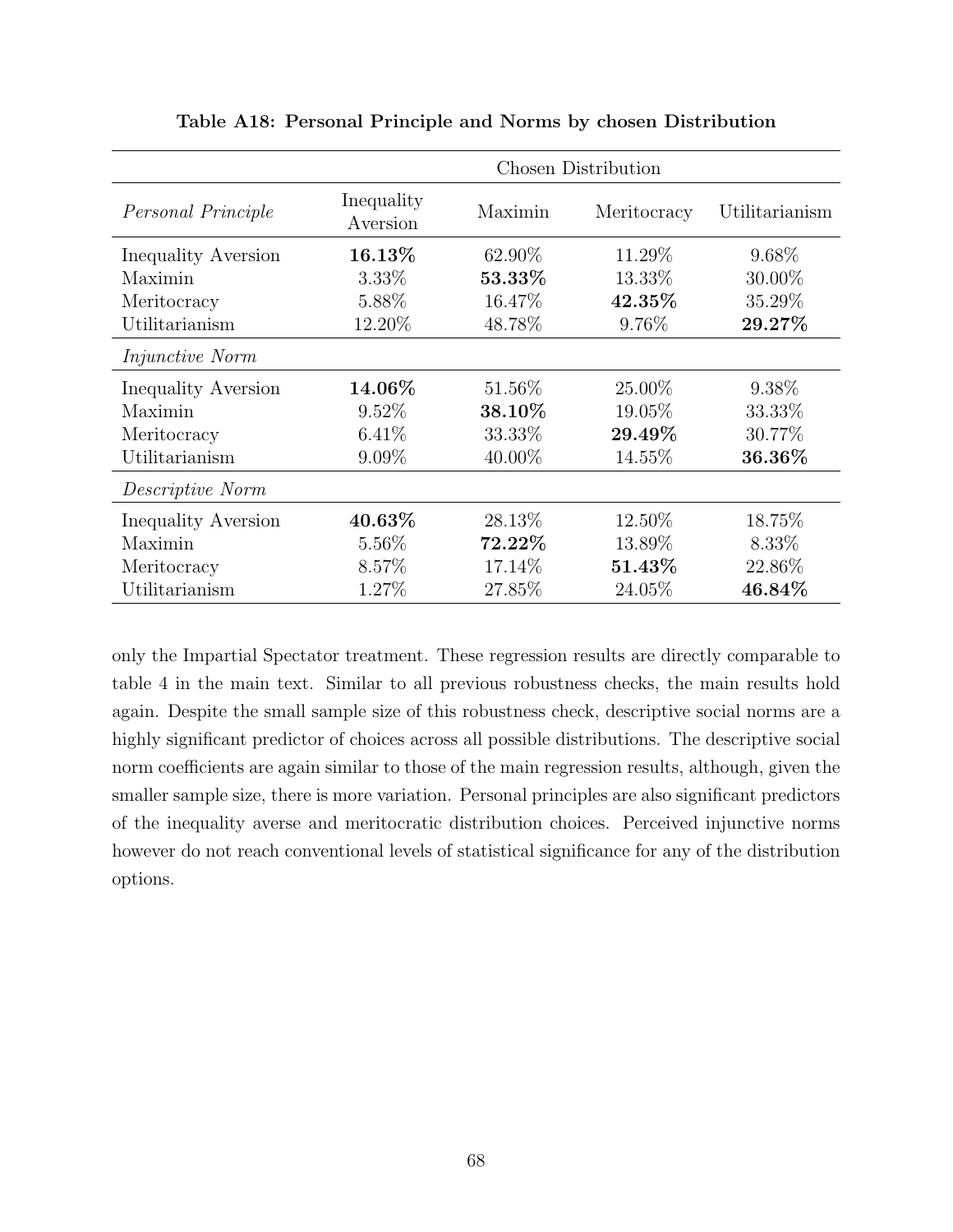**Table A18: Personal Principle and Norms by chosen Distribution**

| | Chosen Distribution | | | |
|---|---|---|---|---|
| *Personal Principle* | Inequality Aversion | Maximin | Meritocracy | Utilitarianism |
| Inequality Aversion | **16.13%** | 62.90% | 11.29% | 9.68% |
| Maximin | 3.33% | **53.33%** | 13.33% | 30.00% |
| Meritocracy | 5.88% | 16.47% | **42.35%** | 35.29% |
| Utilitarianism | 12.20% | 48.78% | 9.76% | **29.27%** |
| *Injunctive Norm* | | | | |
| Inequality Aversion | **14.06%** | 51.56% | 25.00% | 9.38% |
| Maximin | 9.52% | **38.10%** | 19.05% | 33.33% |
| Meritocracy | 6.41% | 33.33% | **29.49%** | 30.77% |
| Utilitarianism | 9.09% | 40.00% | 14.55% | **36.36%** |
| *Descriptive Norm* | | | | |
| Inequality Aversion | **40.63%** | 28.13% | 12.50% | 18.75% |
| Maximin | 5.56% | **72.22%** | 13.89% | 8.33% |
| Meritocracy | 8.57% | 17.14% | **51.43%** | 22.86% |
| Utilitarianism | 1.27% | 27.85% | 24.05% | **46.84%** |

only the Impartial Spectator treatment. These regression results are directly comparable to table 4 in the main text. Similar to all previous robustness checks, the main results hold again. Despite the small sample size of this robustness check, descriptive social norms are a highly significant predictor of choices across all possible distributions. The descriptive social norm coefficients are again similar to those of the main regression results, although, given the smaller sample size, there is more variation. Personal principles are also significant predictors of the inequality averse and meritocratic distribution choices. Perceived injunctive norms however do not reach conventional levels of statistical significance for any of the distribution options.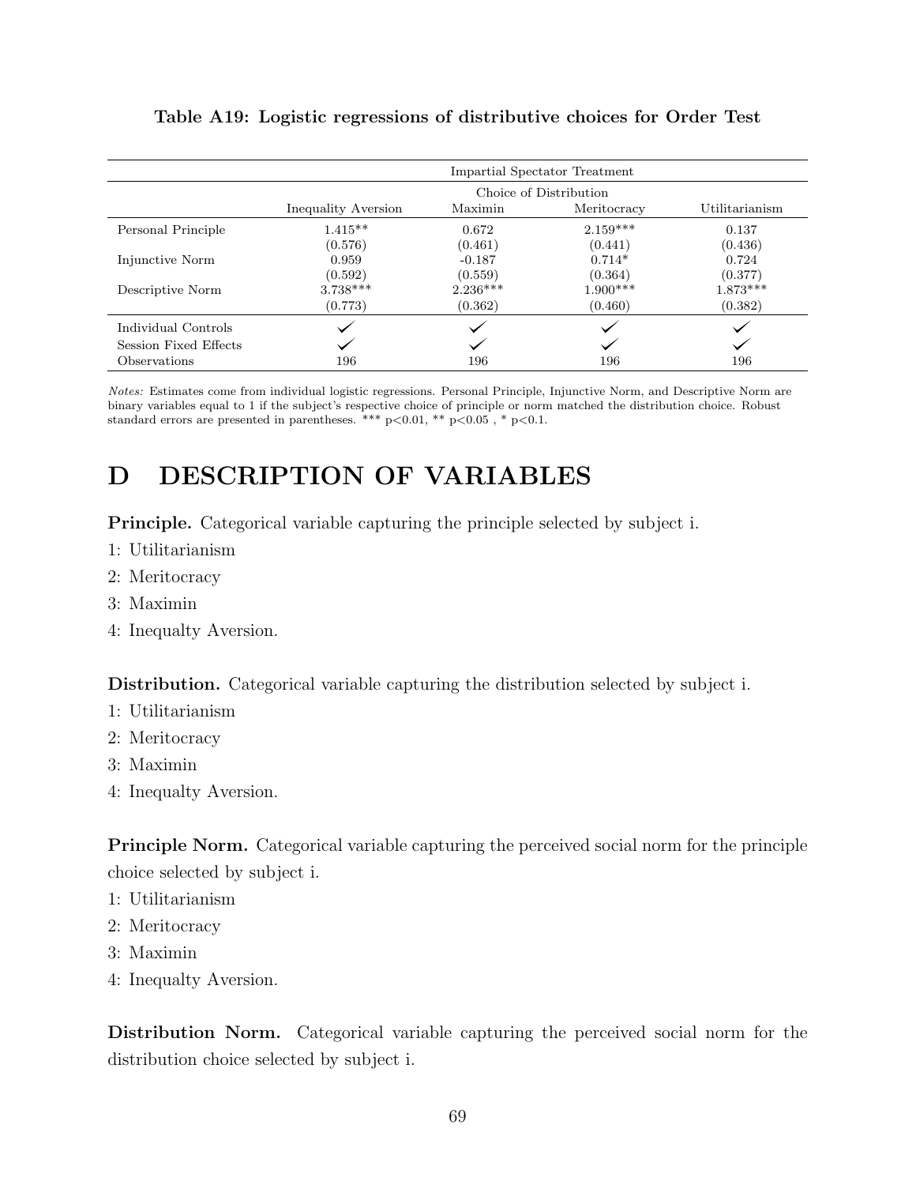**Table A19: Logistic regressions of distributive choices for Order Test**

| | Impartial Spectator Treatment | | | |
|---|---|---|---|---|
| | Choice of Distribution | | | |
| | Inequality Aversion | Maximin | Meritocracy | Utilitarianism |
| Personal Principle | 1.415** | 0.672 | 2.159*** | 0.137 |
| | (0.576) | (0.461) | (0.441) | (0.436) |
| Injunctive Norm | 0.959 | -0.187 | 0.714* | 0.724 |
| | (0.592) | (0.559) | (0.364) | (0.377) |
| Descriptive Norm | 3.738*** | 2.236*** | 1.900*** | 1.873*** |
| | (0.773) | (0.362) | (0.460) | (0.382) |
| Individual Controls | ✓ | ✓ | ✓ | ✓ |
| Session Fixed Effects | ✓ | ✓ | ✓ | ✓ |
| Observations | 196 | 196 | 196 | 196 |

*Notes:* Estimates come from individual logistic regressions. Personal Principle, Injunctive Norm, and Descriptive Norm are binary variables equal to 1 if the subject's respective choice of principle or norm matched the distribution choice. Robust standard errors are presented in parentheses. *** p<0.01, ** p<0.05 , * p<0.1.

# D DESCRIPTION OF VARIABLES

**Principle.** Categorical variable capturing the principle selected by subject i.

1: Utilitarianism

2: Meritocracy

3: Maximin

4: Inequalty Aversion.

**Distribution.** Categorical variable capturing the distribution selected by subject i.

1: Utilitarianism

2: Meritocracy

3: Maximin

4: Inequalty Aversion.

**Principle Norm.** Categorical variable capturing the perceived social norm for the principle choice selected by subject i.

1: Utilitarianism

2: Meritocracy

3: Maximin

4: Inequalty Aversion.

**Distribution Norm.** Categorical variable capturing the perceived social norm for the distribution choice selected by subject i.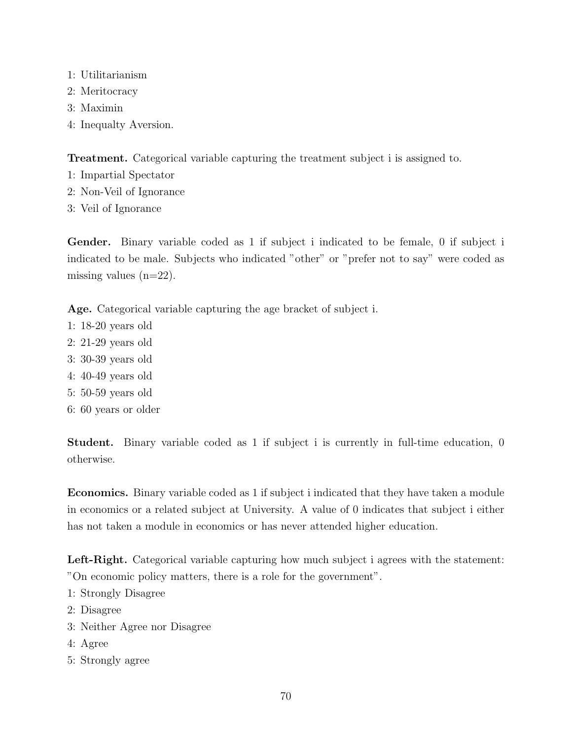1: Utilitarianism
2: Meritocracy
3: Maximin
4: Inequalty Aversion.

**Treatment.** Categorical variable capturing the treatment subject i is assigned to.
1: Impartial Spectator
2: Non-Veil of Ignorance
3: Veil of Ignorance

**Gender.** Binary variable coded as 1 if subject i indicated to be female, 0 if subject i indicated to be male. Subjects who indicated "other" or "prefer not to say" were coded as missing values (n=22).

**Age.** Categorical variable capturing the age bracket of subject i.
1: 18-20 years old
2: 21-29 years old
3: 30-39 years old
4: 40-49 years old
5: 50-59 years old
6: 60 years or older

**Student.** Binary variable coded as 1 if subject i is currently in full-time education, 0 otherwise.

**Economics.** Binary variable coded as 1 if subject i indicated that they have taken a module in economics or a related subject at University. A value of 0 indicates that subject i either has not taken a module in economics or has never attended higher education.

**Left-Right.** Categorical variable capturing how much subject i agrees with the statement: "On economic policy matters, there is a role for the government".
1: Strongly Disagree
2: Disagree
3: Neither Agree nor Disagree
4: Agree
5: Strongly agree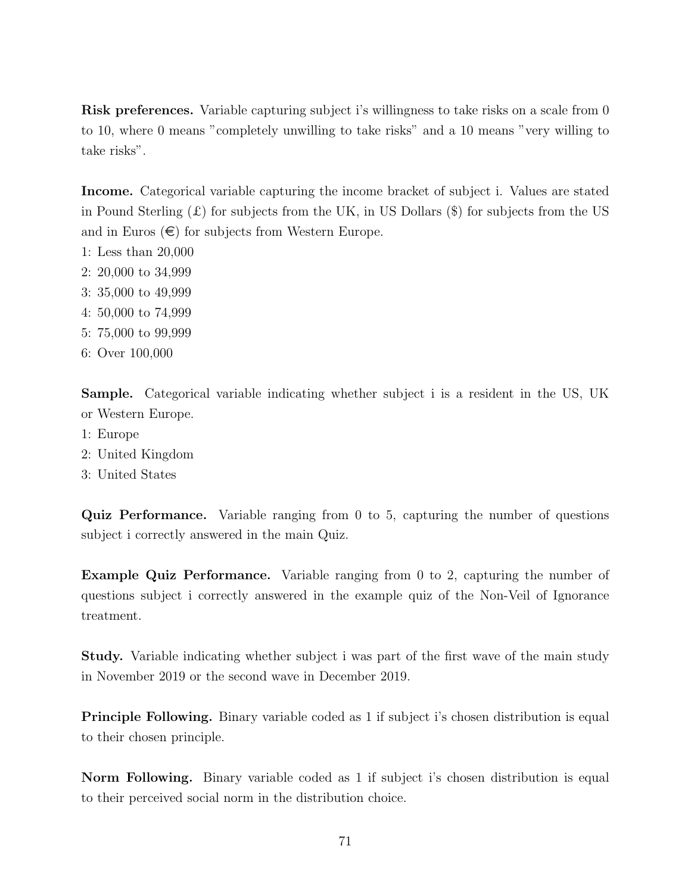**Risk preferences.** Variable capturing subject i's willingness to take risks on a scale from 0 to 10, where 0 means "completely unwilling to take risks" and a 10 means "very willing to take risks".

**Income.** Categorical variable capturing the income bracket of subject i. Values are stated in Pound Sterling (£) for subjects from the UK, in US Dollars ($) for subjects from the US and in Euros (€) for subjects from Western Europe.

1: Less than 20,000
2: 20,000 to 34,999
3: 35,000 to 49,999
4: 50,000 to 74,999
5: 75,000 to 99,999
6: Over 100,000

**Sample.** Categorical variable indicating whether subject i is a resident in the US, UK or Western Europe.

1: Europe
2: United Kingdom
3: United States

**Quiz Performance.** Variable ranging from 0 to 5, capturing the number of questions subject i correctly answered in the main Quiz.

**Example Quiz Performance.** Variable ranging from 0 to 2, capturing the number of questions subject i correctly answered in the example quiz of the Non-Veil of Ignorance treatment.

**Study.** Variable indicating whether subject i was part of the first wave of the main study in November 2019 or the second wave in December 2019.

**Principle Following.** Binary variable coded as 1 if subject i's chosen distribution is equal to their chosen principle.

**Norm Following.** Binary variable coded as 1 if subject i's chosen distribution is equal to their perceived social norm in the distribution choice.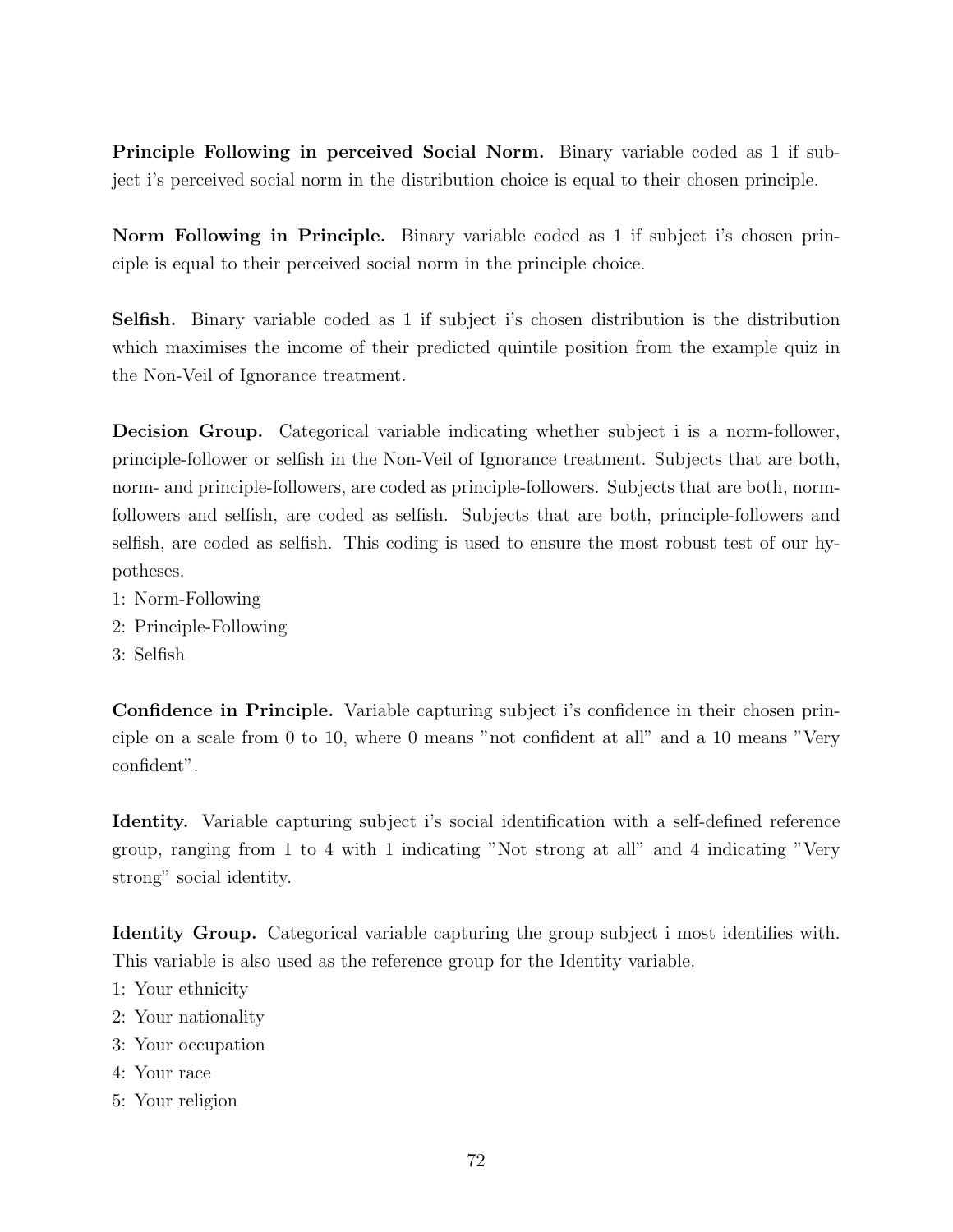**Principle Following in perceived Social Norm.** Binary variable coded as 1 if subject i's perceived social norm in the distribution choice is equal to their chosen principle.

**Norm Following in Principle.** Binary variable coded as 1 if subject i's chosen principle is equal to their perceived social norm in the principle choice.

**Selfish.** Binary variable coded as 1 if subject i's chosen distribution is the distribution which maximises the income of their predicted quintile position from the example quiz in the Non-Veil of Ignorance treatment.

**Decision Group.** Categorical variable indicating whether subject i is a norm-follower, principle-follower or selfish in the Non-Veil of Ignorance treatment. Subjects that are both, norm- and principle-followers, are coded as principle-followers. Subjects that are both, norm-followers and selfish, are coded as selfish. Subjects that are both, principle-followers and selfish, are coded as selfish. This coding is used to ensure the most robust test of our hypotheses.

1: Norm-Following
2: Principle-Following
3: Selfish

**Confidence in Principle.** Variable capturing subject i's confidence in their chosen principle on a scale from 0 to 10, where 0 means "not confident at all" and a 10 means "Very confident".

**Identity.** Variable capturing subject i's social identification with a self-defined reference group, ranging from 1 to 4 with 1 indicating "Not strong at all" and 4 indicating "Very strong" social identity.

**Identity Group.** Categorical variable capturing the group subject i most identifies with. This variable is also used as the reference group for the Identity variable.

1: Your ethnicity
2: Your nationality
3: Your occupation
4: Your race
5: Your religion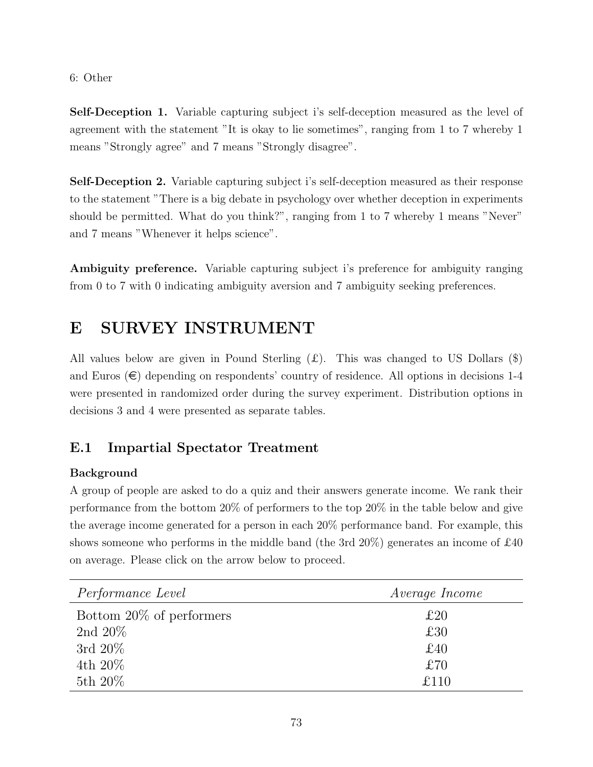6: Other

**Self-Deception 1.** Variable capturing subject i's self-deception measured as the level of agreement with the statement "It is okay to lie sometimes", ranging from 1 to 7 whereby 1 means "Strongly agree" and 7 means "Strongly disagree".

**Self-Deception 2.** Variable capturing subject i's self-deception measured as their response to the statement "There is a big debate in psychology over whether deception in experiments should be permitted. What do you think?", ranging from 1 to 7 whereby 1 means "Never" and 7 means "Whenever it helps science".

**Ambiguity preference.** Variable capturing subject i's preference for ambiguity ranging from 0 to 7 with 0 indicating ambiguity aversion and 7 ambiguity seeking preferences.

# E SURVEY INSTRUMENT

All values below are given in Pound Sterling (£). This was changed to US Dollars ($) and Euros (€) depending on respondents' country of residence. All options in decisions 1-4 were presented in randomized order during the survey experiment. Distribution options in decisions 3 and 4 were presented as separate tables.

## E.1 Impartial Spectator Treatment

**Background**

A group of people are asked to do a quiz and their answers generate income. We rank their performance from the bottom 20% of performers to the top 20% in the table below and give the average income generated for a person in each 20% performance band. For example, this shows someone who performs in the middle band (the 3rd 20%) generates an income of £40 on average. Please click on the arrow below to proceed.

| *Performance Level* | *Average Income* |
|---|---|
| Bottom 20% of performers | £20 |
| 2nd 20% | £30 |
| 3rd 20% | £40 |
| 4th 20% | £70 |
| 5th 20% | £110 |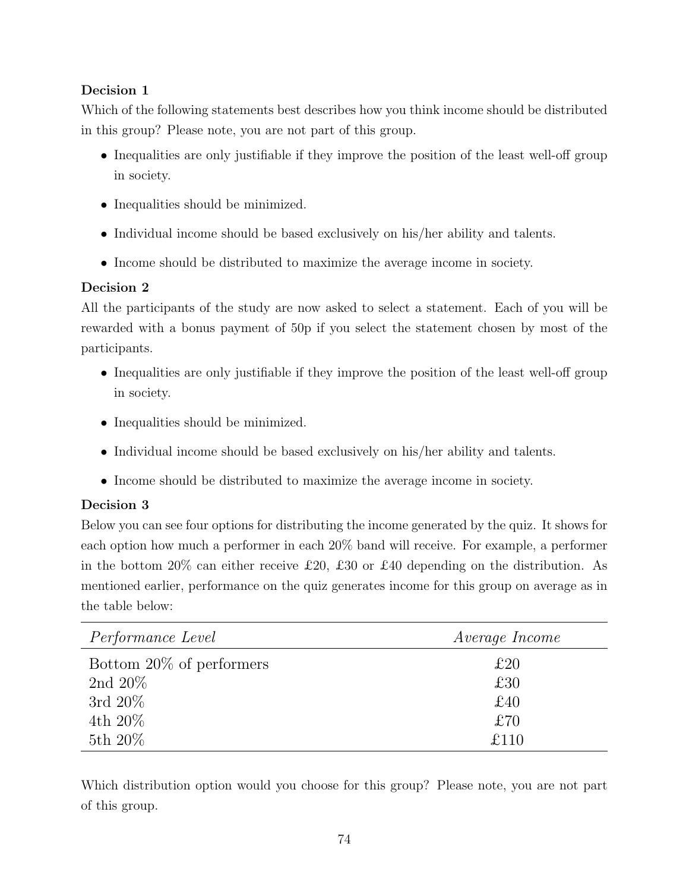**Decision 1**

Which of the following statements best describes how you think income should be distributed in this group? Please note, you are not part of this group.

- Inequalities are only justifiable if they improve the position of the least well-off group in society.
- Inequalities should be minimized.
- Individual income should be based exclusively on his/her ability and talents.
- Income should be distributed to maximize the average income in society.

**Decision 2**

All the participants of the study are now asked to select a statement. Each of you will be rewarded with a bonus payment of 50p if you select the statement chosen by most of the participants.

- Inequalities are only justifiable if they improve the position of the least well-off group in society.
- Inequalities should be minimized.
- Individual income should be based exclusively on his/her ability and talents.
- Income should be distributed to maximize the average income in society.

**Decision 3**

Below you can see four options for distributing the income generated by the quiz. It shows for each option how much a performer in each 20% band will receive. For example, a performer in the bottom 20% can either receive £20, £30 or £40 depending on the distribution. As mentioned earlier, performance on the quiz generates income for this group on average as in the table below:

| *Performance Level* | *Average Income* |
|---|---|
| Bottom 20% of performers | £20 |
| 2nd 20% | £30 |
| 3rd 20% | £40 |
| 4th 20% | £70 |
| 5th 20% | £110 |

Which distribution option would you choose for this group? Please note, you are not part of this group.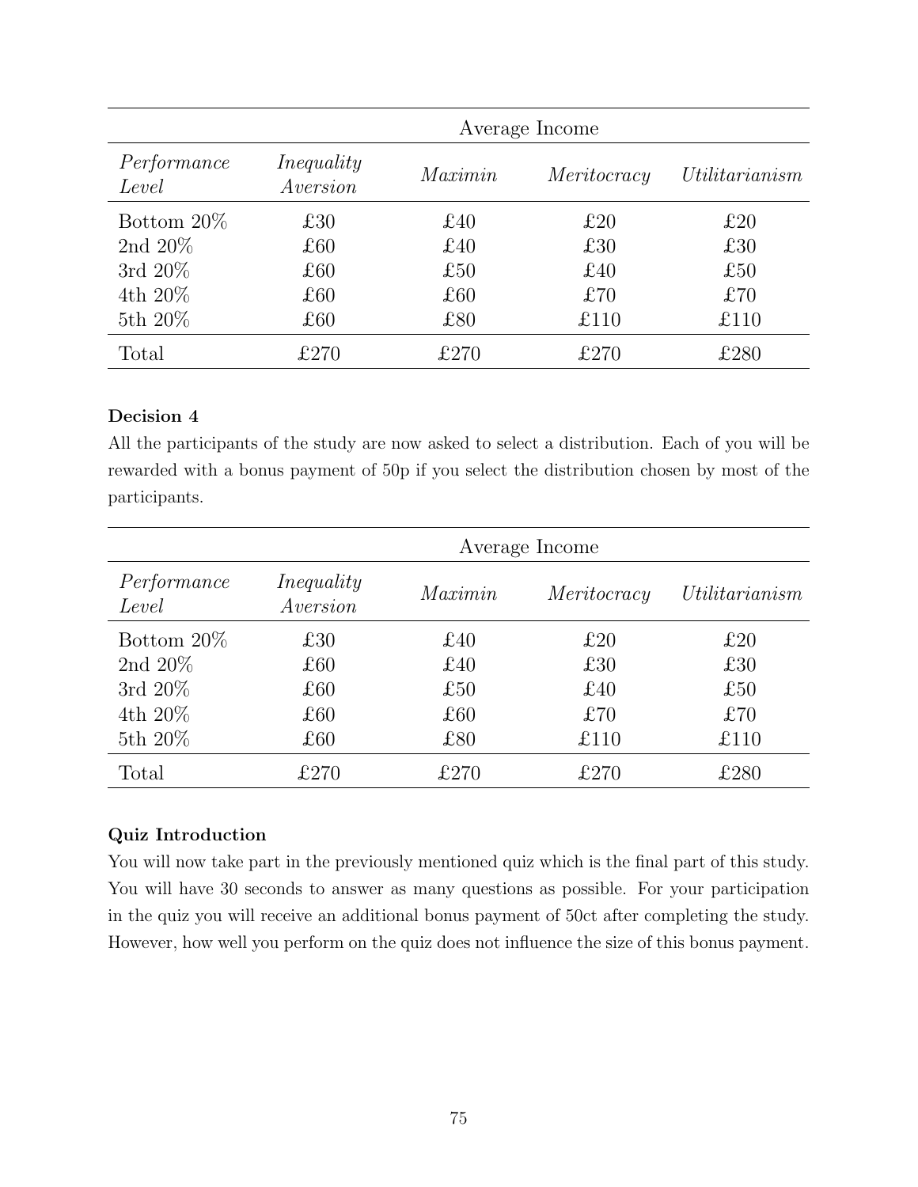| | Average Income | | | |
|---|---|---|---|---|
| *Performance Level* | *Inequality Aversion* | *Maximin* | *Meritocracy* | *Utilitarianism* |
| Bottom 20% | £30 | £40 | £20 | £20 |
| 2nd 20% | £60 | £40 | £30 | £30 |
| 3rd 20% | £60 | £50 | £40 | £50 |
| 4th 20% | £60 | £60 | £70 | £70 |
| 5th 20% | £60 | £80 | £110 | £110 |
| Total | £270 | £270 | £270 | £280 |

**Decision 4**

All the participants of the study are now asked to select a distribution. Each of you will be rewarded with a bonus payment of 50p if you select the distribution chosen by most of the participants.

| | Average Income | | | |
|---|---|---|---|---|
| *Performance Level* | *Inequality Aversion* | *Maximin* | *Meritocracy* | *Utilitarianism* |
| Bottom 20% | £30 | £40 | £20 | £20 |
| 2nd 20% | £60 | £40 | £30 | £30 |
| 3rd 20% | £60 | £50 | £40 | £50 |
| 4th 20% | £60 | £60 | £70 | £70 |
| 5th 20% | £60 | £80 | £110 | £110 |
| Total | £270 | £270 | £270 | £280 |

**Quiz Introduction**

You will now take part in the previously mentioned quiz which is the final part of this study. You will have 30 seconds to answer as many questions as possible. For your participation in the quiz you will receive an additional bonus payment of 50ct after completing the study. However, how well you perform on the quiz does not influence the size of this bonus payment.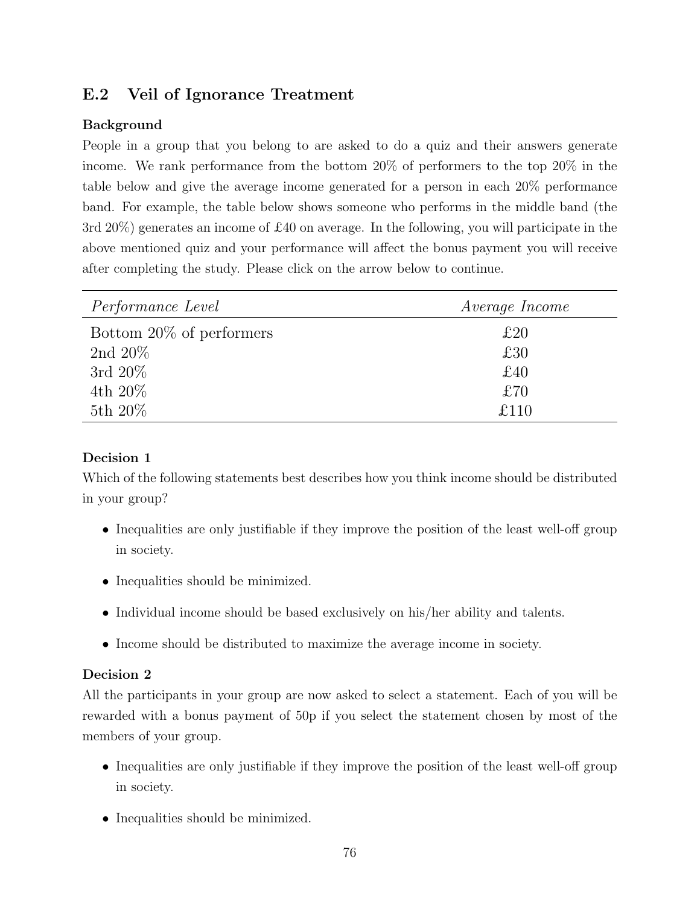## E.2 Veil of Ignorance Treatment

**Background**

People in a group that you belong to are asked to do a quiz and their answers generate income. We rank performance from the bottom 20% of performers to the top 20% in the table below and give the average income generated for a person in each 20% performance band. For example, the table below shows someone who performs in the middle band (the 3rd 20%) generates an income of £40 on average. In the following, you will participate in the above mentioned quiz and your performance will affect the bonus payment you will receive after completing the study. Please click on the arrow below to continue.

| *Performance Level* | *Average Income* |
|---|---|
| Bottom 20% of performers | £20 |
| 2nd 20% | £30 |
| 3rd 20% | £40 |
| 4th 20% | £70 |
| 5th 20% | £110 |

**Decision 1**

Which of the following statements best describes how you think income should be distributed in your group?

- Inequalities are only justifiable if they improve the position of the least well-off group in society.
- Inequalities should be minimized.
- Individual income should be based exclusively on his/her ability and talents.
- Income should be distributed to maximize the average income in society.

**Decision 2**

All the participants in your group are now asked to select a statement. Each of you will be rewarded with a bonus payment of 50p if you select the statement chosen by most of the members of your group.

- Inequalities are only justifiable if they improve the position of the least well-off group in society.
- Inequalities should be minimized.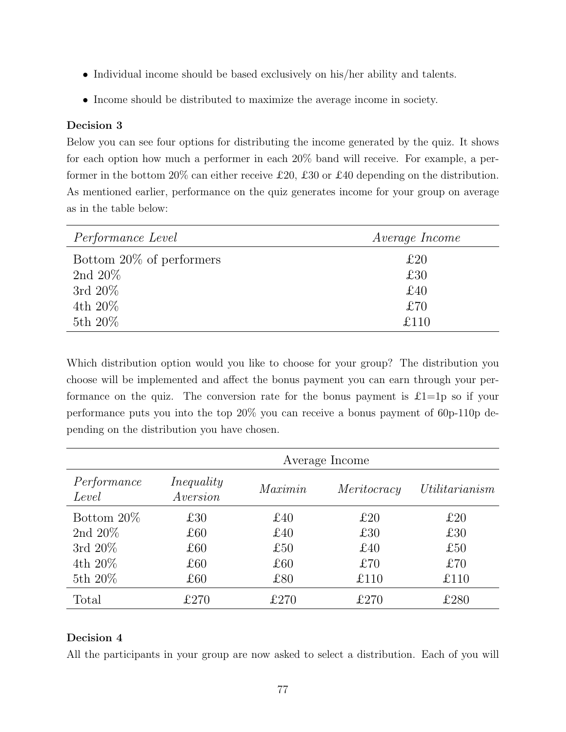- Individual income should be based exclusively on his/her ability and talents.
- Income should be distributed to maximize the average income in society.

**Decision 3**

Below you can see four options for distributing the income generated by the quiz. It shows for each option how much a performer in each 20% band will receive. For example, a performer in the bottom 20% can either receive £20, £30 or £40 depending on the distribution. As mentioned earlier, performance on the quiz generates income for your group on average as in the table below:

| *Performance Level* | *Average Income* |
|---|---|
| Bottom 20% of performers | £20 |
| 2nd 20% | £30 |
| 3rd 20% | £40 |
| 4th 20% | £70 |
| 5th 20% | £110 |

Which distribution option would you like to choose for your group? The distribution you choose will be implemented and affect the bonus payment you can earn through your performance on the quiz. The conversion rate for the bonus payment is £1=1p so if your performance puts you into the top 20% you can receive a bonus payment of 60p-110p depending on the distribution you have chosen.

| | Average Income | | | |
|---|---|---|---|---|
| *Performance Level* | *Inequality Aversion* | *Maximin* | *Meritocracy* | *Utilitarianism* |
| Bottom 20% | £30 | £40 | £20 | £20 |
| 2nd 20% | £60 | £40 | £30 | £30 |
| 3rd 20% | £60 | £50 | £40 | £50 |
| 4th 20% | £60 | £60 | £70 | £70 |
| 5th 20% | £60 | £80 | £110 | £110 |
| Total | £270 | £270 | £270 | £280 |

**Decision 4**

All the participants in your group are now asked to select a distribution. Each of you will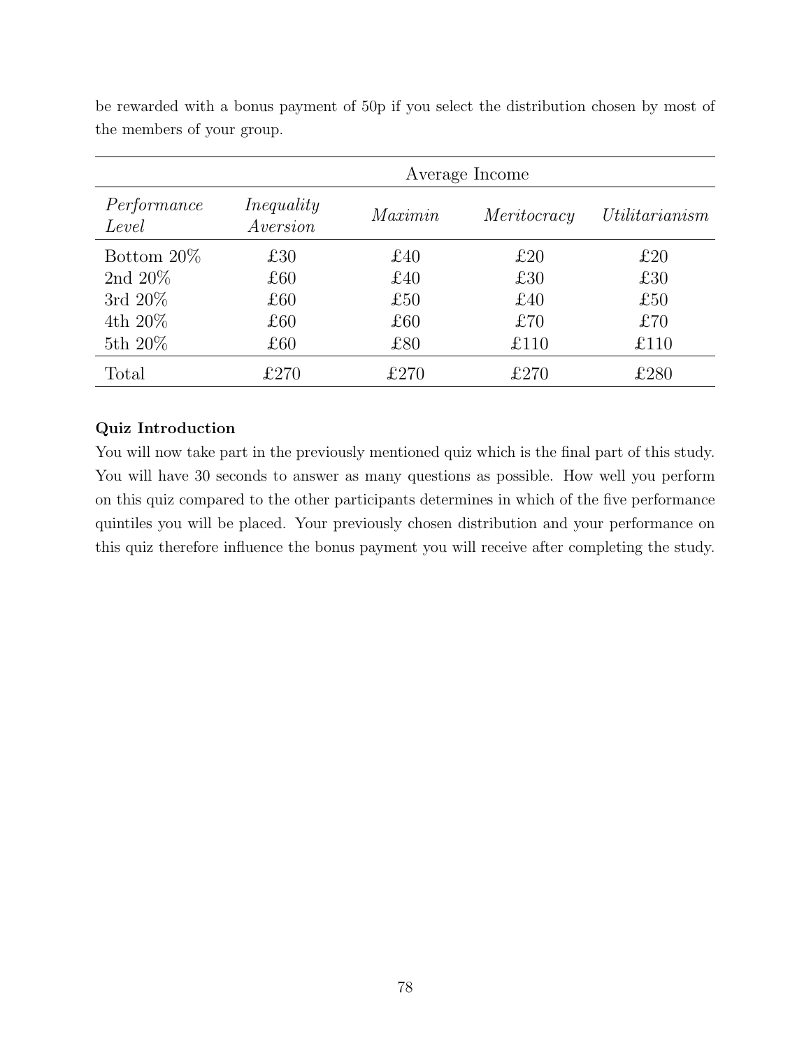be rewarded with a bonus payment of 50p if you select the distribution chosen by most of the members of your group.

| | Average Income | | | |
|---|---|---|---|---|
| *Performance Level* | *Inequality Aversion* | *Maximin* | *Meritocracy* | *Utilitarianism* |
| Bottom 20% | £30 | £40 | £20 | £20 |
| 2nd 20% | £60 | £40 | £30 | £30 |
| 3rd 20% | £60 | £50 | £40 | £50 |
| 4th 20% | £60 | £60 | £70 | £70 |
| 5th 20% | £60 | £80 | £110 | £110 |
| Total | £270 | £270 | £270 | £280 |

**Quiz Introduction**

You will now take part in the previously mentioned quiz which is the final part of this study. You will have 30 seconds to answer as many questions as possible. How well you perform on this quiz compared to the other participants determines in which of the five performance quintiles you will be placed. Your previously chosen distribution and your performance on this quiz therefore influence the bonus payment you will receive after completing the study.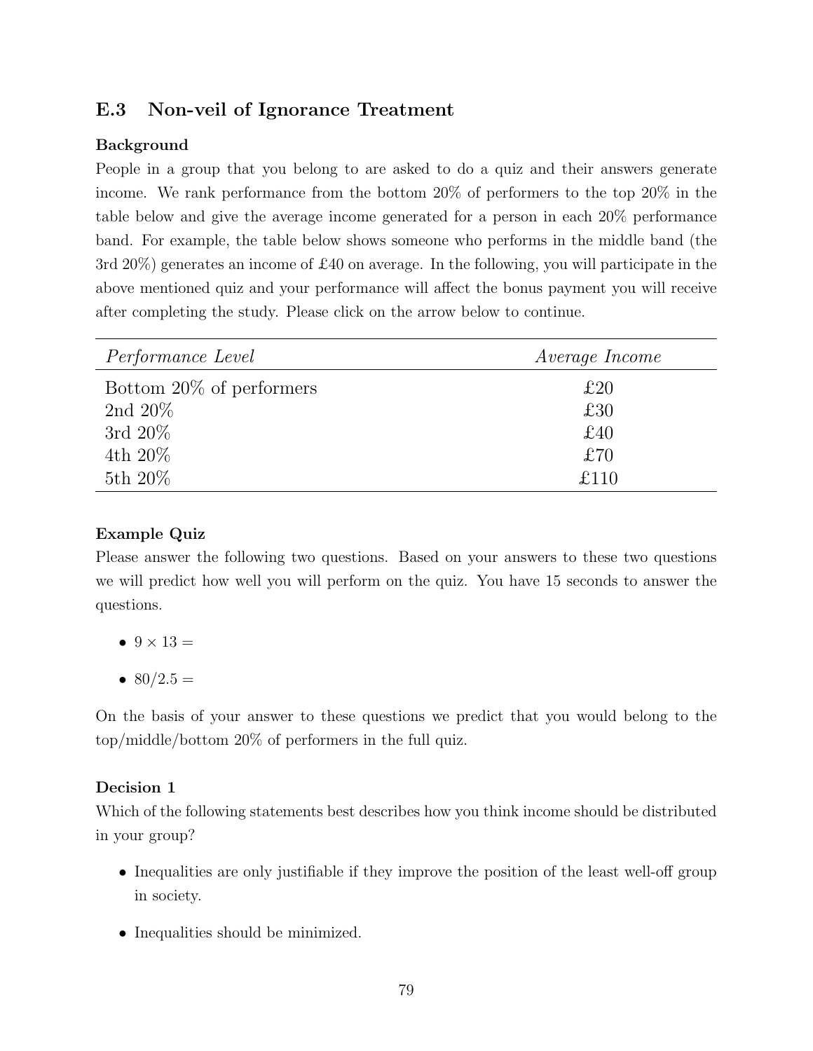## E.3 Non-veil of Ignorance Treatment

**Background**

People in a group that you belong to are asked to do a quiz and their answers generate income. We rank performance from the bottom 20% of performers to the top 20% in the table below and give the average income generated for a person in each 20% performance band. For example, the table below shows someone who performs in the middle band (the 3rd 20%) generates an income of £40 on average. In the following, you will participate in the above mentioned quiz and your performance will affect the bonus payment you will receive after completing the study. Please click on the arrow below to continue.

| *Performance Level* | *Average Income* |
|---|---|
| Bottom 20% of performers | £20 |
| 2nd 20% | £30 |
| 3rd 20% | £40 |
| 4th 20% | £70 |
| 5th 20% | £110 |

**Example Quiz**

Please answer the following two questions. Based on your answers to these two questions we will predict how well you will perform on the quiz. You have 15 seconds to answer the questions.

- $9 \times 13 =$
- $80/2.5 =$

On the basis of your answer to these questions we predict that you would belong to the top/middle/bottom 20% of performers in the full quiz.

**Decision 1**

Which of the following statements best describes how you think income should be distributed in your group?

- Inequalities are only justifiable if they improve the position of the least well-off group in society.
- Inequalities should be minimized.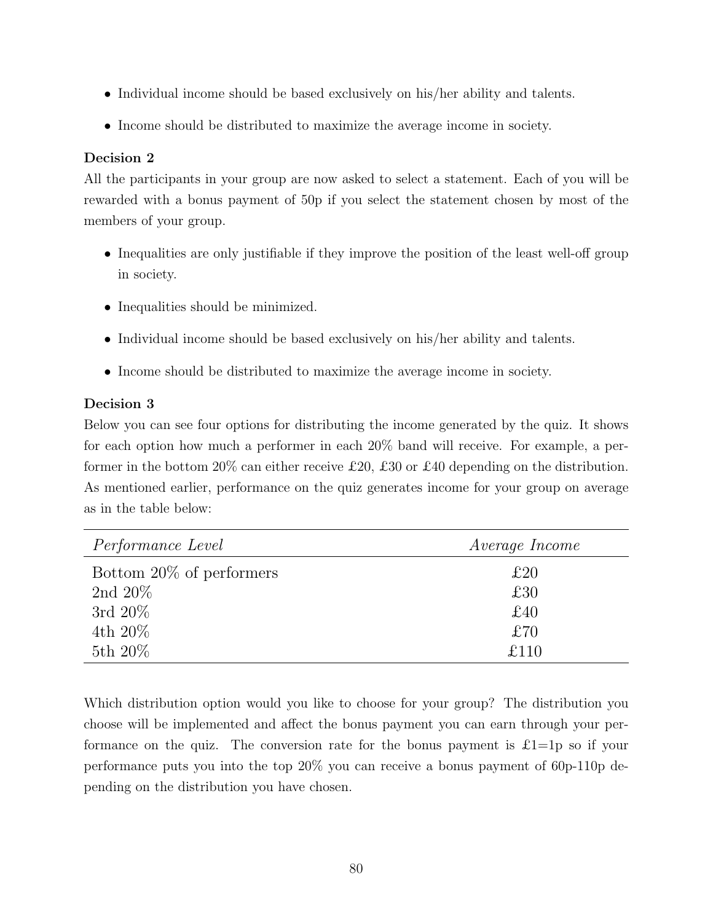- Individual income should be based exclusively on his/her ability and talents.
- Income should be distributed to maximize the average income in society.

**Decision 2**

All the participants in your group are now asked to select a statement. Each of you will be rewarded with a bonus payment of 50p if you select the statement chosen by most of the members of your group.

- Inequalities are only justifiable if they improve the position of the least well-off group in society.
- Inequalities should be minimized.
- Individual income should be based exclusively on his/her ability and talents.
- Income should be distributed to maximize the average income in society.

**Decision 3**

Below you can see four options for distributing the income generated by the quiz. It shows for each option how much a performer in each 20% band will receive. For example, a performer in the bottom 20% can either receive £20, £30 or £40 depending on the distribution. As mentioned earlier, performance on the quiz generates income for your group on average as in the table below:

| *Performance Level* | *Average Income* |
|---|---|
| Bottom 20% of performers | £20 |
| 2nd 20% | £30 |
| 3rd 20% | £40 |
| 4th 20% | £70 |
| 5th 20% | £110 |

Which distribution option would you like to choose for your group? The distribution you choose will be implemented and affect the bonus payment you can earn through your performance on the quiz. The conversion rate for the bonus payment is £1=1p so if your performance puts you into the top 20% you can receive a bonus payment of 60p-110p depending on the distribution you have chosen.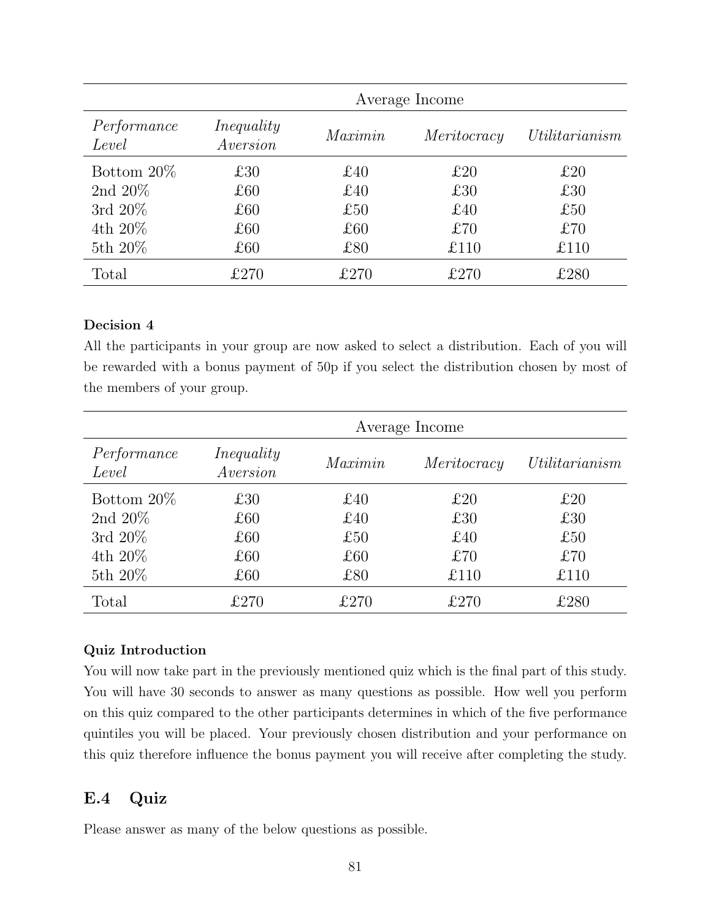| | Average Income | | | |
|---|---|---|---|---|
| *Performance Level* | *Inequality Aversion* | *Maximin* | *Meritocracy* | *Utilitarianism* |
| Bottom 20% | £30 | £40 | £20 | £20 |
| 2nd 20% | £60 | £40 | £30 | £30 |
| 3rd 20% | £60 | £50 | £40 | £50 |
| 4th 20% | £60 | £60 | £70 | £70 |
| 5th 20% | £60 | £80 | £110 | £110 |
| Total | £270 | £270 | £270 | £280 |

**Decision 4**

All the participants in your group are now asked to select a distribution. Each of you will be rewarded with a bonus payment of 50p if you select the distribution chosen by most of the members of your group.

| | Average Income | | | |
|---|---|---|---|---|
| *Performance Level* | *Inequality Aversion* | *Maximin* | *Meritocracy* | *Utilitarianism* |
| Bottom 20% | £30 | £40 | £20 | £20 |
| 2nd 20% | £60 | £40 | £30 | £30 |
| 3rd 20% | £60 | £50 | £40 | £50 |
| 4th 20% | £60 | £60 | £70 | £70 |
| 5th 20% | £60 | £80 | £110 | £110 |
| Total | £270 | £270 | £270 | £280 |

**Quiz Introduction**

You will now take part in the previously mentioned quiz which is the final part of this study. You will have 30 seconds to answer as many questions as possible. How well you perform on this quiz compared to the other participants determines in which of the five performance quintiles you will be placed. Your previously chosen distribution and your performance on this quiz therefore influence the bonus payment you will receive after completing the study.

## E.4 Quiz

Please answer as many of the below questions as possible.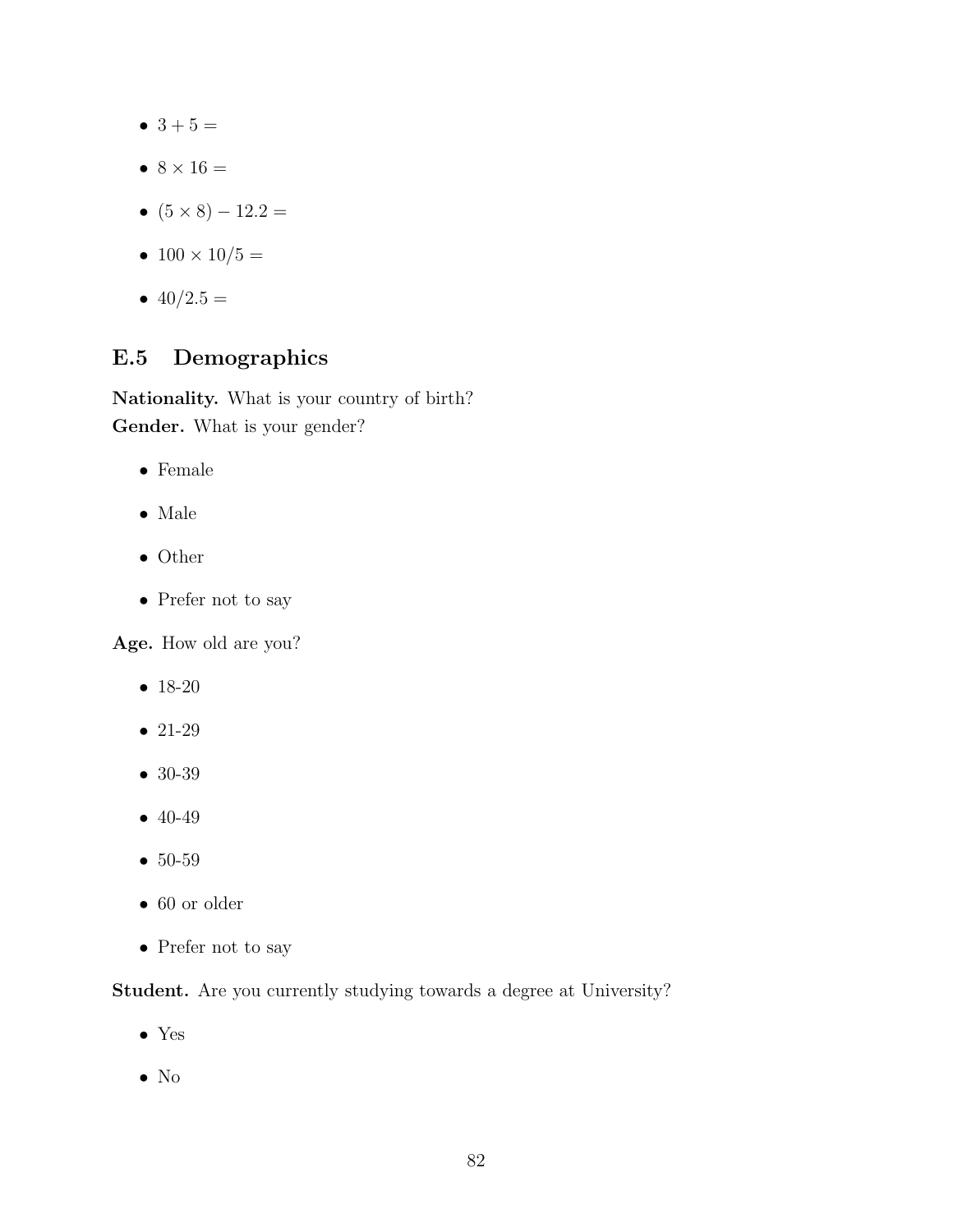- $3 + 5 =$
- $8 \times 16 =$
- $(5 \times 8) - 12.2 =$
- $100 \times 10/5 =$
- $40/2.5 =$

## E.5 Demographics

**Nationality.** What is your country of birth?
**Gender.** What is your gender?

- Female
- Male
- Other
- Prefer not to say

**Age.** How old are you?

- 18-20
- 21-29
- 30-39
- 40-49
- 50-59
- 60 or older
- Prefer not to say

**Student.** Are you currently studying towards a degree at University?

- Yes
- No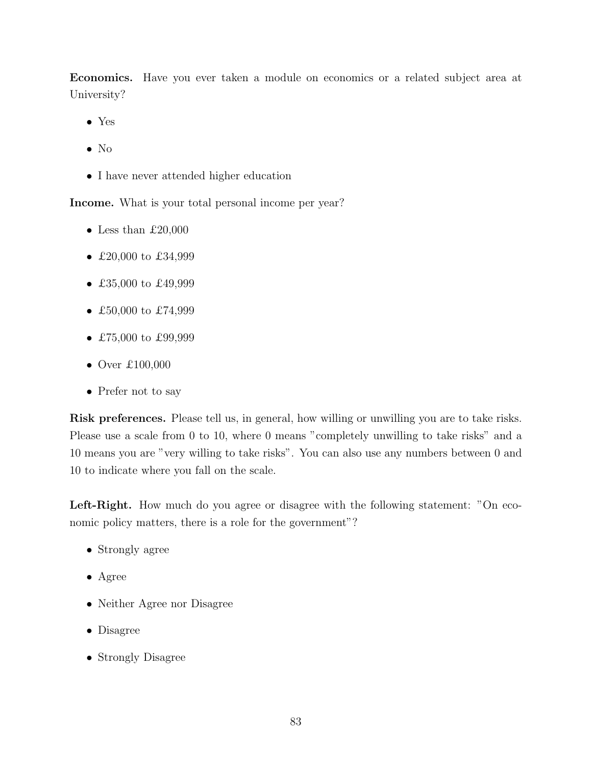**Economics.** Have you ever taken a module on economics or a related subject area at University?

- Yes
- No
- I have never attended higher education

**Income.** What is your total personal income per year?

- Less than £20,000
- £20,000 to £34,999
- £35,000 to £49,999
- £50,000 to £74,999
- £75,000 to £99,999
- Over £100,000
- Prefer not to say

**Risk preferences.** Please tell us, in general, how willing or unwilling you are to take risks. Please use a scale from 0 to 10, where 0 means "completely unwilling to take risks" and a 10 means you are "very willing to take risks". You can also use any numbers between 0 and 10 to indicate where you fall on the scale.

**Left-Right.** How much do you agree or disagree with the following statement: "On economic policy matters, there is a role for the government"?

- Strongly agree
- Agree
- Neither Agree nor Disagree
- Disagree
- Strongly Disagree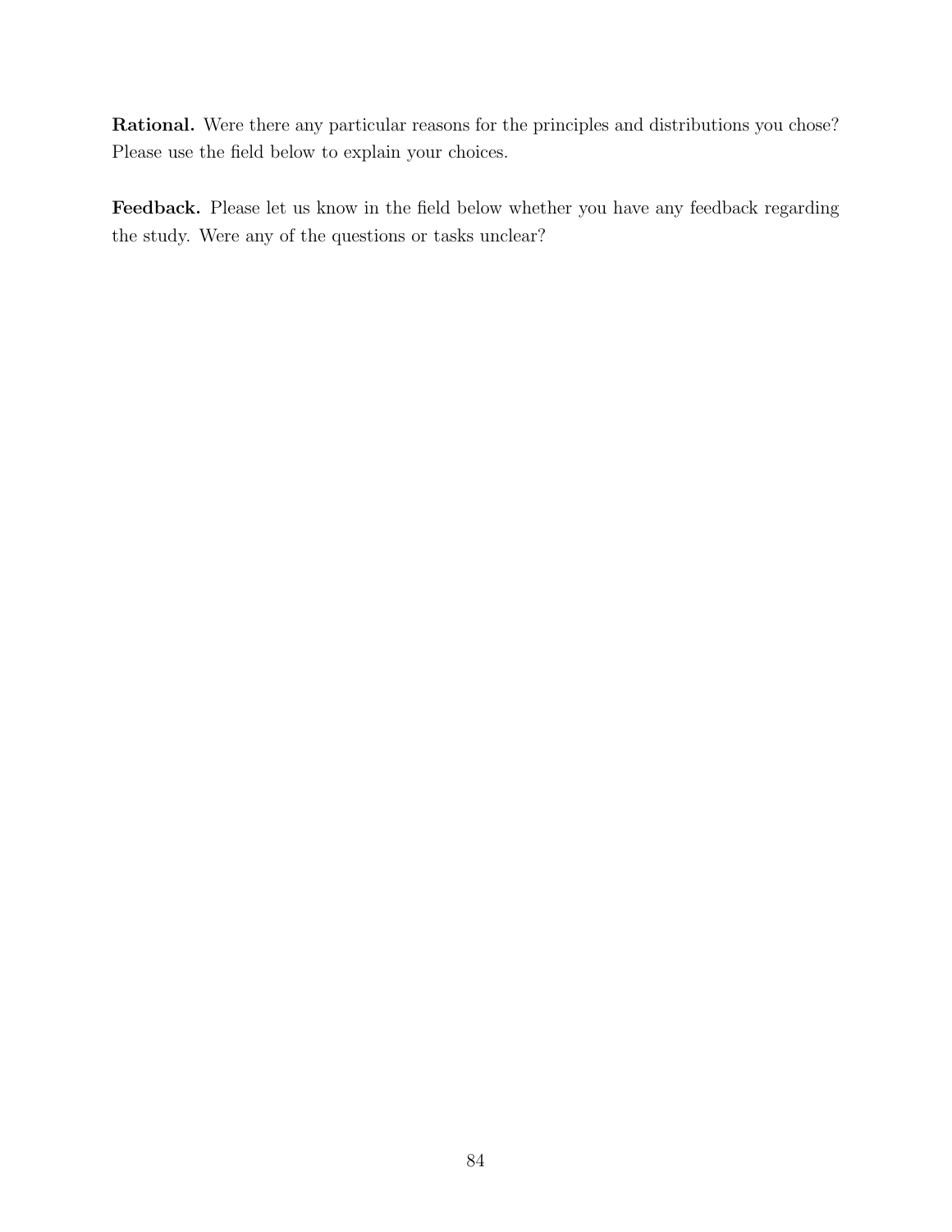**Rational.** Were there any particular reasons for the principles and distributions you chose? Please use the field below to explain your choices.

**Feedback.** Please let us know in the field below whether you have any feedback regarding the study. Were any of the questions or tasks unclear?